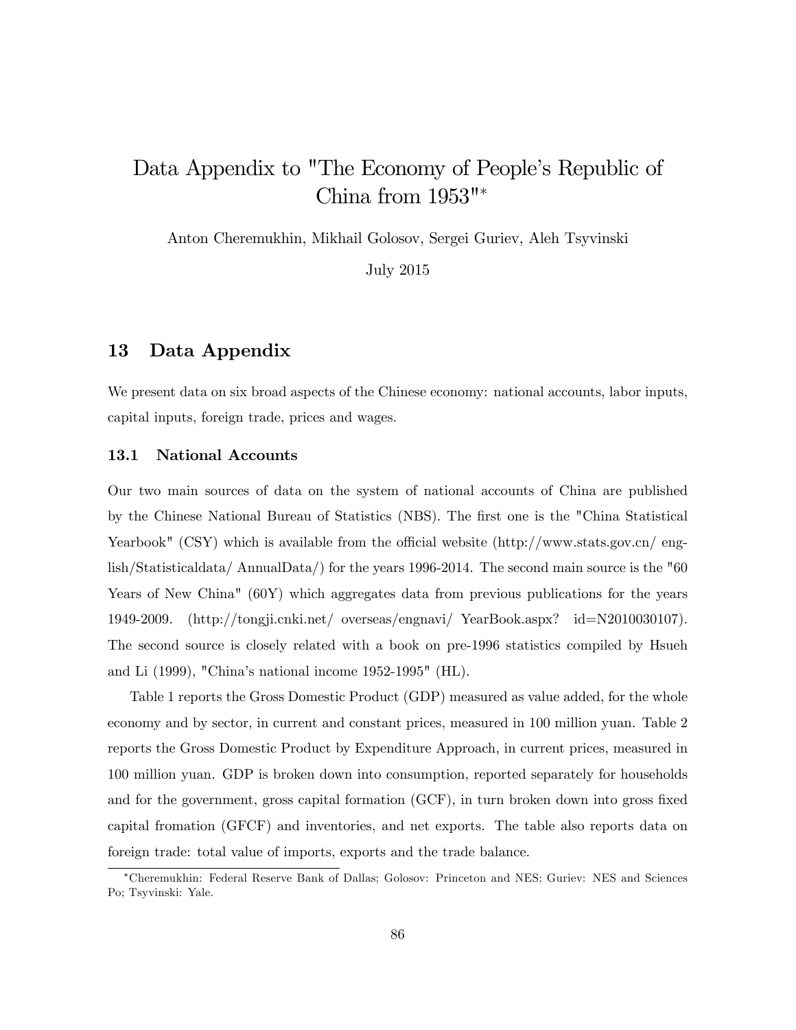# Data Appendix to "The Economy of People's Republic of China from 1953"*

Anton Cheremukhin, Mikhail Golosov, Sergei Guriev, Aleh Tsyvinski

July 2015

## 13 Data Appendix

We present data on six broad aspects of the Chinese economy: national accounts, labor inputs, capital inputs, foreign trade, prices and wages.

### 13.1 National Accounts

Our two main sources of data on the system of national accounts of China are published by the Chinese National Bureau of Statistics (NBS). The first one is the "China Statistical Yearbook" (CSY) which is available from the official website (http://www.stats.gov.cn/ english/Statisticaldata/ AnnualData/) for the years 1996-2014. The second main source is the "60 Years of New China" (60Y) which aggregates data from previous publications for the years 1949-2009. (http://tongji.cnki.net/ overseas/engnavi/ YearBook.aspx? id=N2010030107). The second source is closely related with a book on pre-1996 statistics compiled by Hsueh and Li (1999), "China's national income 1952-1995" (HL).

Table 1 reports the Gross Domestic Product (GDP) measured as value added, for the whole economy and by sector, in current and constant prices, measured in 100 million yuan. Table 2 reports the Gross Domestic Product by Expenditure Approach, in current prices, measured in 100 million yuan. GDP is broken down into consumption, reported separately for households and for the government, gross capital formation (GCF), in turn broken down into gross fixed capital fromation (GFCF) and inventories, and net exports. The table also reports data on foreign trade: total value of imports, exports and the trade balance.

*Cheremukhin: Federal Reserve Bank of Dallas; Golosov: Princeton and NES; Guriev: NES and Sciences Po; Tsyvinski: Yale.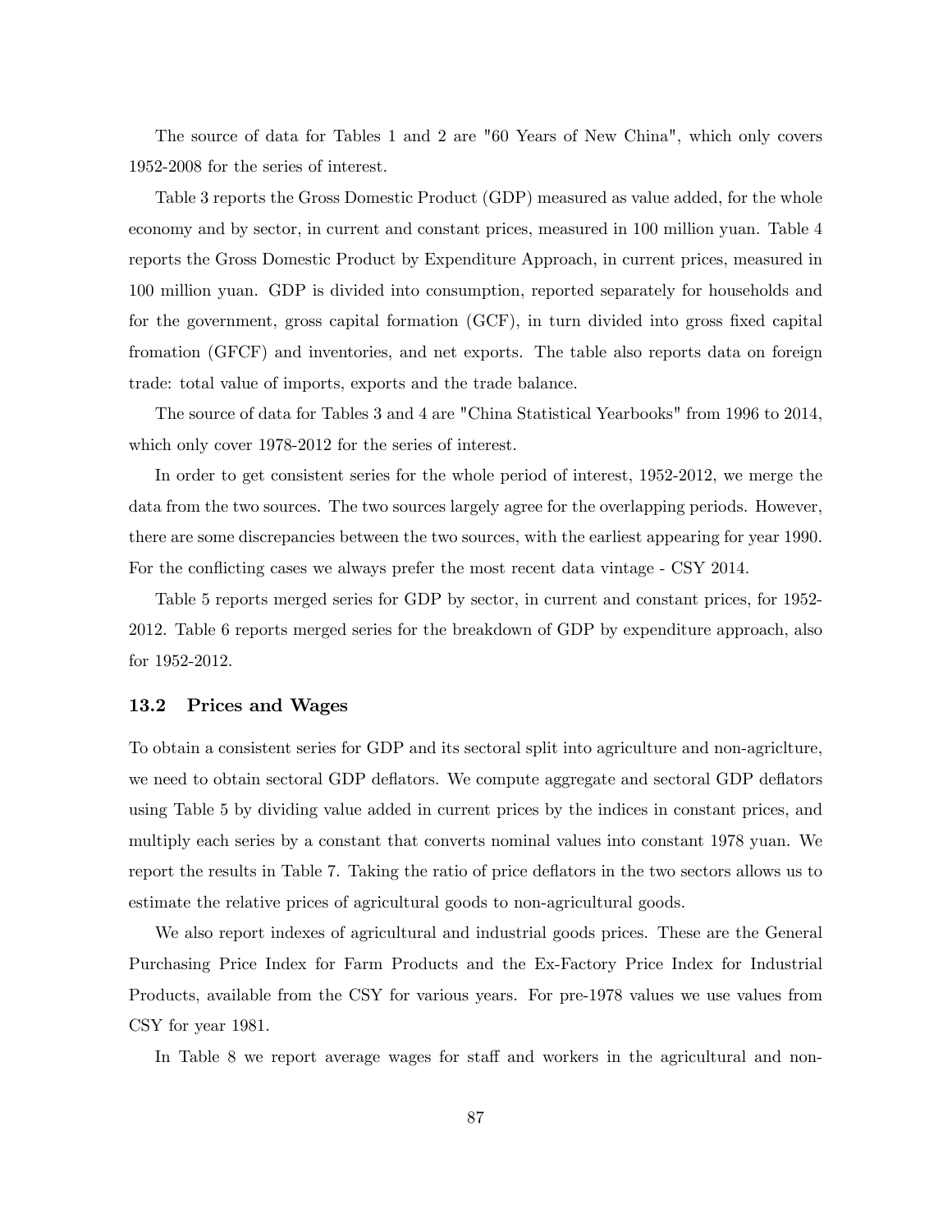The source of data for Tables 1 and 2 are "60 Years of New China", which only covers 1952-2008 for the series of interest.

Table 3 reports the Gross Domestic Product (GDP) measured as value added, for the whole economy and by sector, in current and constant prices, measured in 100 million yuan. Table 4 reports the Gross Domestic Product by Expenditure Approach, in current prices, measured in 100 million yuan. GDP is divided into consumption, reported separately for households and for the government, gross capital formation (GCF), in turn divided into gross fixed capital fromation (GFCF) and inventories, and net exports. The table also reports data on foreign trade: total value of imports, exports and the trade balance.

The source of data for Tables 3 and 4 are "China Statistical Yearbooks" from 1996 to 2014, which only cover 1978-2012 for the series of interest.

In order to get consistent series for the whole period of interest, 1952-2012, we merge the data from the two sources. The two sources largely agree for the overlapping periods. However, there are some discrepancies between the two sources, with the earliest appearing for year 1990. For the conflicting cases we always prefer the most recent data vintage - CSY 2014.

Table 5 reports merged series for GDP by sector, in current and constant prices, for 1952-2012. Table 6 reports merged series for the breakdown of GDP by expenditure approach, also for 1952-2012.

### 13.2 Prices and Wages

To obtain a consistent series for GDP and its sectoral split into agriculture and non-agriclture, we need to obtain sectoral GDP deflators. We compute aggregate and sectoral GDP deflators using Table 5 by dividing value added in current prices by the indices in constant prices, and multiply each series by a constant that converts nominal values into constant 1978 yuan. We report the results in Table 7. Taking the ratio of price deflators in the two sectors allows us to estimate the relative prices of agricultural goods to non-agricultural goods.

We also report indexes of agricultural and industrial goods prices. These are the General Purchasing Price Index for Farm Products and the Ex-Factory Price Index for Industrial Products, available from the CSY for various years. For pre-1978 values we use values from CSY for year 1981.

In Table 8 we report average wages for staff and workers in the agricultural and non-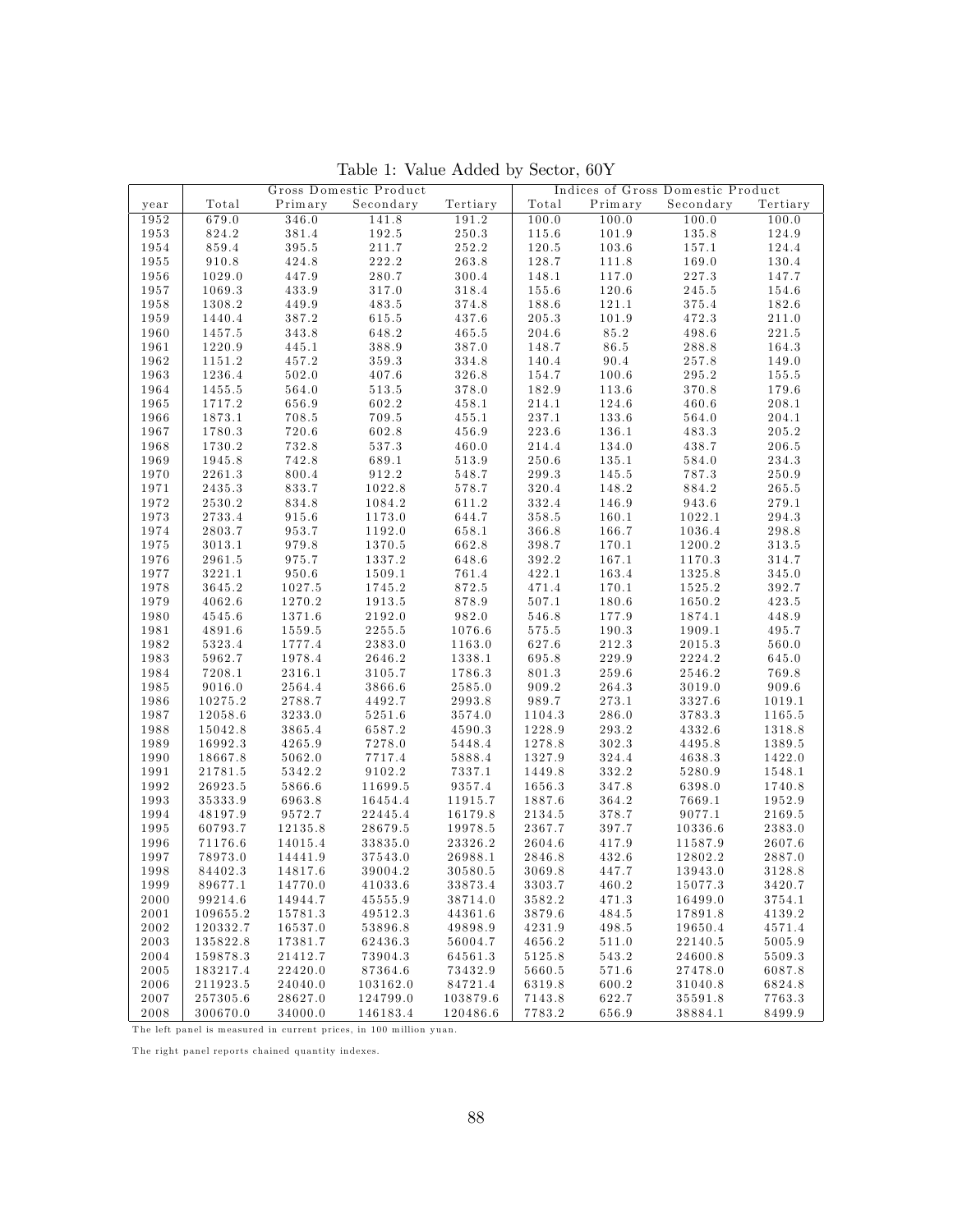Table 1: Value Added by Sector, 60Y

| | Gross Domestic Product | | | | Indices of Gross Domestic Product | | | |
|---|---|---|---|---|---|---|---|---|
| year | Total | Primary | Secondary | Tertiary | Total | Primary | Secondary | Tertiary |
| 1952 | 679.0 | 346.0 | 141.8 | 191.2 | 100.0 | 100.0 | 100.0 | 100.0 |
| 1953 | 824.2 | 381.4 | 192.5 | 250.3 | 115.6 | 101.9 | 135.8 | 124.9 |
| 1954 | 859.4 | 395.5 | 211.7 | 252.2 | 120.5 | 103.6 | 157.1 | 124.4 |
| 1955 | 910.8 | 424.8 | 222.2 | 263.8 | 128.7 | 111.8 | 169.0 | 130.4 |
| 1956 | 1029.0 | 447.9 | 280.7 | 300.4 | 148.1 | 117.0 | 227.3 | 147.7 |
| 1957 | 1069.3 | 433.9 | 317.0 | 318.4 | 155.6 | 120.6 | 245.5 | 154.6 |
| 1958 | 1308.2 | 449.9 | 483.5 | 374.8 | 188.6 | 121.1 | 375.4 | 182.6 |
| 1959 | 1440.4 | 387.2 | 615.5 | 437.6 | 205.3 | 101.9 | 472.3 | 211.0 |
| 1960 | 1457.5 | 343.8 | 648.2 | 465.5 | 204.6 | 85.2 | 498.6 | 221.5 |
| 1961 | 1220.9 | 445.1 | 388.9 | 387.0 | 148.7 | 86.5 | 288.8 | 164.3 |
| 1962 | 1151.2 | 457.2 | 359.3 | 334.8 | 140.4 | 90.4 | 257.8 | 149.0 |
| 1963 | 1236.4 | 502.0 | 407.6 | 326.8 | 154.7 | 100.6 | 295.2 | 155.5 |
| 1964 | 1455.5 | 564.0 | 513.5 | 378.0 | 182.9 | 113.6 | 370.8 | 179.6 |
| 1965 | 1717.2 | 656.9 | 602.2 | 458.1 | 214.1 | 124.6 | 460.6 | 208.1 |
| 1966 | 1873.1 | 708.5 | 709.5 | 455.1 | 237.1 | 133.6 | 564.0 | 204.1 |
| 1967 | 1780.3 | 720.6 | 602.8 | 456.9 | 223.6 | 136.1 | 483.3 | 205.2 |
| 1968 | 1730.2 | 732.8 | 537.3 | 460.0 | 214.4 | 134.0 | 438.7 | 206.5 |
| 1969 | 1945.8 | 742.8 | 689.1 | 513.9 | 250.6 | 135.1 | 584.0 | 234.3 |
| 1970 | 2261.3 | 800.4 | 912.2 | 548.7 | 299.3 | 145.5 | 787.3 | 250.9 |
| 1971 | 2435.3 | 833.7 | 1022.8 | 578.7 | 320.4 | 148.2 | 884.2 | 265.5 |
| 1972 | 2530.2 | 834.8 | 1084.2 | 611.2 | 332.4 | 146.9 | 943.6 | 279.1 |
| 1973 | 2733.4 | 915.6 | 1173.0 | 644.7 | 358.5 | 160.1 | 1022.1 | 294.3 |
| 1974 | 2803.7 | 953.7 | 1192.0 | 658.1 | 366.8 | 166.7 | 1036.4 | 298.8 |
| 1975 | 3013.1 | 979.8 | 1370.5 | 662.8 | 398.7 | 170.1 | 1200.2 | 313.5 |
| 1976 | 2961.5 | 975.7 | 1337.2 | 648.6 | 392.2 | 167.1 | 1170.3 | 314.7 |
| 1977 | 3221.1 | 950.6 | 1509.1 | 761.4 | 422.1 | 163.4 | 1325.8 | 345.0 |
| 1978 | 3645.2 | 1027.5 | 1745.2 | 872.5 | 471.4 | 170.1 | 1525.2 | 392.7 |
| 1979 | 4062.6 | 1270.2 | 1913.5 | 878.9 | 507.1 | 180.6 | 1650.2 | 423.5 |
| 1980 | 4545.6 | 1371.6 | 2192.0 | 982.0 | 546.8 | 177.9 | 1874.1 | 448.9 |
| 1981 | 4891.6 | 1559.5 | 2255.5 | 1076.6 | 575.5 | 190.3 | 1909.1 | 495.7 |
| 1982 | 5323.4 | 1777.4 | 2383.0 | 1163.0 | 627.6 | 212.3 | 2015.3 | 560.0 |
| 1983 | 5962.7 | 1978.4 | 2646.2 | 1338.1 | 695.8 | 229.9 | 2224.2 | 645.0 |
| 1984 | 7208.1 | 2316.1 | 3105.7 | 1786.3 | 801.3 | 259.6 | 2546.2 | 769.8 |
| 1985 | 9016.0 | 2564.4 | 3866.6 | 2585.0 | 909.2 | 264.3 | 3019.0 | 909.6 |
| 1986 | 10275.2 | 2788.7 | 4492.7 | 2993.8 | 989.7 | 273.1 | 3327.6 | 1019.1 |
| 1987 | 12058.6 | 3233.0 | 5251.6 | 3574.0 | 1104.3 | 286.0 | 3783.3 | 1165.5 |
| 1988 | 15042.8 | 3865.4 | 6587.2 | 4590.3 | 1228.9 | 293.2 | 4332.6 | 1318.8 |
| 1989 | 16992.3 | 4265.9 | 7278.0 | 5448.4 | 1278.8 | 302.3 | 4495.8 | 1389.5 |
| 1990 | 18667.8 | 5062.0 | 7717.4 | 5888.4 | 1327.9 | 324.4 | 4638.3 | 1422.0 |
| 1991 | 21781.5 | 5342.2 | 9102.2 | 7337.1 | 1449.8 | 332.2 | 5280.9 | 1548.1 |
| 1992 | 26923.5 | 5866.6 | 11699.5 | 9357.4 | 1656.3 | 347.8 | 6398.0 | 1740.8 |
| 1993 | 35333.9 | 6963.8 | 16454.4 | 11915.7 | 1887.6 | 364.2 | 7669.1 | 1952.9 |
| 1994 | 48197.9 | 9572.7 | 22445.4 | 16179.8 | 2134.5 | 378.7 | 9077.1 | 2169.5 |
| 1995 | 60793.7 | 12135.8 | 28679.5 | 19978.5 | 2367.7 | 397.7 | 10336.6 | 2383.0 |
| 1996 | 71176.6 | 14015.4 | 33835.0 | 23326.2 | 2604.6 | 417.9 | 11587.9 | 2607.6 |
| 1997 | 78973.0 | 14441.9 | 37543.0 | 26988.1 | 2846.8 | 432.6 | 12802.2 | 2887.0 |
| 1998 | 84402.3 | 14817.6 | 39004.2 | 30580.5 | 3069.8 | 447.7 | 13943.0 | 3128.8 |
| 1999 | 89677.1 | 14770.0 | 41033.6 | 33873.4 | 3303.7 | 460.2 | 15077.3 | 3420.7 |
| 2000 | 99214.6 | 14944.7 | 45555.9 | 38714.0 | 3582.2 | 471.3 | 16499.0 | 3754.1 |
| 2001 | 109655.2 | 15781.3 | 49512.3 | 44361.6 | 3879.6 | 484.5 | 17891.8 | 4139.2 |
| 2002 | 120332.7 | 16537.0 | 53896.8 | 49898.9 | 4231.9 | 498.5 | 19650.4 | 4571.4 |
| 2003 | 135822.8 | 17381.7 | 62436.3 | 56004.7 | 4656.2 | 511.0 | 22140.5 | 5005.9 |
| 2004 | 159878.3 | 21412.7 | 73904.3 | 64561.3 | 5125.8 | 543.2 | 24600.8 | 5509.3 |
| 2005 | 183217.4 | 22420.0 | 87364.6 | 73432.9 | 5660.5 | 571.6 | 27478.0 | 6087.8 |
| 2006 | 211923.5 | 24040.0 | 103162.0 | 84721.4 | 6319.8 | 600.2 | 31040.8 | 6824.8 |
| 2007 | 257305.6 | 28627.0 | 124799.0 | 103879.6 | 7143.8 | 622.7 | 35591.8 | 7763.3 |
| 2008 | 300670.0 | 34000.0 | 146183.4 | 120486.6 | 7783.2 | 656.9 | 38884.1 | 8499.9 |

The left panel is measured in current prices, in 100 million yuan.

The right panel reports chained quantity indexes.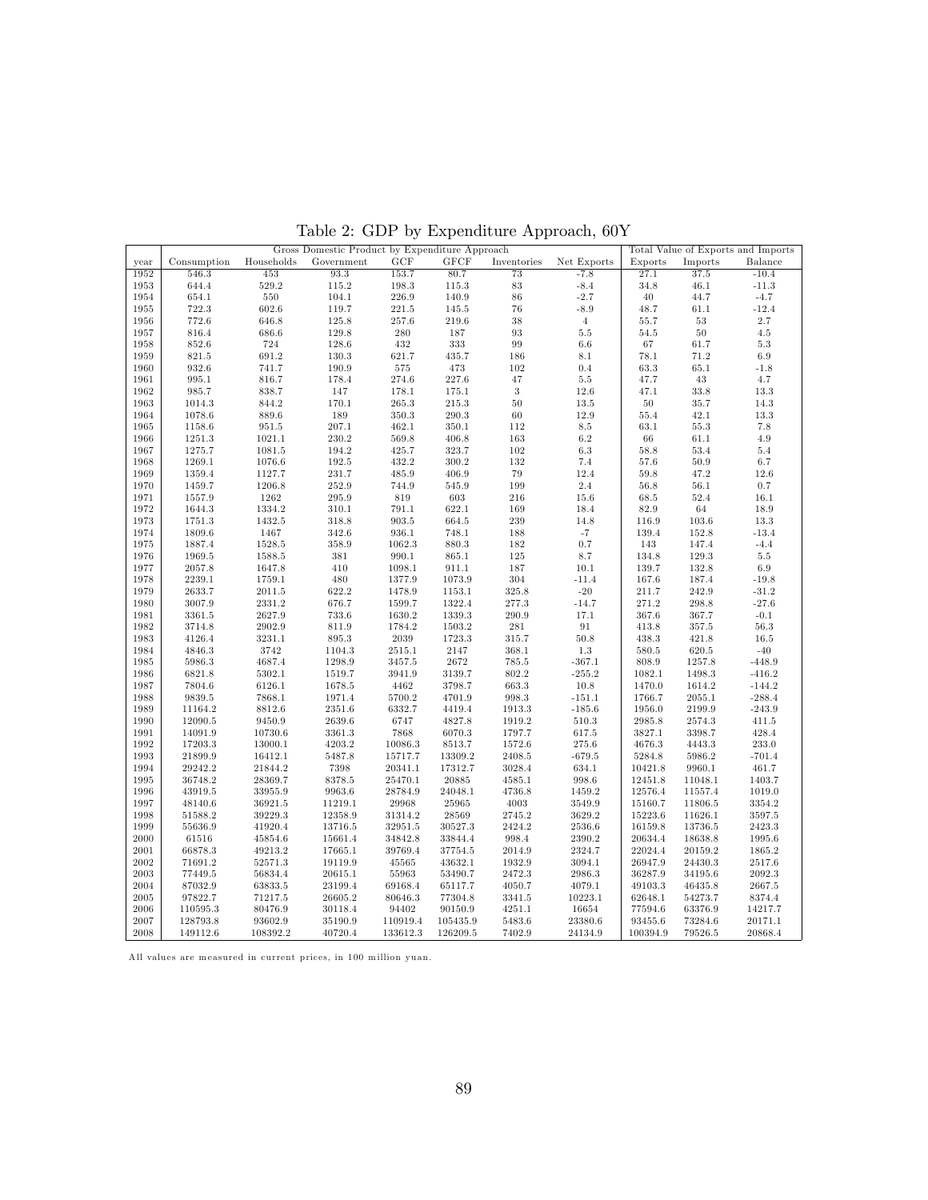Table 2: GDP by Expenditure Approach, 60Y

| | Gross Domestic Product by Expenditure Approach | | | | | | | Total Value of Exports and Imports | | |
|---|---|---|---|---|---|---|---|---|---|---|
| year | Consumption | Households | Government | GCF | GFCF | Inventories | Net Exports | Exports | Imports | Balance |
| 1952 | 546.3 | 453 | 93.3 | 153.7 | 80.7 | 73 | -7.8 | 27.1 | 37.5 | -10.4 |
| 1953 | 644.4 | 529.2 | 115.2 | 198.3 | 115.3 | 83 | -8.4 | 34.8 | 46.1 | -11.3 |
| 1954 | 654.1 | 550 | 104.1 | 226.9 | 140.9 | 86 | -2.7 | 40 | 44.7 | -4.7 |
| 1955 | 722.3 | 602.6 | 119.7 | 221.5 | 145.5 | 76 | -8.9 | 48.7 | 61.1 | -12.4 |
| 1956 | 772.6 | 646.8 | 125.8 | 257.6 | 219.6 | 38 | 4 | 55.7 | 53 | 2.7 |
| 1957 | 816.4 | 686.6 | 129.8 | 280 | 187 | 93 | 5.5 | 54.5 | 50 | 4.5 |
| 1958 | 852.6 | 724 | 128.6 | 432 | 333 | 99 | 6.6 | 67 | 61.7 | 5.3 |
| 1959 | 821.5 | 691.2 | 130.3 | 621.7 | 435.7 | 186 | 8.1 | 78.1 | 71.2 | 6.9 |
| 1960 | 932.6 | 741.7 | 190.9 | 575 | 473 | 102 | 0.4 | 63.3 | 65.1 | -1.8 |
| 1961 | 995.1 | 816.7 | 178.4 | 274.6 | 227.6 | 47 | 5.5 | 47.7 | 43 | 4.7 |
| 1962 | 985.7 | 838.7 | 147 | 178.1 | 175.1 | 3 | 12.6 | 47.1 | 33.8 | 13.3 |
| 1963 | 1014.3 | 844.2 | 170.1 | 265.3 | 215.3 | 50 | 13.5 | 50 | 35.7 | 14.3 |
| 1964 | 1078.6 | 889.6 | 189 | 350.3 | 290.3 | 60 | 12.9 | 55.4 | 42.1 | 13.3 |
| 1965 | 1158.6 | 951.5 | 207.1 | 462.1 | 350.1 | 112 | 8.5 | 63.1 | 55.3 | 7.8 |
| 1966 | 1251.3 | 1021.1 | 230.2 | 569.8 | 406.8 | 163 | 6.2 | 66 | 61.1 | 4.9 |
| 1967 | 1275.7 | 1081.5 | 194.2 | 425.7 | 323.7 | 102 | 6.3 | 58.8 | 53.4 | 5.4 |
| 1968 | 1269.1 | 1076.6 | 192.5 | 432.2 | 300.2 | 132 | 7.4 | 57.6 | 50.9 | 6.7 |
| 1969 | 1359.4 | 1127.7 | 231.7 | 485.9 | 406.9 | 79 | 12.4 | 59.8 | 47.2 | 12.6 |
| 1970 | 1459.7 | 1206.8 | 252.9 | 744.9 | 545.9 | 199 | 2.4 | 56.8 | 56.1 | 0.7 |
| 1971 | 1557.9 | 1262 | 295.9 | 819 | 603 | 216 | 15.6 | 68.5 | 52.4 | 16.1 |
| 1972 | 1644.3 | 1334.2 | 310.1 | 791.1 | 622.1 | 169 | 18.4 | 82.9 | 64 | 18.9 |
| 1973 | 1751.3 | 1432.5 | 318.8 | 903.5 | 664.5 | 239 | 14.8 | 116.9 | 103.6 | 13.3 |
| 1974 | 1809.6 | 1467 | 342.6 | 936.1 | 748.1 | 188 | -7 | 139.4 | 152.8 | -13.4 |
| 1975 | 1887.4 | 1528.5 | 358.9 | 1062.3 | 880.3 | 182 | 0.7 | 143 | 147.4 | -4.4 |
| 1976 | 1969.5 | 1588.5 | 381 | 990.1 | 865.1 | 125 | 8.7 | 134.8 | 129.3 | 5.5 |
| 1977 | 2057.8 | 1647.8 | 410 | 1098.1 | 911.1 | 187 | 10.1 | 139.7 | 132.8 | 6.9 |
| 1978 | 2239.1 | 1759.1 | 480 | 1377.9 | 1073.9 | 304 | -11.4 | 167.6 | 187.4 | -19.8 |
| 1979 | 2633.7 | 2011.5 | 622.2 | 1478.9 | 1153.1 | 325.8 | -20 | 211.7 | 242.9 | -31.2 |
| 1980 | 3007.9 | 2331.2 | 676.7 | 1599.7 | 1322.4 | 277.3 | -14.7 | 271.2 | 298.8 | -27.6 |
| 1981 | 3361.5 | 2627.9 | 733.6 | 1630.2 | 1339.3 | 290.9 | 17.1 | 367.6 | 367.7 | -0.1 |
| 1982 | 3714.8 | 2902.9 | 811.9 | 1784.2 | 1503.2 | 281 | 91 | 413.8 | 357.5 | 56.3 |
| 1983 | 4126.4 | 3231.1 | 895.3 | 2039 | 1723.3 | 315.7 | 50.8 | 438.3 | 421.8 | 16.5 |
| 1984 | 4846.3 | 3742 | 1104.3 | 2515.1 | 2147 | 368.1 | 1.3 | 580.5 | 620.5 | -40 |
| 1985 | 5986.3 | 4687.4 | 1298.9 | 3457.5 | 2672 | 785.5 | -367.1 | 808.9 | 1257.8 | -448.9 |
| 1986 | 6821.8 | 5302.1 | 1519.7 | 3941.9 | 3139.7 | 802.2 | -255.2 | 1082.1 | 1498.3 | -416.2 |
| 1987 | 7804.6 | 6126.1 | 1678.5 | 4462 | 3798.7 | 663.3 | 10.8 | 1470.0 | 1614.2 | -144.2 |
| 1988 | 9839.5 | 7868.1 | 1971.4 | 5700.2 | 4701.9 | 998.3 | -151.1 | 1766.7 | 2055.1 | -288.4 |
| 1989 | 11164.2 | 8812.6 | 2351.6 | 6332.7 | 4419.4 | 1913.3 | -185.6 | 1956.0 | 2199.9 | -243.9 |
| 1990 | 12090.5 | 9450.9 | 2639.6 | 6747 | 4827.8 | 1919.2 | 510.3 | 2985.8 | 2574.3 | 411.5 |
| 1991 | 14091.9 | 10730.6 | 3361.3 | 7868 | 6070.3 | 1797.7 | 617.5 | 3827.1 | 3398.7 | 428.4 |
| 1992 | 17203.3 | 13000.1 | 4203.2 | 10086.3 | 8513.7 | 1572.6 | 275.6 | 4676.3 | 4443.3 | 233.0 |
| 1993 | 21899.9 | 16412.1 | 5487.8 | 15717.7 | 13309.2 | 2408.5 | -679.5 | 5284.8 | 5986.2 | -701.4 |
| 1994 | 29242.2 | 21844.2 | 7398 | 20341.1 | 17312.7 | 3028.4 | 634.1 | 10421.8 | 9960.1 | 461.7 |
| 1995 | 36748.2 | 28369.7 | 8378.5 | 25470.1 | 20885 | 4585.1 | 998.6 | 12451.8 | 11048.1 | 1403.7 |
| 1996 | 43919.5 | 33955.9 | 9963.6 | 28784.9 | 24048.1 | 4736.8 | 1459.2 | 12576.4 | 11557.4 | 1019.0 |
| 1997 | 48140.6 | 36921.5 | 11219.1 | 29968 | 25965 | 4003 | 3549.9 | 15160.7 | 11806.5 | 3354.2 |
| 1998 | 51588.2 | 39229.3 | 12358.9 | 31314.2 | 28569 | 2745.2 | 3629.2 | 15223.6 | 11626.1 | 3597.5 |
| 1999 | 55636.9 | 41920.4 | 13716.5 | 32951.5 | 30527.3 | 2424.2 | 2536.6 | 16159.8 | 13736.5 | 2423.3 |
| 2000 | 61516 | 45854.6 | 15661.4 | 34842.8 | 33844.4 | 998.4 | 2390.2 | 20634.4 | 18638.8 | 1995.6 |
| 2001 | 66878.3 | 49213.2 | 17665.1 | 39769.4 | 37754.5 | 2014.9 | 2324.7 | 22024.4 | 20159.2 | 1865.2 |
| 2002 | 71691.2 | 52571.3 | 19119.9 | 45565 | 43632.1 | 1932.9 | 3094.1 | 26947.9 | 24430.3 | 2517.6 |
| 2003 | 77449.5 | 56834.4 | 20615.1 | 55963 | 53490.7 | 2472.3 | 2986.3 | 36287.9 | 34195.6 | 2092.3 |
| 2004 | 87032.9 | 63833.5 | 23199.4 | 69168.4 | 65117.7 | 4050.7 | 4079.1 | 49103.3 | 46435.8 | 2667.5 |
| 2005 | 97822.7 | 71217.5 | 26605.2 | 80646.3 | 77304.8 | 3341.5 | 10223.1 | 62648.1 | 54273.7 | 8374.4 |
| 2006 | 110595.3 | 80476.9 | 30118.4 | 94402 | 90150.9 | 4251.1 | 16654 | 77594.6 | 63376.9 | 14217.7 |
| 2007 | 128793.8 | 93602.9 | 35190.9 | 110919.4 | 105435.9 | 5483.6 | 23380.6 | 93455.6 | 73284.6 | 20171.1 |
| 2008 | 149112.6 | 108392.2 | 40720.4 | 133612.3 | 126209.5 | 7402.9 | 24134.9 | 100394.9 | 79526.5 | 20868.4 |

All values are measured in current prices, in 100 million yuan.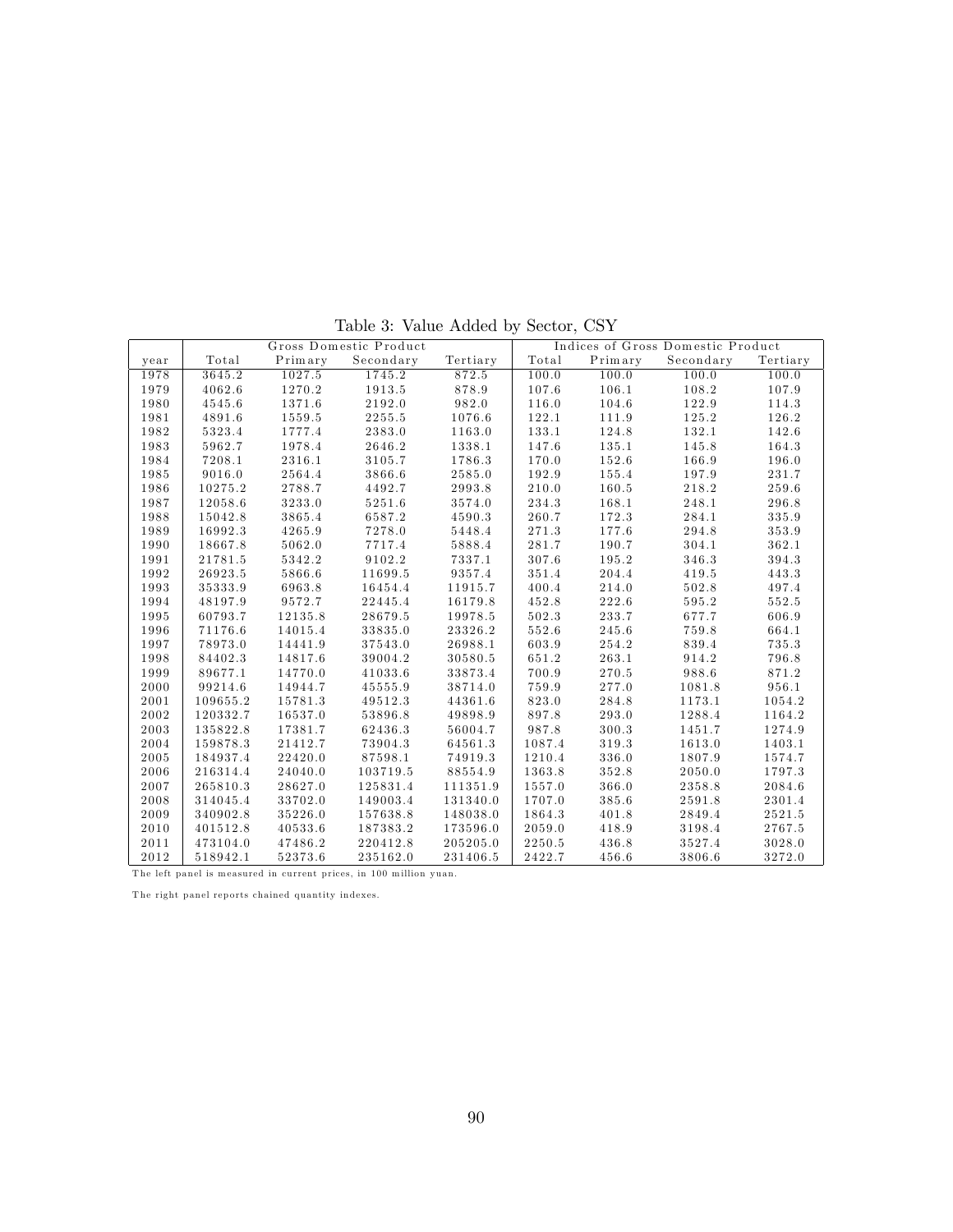Table 3: Value Added by Sector, CSY

| | Gross Domestic Product | | | | Indices of Gross Domestic Product | | | |
|---|---|---|---|---|---|---|---|---|
| year | Total | Primary | Secondary | Tertiary | Total | Primary | Secondary | Tertiary |
| 1978 | 3645.2 | 1027.5 | 1745.2 | 872.5 | 100.0 | 100.0 | 100.0 | 100.0 |
| 1979 | 4062.6 | 1270.2 | 1913.5 | 878.9 | 107.6 | 106.1 | 108.2 | 107.9 |
| 1980 | 4545.6 | 1371.6 | 2192.0 | 982.0 | 116.0 | 104.6 | 122.9 | 114.3 |
| 1981 | 4891.6 | 1559.5 | 2255.5 | 1076.6 | 122.1 | 111.9 | 125.2 | 126.2 |
| 1982 | 5323.4 | 1777.4 | 2383.0 | 1163.0 | 133.1 | 124.8 | 132.1 | 142.6 |
| 1983 | 5962.7 | 1978.4 | 2646.2 | 1338.1 | 147.6 | 135.1 | 145.8 | 164.3 |
| 1984 | 7208.1 | 2316.1 | 3105.7 | 1786.3 | 170.0 | 152.6 | 166.9 | 196.0 |
| 1985 | 9016.0 | 2564.4 | 3866.6 | 2585.0 | 192.9 | 155.4 | 197.9 | 231.7 |
| 1986 | 10275.2 | 2788.7 | 4492.7 | 2993.8 | 210.0 | 160.5 | 218.2 | 259.6 |
| 1987 | 12058.6 | 3233.0 | 5251.6 | 3574.0 | 234.3 | 168.1 | 248.1 | 296.8 |
| 1988 | 15042.8 | 3865.4 | 6587.2 | 4590.3 | 260.7 | 172.3 | 284.1 | 335.9 |
| 1989 | 16992.3 | 4265.9 | 7278.0 | 5448.4 | 271.3 | 177.6 | 294.8 | 353.9 |
| 1990 | 18667.8 | 5062.0 | 7717.4 | 5888.4 | 281.7 | 190.7 | 304.1 | 362.1 |
| 1991 | 21781.5 | 5342.2 | 9102.2 | 7337.1 | 307.6 | 195.2 | 346.3 | 394.3 |
| 1992 | 26923.5 | 5866.6 | 11699.5 | 9357.4 | 351.4 | 204.4 | 419.5 | 443.3 |
| 1993 | 35333.9 | 6963.8 | 16454.4 | 11915.7 | 400.4 | 214.0 | 502.8 | 497.4 |
| 1994 | 48197.9 | 9572.7 | 22445.4 | 16179.8 | 452.8 | 222.6 | 595.2 | 552.5 |
| 1995 | 60793.7 | 12135.8 | 28679.5 | 19978.5 | 502.3 | 233.7 | 677.7 | 606.9 |
| 1996 | 71176.6 | 14015.4 | 33835.0 | 23326.2 | 552.6 | 245.6 | 759.8 | 664.1 |
| 1997 | 78973.0 | 14441.9 | 37543.0 | 26988.1 | 603.9 | 254.2 | 839.4 | 735.3 |
| 1998 | 84402.3 | 14817.6 | 39004.2 | 30580.5 | 651.2 | 263.1 | 914.2 | 796.8 |
| 1999 | 89677.1 | 14770.0 | 41033.6 | 33873.4 | 700.9 | 270.5 | 988.6 | 871.2 |
| 2000 | 99214.6 | 14944.7 | 45555.9 | 38714.0 | 759.9 | 277.0 | 1081.8 | 956.1 |
| 2001 | 109655.2 | 15781.3 | 49512.3 | 44361.6 | 823.0 | 284.8 | 1173.1 | 1054.2 |
| 2002 | 120332.7 | 16537.0 | 53896.8 | 49898.9 | 897.8 | 293.0 | 1288.4 | 1164.2 |
| 2003 | 135822.8 | 17381.7 | 62436.3 | 56004.7 | 987.8 | 300.3 | 1451.7 | 1274.9 |
| 2004 | 159878.3 | 21412.7 | 73904.3 | 64561.3 | 1087.4 | 319.3 | 1613.0 | 1403.1 |
| 2005 | 184937.4 | 22420.0 | 87598.1 | 74919.3 | 1210.4 | 336.0 | 1807.9 | 1574.7 |
| 2006 | 216314.4 | 24040.0 | 103719.5 | 88554.9 | 1363.8 | 352.8 | 2050.0 | 1797.3 |
| 2007 | 265810.3 | 28627.0 | 125831.4 | 111351.9 | 1557.0 | 366.0 | 2358.8 | 2084.6 |
| 2008 | 314045.4 | 33702.0 | 149003.4 | 131340.0 | 1707.0 | 385.6 | 2591.8 | 2301.4 |
| 2009 | 340902.8 | 35226.0 | 157638.8 | 148038.0 | 1864.3 | 401.8 | 2849.4 | 2521.5 |
| 2010 | 401512.8 | 40533.6 | 187383.2 | 173596.0 | 2059.0 | 418.9 | 3198.4 | 2767.5 |
| 2011 | 473104.0 | 47486.2 | 220412.8 | 205205.0 | 2250.5 | 436.8 | 3527.4 | 3028.0 |
| 2012 | 518942.1 | 52373.6 | 235162.0 | 231406.5 | 2422.7 | 456.6 | 3806.6 | 3272.0 |

The left panel is measured in current prices, in 100 million yuan.

The right panel reports chained quantity indexes.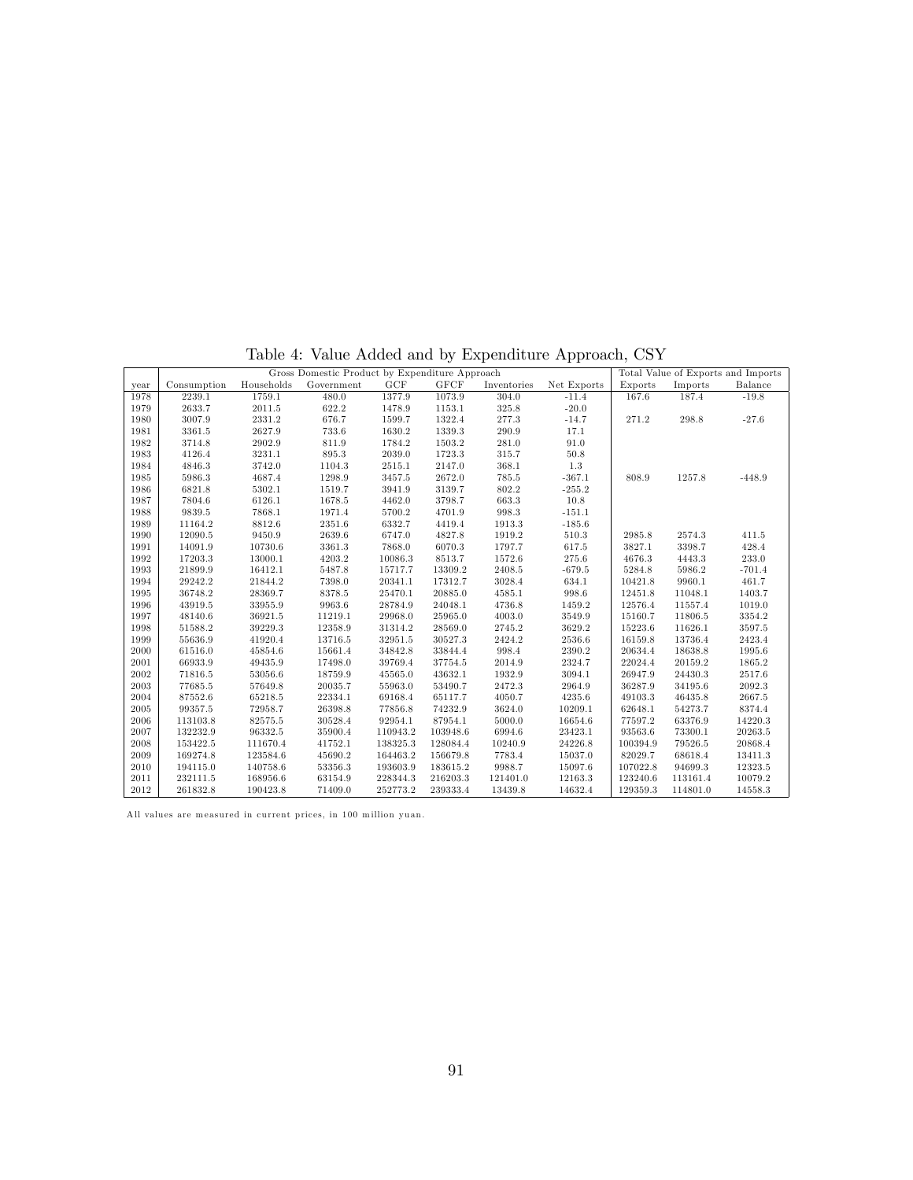Table 4: Value Added and by Expenditure Approach, CSY

| | Gross Domestic Product by Expenditure Approach | | | | | | | Total Value of Exports and Imports | | |
|---|---|---|---|---|---|---|---|---|---|---|
| year | Consumption | Households | Government | GCF | GFCF | Inventories | Net Exports | Exports | Imports | Balance |
| 1978 | 2239.1 | 1759.1 | 480.0 | 1377.9 | 1073.9 | 304.0 | -11.4 | 167.6 | 187.4 | -19.8 |
| 1979 | 2633.7 | 2011.5 | 622.2 | 1478.9 | 1153.1 | 325.8 | -20.0 | | | |
| 1980 | 3007.9 | 2331.2 | 676.7 | 1599.7 | 1322.4 | 277.3 | -14.7 | 271.2 | 298.8 | -27.6 |
| 1981 | 3361.5 | 2627.9 | 733.6 | 1630.2 | 1339.3 | 290.9 | 17.1 | | | |
| 1982 | 3714.8 | 2902.9 | 811.9 | 1784.2 | 1503.2 | 281.0 | 91.0 | | | |
| 1983 | 4126.4 | 3231.1 | 895.3 | 2039.0 | 1723.3 | 315.7 | 50.8 | | | |
| 1984 | 4846.3 | 3742.0 | 1104.3 | 2515.1 | 2147.0 | 368.1 | 1.3 | | | |
| 1985 | 5986.3 | 4687.4 | 1298.9 | 3457.5 | 2672.0 | 785.5 | -367.1 | 808.9 | 1257.8 | -448.9 |
| 1986 | 6821.8 | 5302.1 | 1519.7 | 3941.9 | 3139.7 | 802.2 | -255.2 | | | |
| 1987 | 7804.6 | 6126.1 | 1678.5 | 4462.0 | 3798.7 | 663.3 | 10.8 | | | |
| 1988 | 9839.5 | 7868.1 | 1971.4 | 5700.2 | 4701.9 | 998.3 | -151.1 | | | |
| 1989 | 11164.2 | 8812.6 | 2351.6 | 6332.7 | 4419.4 | 1913.3 | -185.6 | | | |
| 1990 | 12090.5 | 9450.9 | 2639.6 | 6747.0 | 4827.8 | 1919.2 | 510.3 | 2985.8 | 2574.3 | 411.5 |
| 1991 | 14091.9 | 10730.6 | 3361.3 | 7868.0 | 6070.3 | 1797.7 | 617.5 | 3827.1 | 3398.7 | 428.4 |
| 1992 | 17203.3 | 13000.1 | 4203.2 | 10086.3 | 8513.7 | 1572.6 | 275.6 | 4676.3 | 4443.3 | 233.0 |
| 1993 | 21899.9 | 16412.1 | 5487.8 | 15717.7 | 13309.2 | 2408.5 | -679.5 | 5284.8 | 5986.2 | -701.4 |
| 1994 | 29242.2 | 21844.2 | 7398.0 | 20341.1 | 17312.7 | 3028.4 | 634.1 | 10421.8 | 9960.1 | 461.7 |
| 1995 | 36748.2 | 28369.7 | 8378.5 | 25470.1 | 20885.0 | 4585.1 | 998.6 | 12451.8 | 11048.1 | 1403.7 |
| 1996 | 43919.5 | 33955.9 | 9963.6 | 28784.9 | 24048.1 | 4736.8 | 1459.2 | 12576.4 | 11557.4 | 1019.0 |
| 1997 | 48140.6 | 36921.5 | 11219.1 | 29968.0 | 25965.0 | 4003.0 | 3549.9 | 15160.7 | 11806.5 | 3354.2 |
| 1998 | 51588.2 | 39229.3 | 12358.9 | 31314.2 | 28569.0 | 2745.2 | 3629.2 | 15223.6 | 11626.1 | 3597.5 |
| 1999 | 55636.9 | 41920.4 | 13716.5 | 32951.5 | 30527.3 | 2424.2 | 2536.6 | 16159.8 | 13736.4 | 2423.4 |
| 2000 | 61516.0 | 45854.6 | 15661.4 | 34842.8 | 33844.4 | 998.4 | 2390.2 | 20634.4 | 18638.8 | 1995.6 |
| 2001 | 66933.9 | 49435.9 | 17498.0 | 39769.4 | 37754.5 | 2014.9 | 2324.7 | 22024.4 | 20159.2 | 1865.2 |
| 2002 | 71816.5 | 53056.6 | 18759.9 | 45565.0 | 43632.1 | 1932.9 | 3094.1 | 26947.9 | 24430.3 | 2517.6 |
| 2003 | 77685.5 | 57649.8 | 20035.7 | 55963.0 | 53490.7 | 2472.3 | 2964.9 | 36287.9 | 34195.6 | 2092.3 |
| 2004 | 87552.6 | 65218.5 | 22334.1 | 69168.4 | 65117.7 | 4050.7 | 4235.6 | 49103.3 | 46435.8 | 2667.5 |
| 2005 | 99357.5 | 72958.7 | 26398.8 | 77856.8 | 74232.9 | 3624.0 | 10209.1 | 62648.1 | 54273.7 | 8374.4 |
| 2006 | 113103.8 | 82575.5 | 30528.4 | 92954.1 | 87954.1 | 5000.0 | 16654.6 | 77597.2 | 63376.9 | 14220.3 |
| 2007 | 132232.9 | 96332.5 | 35900.4 | 110943.2 | 103948.6 | 6994.6 | 23423.1 | 93563.6 | 73300.1 | 20263.5 |
| 2008 | 153422.5 | 111670.4 | 41752.1 | 138325.3 | 128084.4 | 10240.9 | 24226.8 | 100394.9 | 79526.5 | 20868.4 |
| 2009 | 169274.8 | 123584.6 | 45690.2 | 164463.2 | 156679.8 | 7783.4 | 15037.0 | 82029.7 | 68618.4 | 13411.3 |
| 2010 | 194115.0 | 140758.6 | 53356.3 | 193603.9 | 183615.2 | 9988.7 | 15097.6 | 107022.8 | 94699.3 | 12323.5 |
| 2011 | 232111.5 | 168956.6 | 63154.9 | 228344.3 | 216203.3 | 121401.0 | 12163.3 | 123240.6 | 113161.4 | 10079.2 |
| 2012 | 261832.8 | 190423.8 | 71409.0 | 252773.2 | 239333.4 | 13439.8 | 14632.4 | 129359.3 | 114801.0 | 14558.3 |

All values are measured in current prices, in 100 million yuan.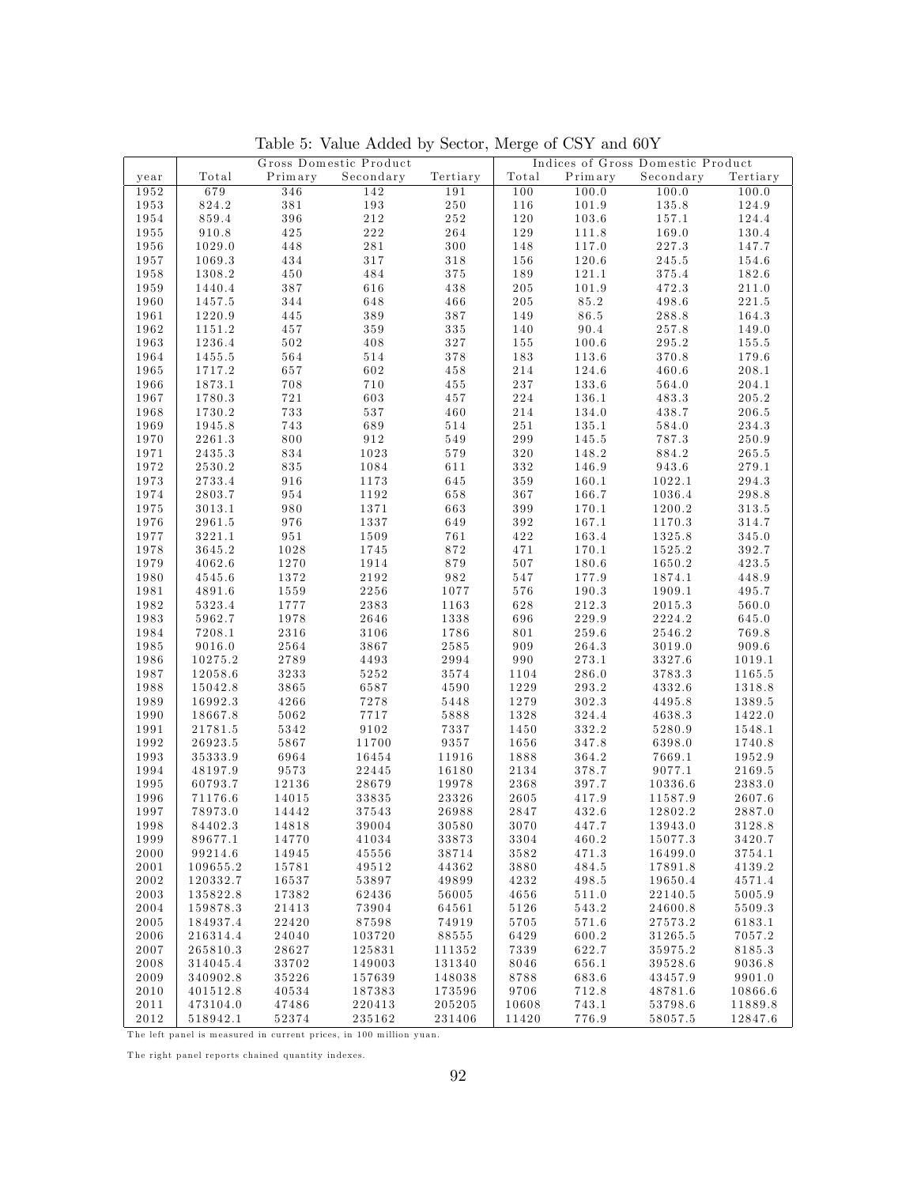Table 5: Value Added by Sector, Merge of CSY and 60Y

| | Gross Domestic Product | | | | Indices of Gross Domestic Product | | | |
|---|---|---|---|---|---|---|---|---|
| year | Total | Primary | Secondary | Tertiary | Total | Primary | Secondary | Tertiary |
| 1952 | 679 | 346 | 142 | 191 | 100 | 100.0 | 100.0 | 100.0 |
| 1953 | 824.2 | 381 | 193 | 250 | 116 | 101.9 | 135.8 | 124.9 |
| 1954 | 859.4 | 396 | 212 | 252 | 120 | 103.6 | 157.1 | 124.4 |
| 1955 | 910.8 | 425 | 222 | 264 | 129 | 111.8 | 169.0 | 130.4 |
| 1956 | 1029.0 | 448 | 281 | 300 | 148 | 117.0 | 227.3 | 147.7 |
| 1957 | 1069.3 | 434 | 317 | 318 | 156 | 120.6 | 245.5 | 154.6 |
| 1958 | 1308.2 | 450 | 484 | 375 | 189 | 121.1 | 375.4 | 182.6 |
| 1959 | 1440.4 | 387 | 616 | 438 | 205 | 101.9 | 472.3 | 211.0 |
| 1960 | 1457.5 | 344 | 648 | 466 | 205 | 85.2 | 498.6 | 221.5 |
| 1961 | 1220.9 | 445 | 389 | 387 | 149 | 86.5 | 288.8 | 164.3 |
| 1962 | 1151.2 | 457 | 359 | 335 | 140 | 90.4 | 257.8 | 149.0 |
| 1963 | 1236.4 | 502 | 408 | 327 | 155 | 100.6 | 295.2 | 155.5 |
| 1964 | 1455.5 | 564 | 514 | 378 | 183 | 113.6 | 370.8 | 179.6 |
| 1965 | 1717.2 | 657 | 602 | 458 | 214 | 124.6 | 460.6 | 208.1 |
| 1966 | 1873.1 | 708 | 710 | 455 | 237 | 133.6 | 564.0 | 204.1 |
| 1967 | 1780.3 | 721 | 603 | 457 | 224 | 136.1 | 483.3 | 205.2 |
| 1968 | 1730.2 | 733 | 537 | 460 | 214 | 134.0 | 438.7 | 206.5 |
| 1969 | 1945.8 | 743 | 689 | 514 | 251 | 135.1 | 584.0 | 234.3 |
| 1970 | 2261.3 | 800 | 912 | 549 | 299 | 145.5 | 787.3 | 250.9 |
| 1971 | 2435.3 | 834 | 1023 | 579 | 320 | 148.2 | 884.2 | 265.5 |
| 1972 | 2530.2 | 835 | 1084 | 611 | 332 | 146.9 | 943.6 | 279.1 |
| 1973 | 2733.4 | 916 | 1173 | 645 | 359 | 160.1 | 1022.1 | 294.3 |
| 1974 | 2803.7 | 954 | 1192 | 658 | 367 | 166.7 | 1036.4 | 298.8 |
| 1975 | 3013.1 | 980 | 1371 | 663 | 399 | 170.1 | 1200.2 | 313.5 |
| 1976 | 2961.5 | 976 | 1337 | 649 | 392 | 167.1 | 1170.3 | 314.7 |
| 1977 | 3221.1 | 951 | 1509 | 761 | 422 | 163.4 | 1325.8 | 345.0 |
| 1978 | 3645.2 | 1028 | 1745 | 872 | 471 | 170.1 | 1525.2 | 392.7 |
| 1979 | 4062.6 | 1270 | 1914 | 879 | 507 | 180.6 | 1650.2 | 423.5 |
| 1980 | 4545.6 | 1372 | 2192 | 982 | 547 | 177.9 | 1874.1 | 448.9 |
| 1981 | 4891.6 | 1559 | 2256 | 1077 | 576 | 190.3 | 1909.1 | 495.7 |
| 1982 | 5323.4 | 1777 | 2383 | 1163 | 628 | 212.3 | 2015.3 | 560.0 |
| 1983 | 5962.7 | 1978 | 2646 | 1338 | 696 | 229.9 | 2224.2 | 645.0 |
| 1984 | 7208.1 | 2316 | 3106 | 1786 | 801 | 259.6 | 2546.2 | 769.8 |
| 1985 | 9016.0 | 2564 | 3867 | 2585 | 909 | 264.3 | 3019.0 | 909.6 |
| 1986 | 10275.2 | 2789 | 4493 | 2994 | 990 | 273.1 | 3327.6 | 1019.1 |
| 1987 | 12058.6 | 3233 | 5252 | 3574 | 1104 | 286.0 | 3783.3 | 1165.5 |
| 1988 | 15042.8 | 3865 | 6587 | 4590 | 1229 | 293.2 | 4332.6 | 1318.8 |
| 1989 | 16992.3 | 4266 | 7278 | 5448 | 1279 | 302.3 | 4495.8 | 1389.5 |
| 1990 | 18667.8 | 5062 | 7717 | 5888 | 1328 | 324.4 | 4638.3 | 1422.0 |
| 1991 | 21781.5 | 5342 | 9102 | 7337 | 1450 | 332.2 | 5280.9 | 1548.1 |
| 1992 | 26923.5 | 5867 | 11700 | 9357 | 1656 | 347.8 | 6398.0 | 1740.8 |
| 1993 | 35333.9 | 6964 | 16454 | 11916 | 1888 | 364.2 | 7669.1 | 1952.9 |
| 1994 | 48197.9 | 9573 | 22445 | 16180 | 2134 | 378.7 | 9077.1 | 2169.5 |
| 1995 | 60793.7 | 12136 | 28679 | 19978 | 2368 | 397.7 | 10336.6 | 2383.0 |
| 1996 | 71176.6 | 14015 | 33835 | 23326 | 2605 | 417.9 | 11587.9 | 2607.6 |
| 1997 | 78973.0 | 14442 | 37543 | 26988 | 2847 | 432.6 | 12802.2 | 2887.0 |
| 1998 | 84402.3 | 14818 | 39004 | 30580 | 3070 | 447.7 | 13943.0 | 3128.8 |
| 1999 | 89677.1 | 14770 | 41034 | 33873 | 3304 | 460.2 | 15077.3 | 3420.7 |
| 2000 | 99214.6 | 14945 | 45556 | 38714 | 3582 | 471.3 | 16499.0 | 3754.1 |
| 2001 | 109655.2 | 15781 | 49512 | 44362 | 3880 | 484.5 | 17891.8 | 4139.2 |
| 2002 | 120332.7 | 16537 | 53897 | 49899 | 4232 | 498.5 | 19650.4 | 4571.4 |
| 2003 | 135822.8 | 17382 | 62436 | 56005 | 4656 | 511.0 | 22140.5 | 5005.9 |
| 2004 | 159878.3 | 21413 | 73904 | 64561 | 5126 | 543.2 | 24600.8 | 5509.3 |
| 2005 | 184937.4 | 22420 | 87598 | 74919 | 5705 | 571.6 | 27573.2 | 6183.1 |
| 2006 | 216314.4 | 24040 | 103720 | 88555 | 6429 | 600.2 | 31265.5 | 7057.2 |
| 2007 | 265810.3 | 28627 | 125831 | 111352 | 7339 | 622.7 | 35975.2 | 8185.3 |
| 2008 | 314045.4 | 33702 | 149003 | 131340 | 8046 | 656.1 | 39528.6 | 9036.8 |
| 2009 | 340902.8 | 35226 | 157639 | 148038 | 8788 | 683.6 | 43457.9 | 9901.0 |
| 2010 | 401512.8 | 40534 | 187383 | 173596 | 9706 | 712.8 | 48781.6 | 10866.6 |
| 2011 | 473104.0 | 47486 | 220413 | 205205 | 10608 | 743.1 | 53798.6 | 11889.8 |
| 2012 | 518942.1 | 52374 | 235162 | 231406 | 11420 | 776.9 | 58057.5 | 12847.6 |

The left panel is measured in current prices, in 100 million yuan.

The right panel reports chained quantity indexes.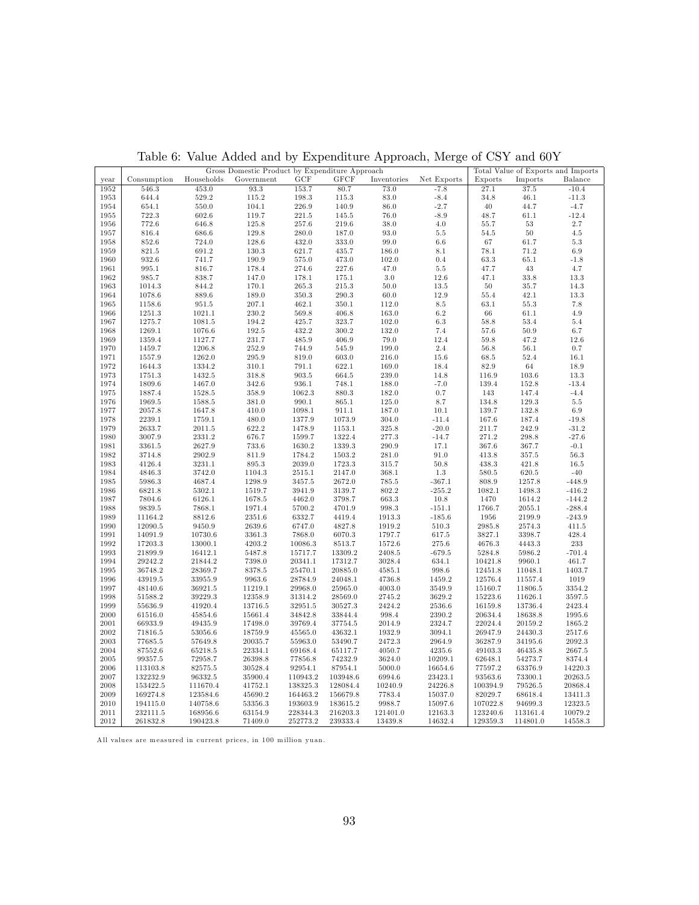Table 6: Value Added and by Expenditure Approach, Merge of CSY and 60Y

| | Gross Domestic Product by Expenditure Approach | | | | | | | Total Value of Exports and Imports | | |
|---|---|---|---|---|---|---|---|---|---|---|
| year | Consumption | Households | Government | GCF | GFCF | Inventories | Net Exports | Exports | Imports | Balance |
| 1952 | 546.3 | 453.0 | 93.3 | 153.7 | 80.7 | 73.0 | -7.8 | 27.1 | 37.5 | -10.4 |
| 1953 | 644.4 | 529.2 | 115.2 | 198.3 | 115.3 | 83.0 | -8.4 | 34.8 | 46.1 | -11.3 |
| 1954 | 654.1 | 550.0 | 104.1 | 226.9 | 140.9 | 86.0 | -2.7 | 40 | 44.7 | -4.7 |
| 1955 | 722.3 | 602.6 | 119.7 | 221.5 | 145.5 | 76.0 | -8.9 | 48.7 | 61.1 | -12.4 |
| 1956 | 772.6 | 646.8 | 125.8 | 257.6 | 219.6 | 38.0 | 4.0 | 55.7 | 53 | 2.7 |
| 1957 | 816.4 | 686.6 | 129.8 | 280.0 | 187.0 | 93.0 | 5.5 | 54.5 | 50 | 4.5 |
| 1958 | 852.6 | 724.0 | 128.6 | 432.0 | 333.0 | 99.0 | 6.6 | 67 | 61.7 | 5.3 |
| 1959 | 821.5 | 691.2 | 130.3 | 621.7 | 435.7 | 186.0 | 8.1 | 78.1 | 71.2 | 6.9 |
| 1960 | 932.6 | 741.7 | 190.9 | 575.0 | 473.0 | 102.0 | 0.4 | 63.3 | 65.1 | -1.8 |
| 1961 | 995.1 | 816.7 | 178.4 | 274.6 | 227.6 | 47.0 | 5.5 | 47.7 | 43 | 4.7 |
| 1962 | 985.7 | 838.7 | 147.0 | 178.1 | 175.1 | 3.0 | 12.6 | 47.1 | 33.8 | 13.3 |
| 1963 | 1014.3 | 844.2 | 170.1 | 265.3 | 215.3 | 50.0 | 13.5 | 50 | 35.7 | 14.3 |
| 1964 | 1078.6 | 889.6 | 189.0 | 350.3 | 290.3 | 60.0 | 12.9 | 55.4 | 42.1 | 13.3 |
| 1965 | 1158.6 | 951.5 | 207.1 | 462.1 | 350.1 | 112.0 | 8.5 | 63.1 | 55.3 | 7.8 |
| 1966 | 1251.3 | 1021.1 | 230.2 | 569.8 | 406.8 | 163.0 | 6.2 | 66 | 61.1 | 4.9 |
| 1967 | 1275.7 | 1081.5 | 194.2 | 425.7 | 323.7 | 102.0 | 6.3 | 58.8 | 53.4 | 5.4 |
| 1968 | 1269.1 | 1076.6 | 192.5 | 432.2 | 300.2 | 132.0 | 7.4 | 57.6 | 50.9 | 6.7 |
| 1969 | 1359.4 | 1127.7 | 231.7 | 485.9 | 406.9 | 79.0 | 12.4 | 59.8 | 47.2 | 12.6 |
| 1970 | 1459.7 | 1206.8 | 252.9 | 744.9 | 545.9 | 199.0 | 2.4 | 56.8 | 56.1 | 0.7 |
| 1971 | 1557.9 | 1262.0 | 295.9 | 819.0 | 603.0 | 216.0 | 15.6 | 68.5 | 52.4 | 16.1 |
| 1972 | 1644.3 | 1334.2 | 310.1 | 791.1 | 622.1 | 169.0 | 18.4 | 82.9 | 64 | 18.9 |
| 1973 | 1751.3 | 1432.5 | 318.8 | 903.5 | 664.5 | 239.0 | 14.8 | 116.9 | 103.6 | 13.3 |
| 1974 | 1809.6 | 1467.0 | 342.6 | 936.1 | 748.1 | 188.0 | -7.0 | 139.4 | 152.8 | -13.4 |
| 1975 | 1887.4 | 1528.5 | 358.9 | 1062.3 | 880.3 | 182.0 | 0.7 | 143 | 147.4 | -4.4 |
| 1976 | 1969.5 | 1588.5 | 381.0 | 990.1 | 865.1 | 125.0 | 8.7 | 134.8 | 129.3 | 5.5 |
| 1977 | 2057.8 | 1647.8 | 410.0 | 1098.1 | 911.1 | 187.0 | 10.1 | 139.7 | 132.8 | 6.9 |
| 1978 | 2239.1 | 1759.1 | 480.0 | 1377.9 | 1073.9 | 304.0 | -11.4 | 167.6 | 187.4 | -19.8 |
| 1979 | 2633.7 | 2011.5 | 622.2 | 1478.9 | 1153.1 | 325.8 | -20.0 | 211.7 | 242.9 | -31.2 |
| 1980 | 3007.9 | 2331.2 | 676.7 | 1599.7 | 1322.4 | 277.3 | -14.7 | 271.2 | 298.8 | -27.6 |
| 1981 | 3361.5 | 2627.9 | 733.6 | 1630.2 | 1339.3 | 290.9 | 17.1 | 367.6 | 367.7 | -0.1 |
| 1982 | 3714.8 | 2902.9 | 811.9 | 1784.2 | 1503.2 | 281.0 | 91.0 | 413.8 | 357.5 | 56.3 |
| 1983 | 4126.4 | 3231.1 | 895.3 | 2039.0 | 1723.3 | 315.7 | 50.8 | 438.3 | 421.8 | 16.5 |
| 1984 | 4846.3 | 3742.0 | 1104.3 | 2515.1 | 2147.0 | 368.1 | 1.3 | 580.5 | 620.5 | -40 |
| 1985 | 5986.3 | 4687.4 | 1298.9 | 3457.5 | 2672.0 | 785.5 | -367.1 | 808.9 | 1257.8 | -448.9 |
| 1986 | 6821.8 | 5302.1 | 1519.7 | 3941.9 | 3139.7 | 802.2 | -255.2 | 1082.1 | 1498.3 | -416.2 |
| 1987 | 7804.6 | 6126.1 | 1678.5 | 4462.0 | 3798.7 | 663.3 | 10.8 | 1470 | 1614.2 | -144.2 |
| 1988 | 9839.5 | 7868.1 | 1971.4 | 5700.2 | 4701.9 | 998.3 | -151.1 | 1766.7 | 2055.1 | -288.4 |
| 1989 | 11164.2 | 8812.6 | 2351.6 | 6332.7 | 4419.4 | 1913.3 | -185.6 | 1956 | 2199.9 | -243.9 |
| 1990 | 12090.5 | 9450.9 | 2639.6 | 6747.0 | 4827.8 | 1919.2 | 510.3 | 2985.8 | 2574.3 | 411.5 |
| 1991 | 14091.9 | 10730.6 | 3361.3 | 7868.0 | 6070.3 | 1797.7 | 617.5 | 3827.1 | 3398.7 | 428.4 |
| 1992 | 17203.3 | 13000.1 | 4203.2 | 10086.3 | 8513.7 | 1572.6 | 275.6 | 4676.3 | 4443.3 | 233 |
| 1993 | 21899.9 | 16412.1 | 5487.8 | 15717.7 | 13309.2 | 2408.5 | -679.5 | 5284.8 | 5986.2 | -701.4 |
| 1994 | 29242.2 | 21844.2 | 7398.0 | 20341.1 | 17312.7 | 3028.4 | 634.1 | 10421.8 | 9960.1 | 461.7 |
| 1995 | 36748.2 | 28369.7 | 8378.5 | 25470.1 | 20885.0 | 4585.1 | 998.6 | 12451.8 | 11048.1 | 1403.7 |
| 1996 | 43919.5 | 33955.9 | 9963.6 | 28784.9 | 24048.1 | 4736.8 | 1459.2 | 12576.4 | 11557.4 | 1019 |
| 1997 | 48140.6 | 36921.5 | 11219.1 | 29968.0 | 25965.0 | 4003.0 | 3549.9 | 15160.7 | 11806.5 | 3354.2 |
| 1998 | 51588.2 | 39229.3 | 12358.9 | 31314.2 | 28569.0 | 2745.2 | 3629.2 | 15223.6 | 11626.1 | 3597.5 |
| 1999 | 55636.9 | 41920.4 | 13716.5 | 32951.5 | 30527.3 | 2424.2 | 2536.6 | 16159.8 | 13736.4 | 2423.4 |
| 2000 | 61516.0 | 45854.6 | 15661.4 | 34842.8 | 33844.4 | 998.4 | 2390.2 | 20634.4 | 18638.8 | 1995.6 |
| 2001 | 66933.9 | 49435.9 | 17498.0 | 39769.4 | 37754.5 | 2014.9 | 2324.7 | 22024.4 | 20159.2 | 1865.2 |
| 2002 | 71816.5 | 53056.6 | 18759.9 | 45565.0 | 43632.1 | 1932.9 | 3094.1 | 26947.9 | 24430.3 | 2517.6 |
| 2003 | 77685.5 | 57649.8 | 20035.7 | 55963.0 | 53490.7 | 2472.3 | 2964.9 | 36287.9 | 34195.6 | 2092.3 |
| 2004 | 87552.6 | 65218.5 | 22334.1 | 69168.4 | 65117.7 | 4050.7 | 4235.6 | 49103.3 | 46435.8 | 2667.5 |
| 2005 | 99357.5 | 72958.7 | 26398.8 | 77856.8 | 74232.9 | 3624.0 | 10209.1 | 62648.1 | 54273.7 | 8374.4 |
| 2006 | 113103.8 | 82575.5 | 30528.4 | 92954.1 | 87954.1 | 5000.0 | 16654.6 | 77597.2 | 63376.9 | 14220.3 |
| 2007 | 132232.9 | 96332.5 | 35900.4 | 110943.2 | 103948.6 | 6994.6 | 23423.1 | 93563.6 | 73300.1 | 20263.5 |
| 2008 | 153422.5 | 111670.4 | 41752.1 | 138325.3 | 128084.4 | 10240.9 | 24226.8 | 100394.9 | 79526.5 | 20868.4 |
| 2009 | 169274.8 | 123584.6 | 45690.2 | 164463.2 | 156679.8 | 7783.4 | 15037.0 | 82029.7 | 68618.4 | 13411.3 |
| 2010 | 194115.0 | 140758.6 | 53356.3 | 193603.9 | 183615.2 | 9988.7 | 15097.6 | 107022.8 | 94699.3 | 12323.5 |
| 2011 | 232111.5 | 168956.6 | 63154.9 | 228344.3 | 216203.3 | 121401.0 | 12163.3 | 123240.6 | 113161.4 | 10079.2 |
| 2012 | 261832.8 | 190423.8 | 71409.0 | 252773.2 | 239333.4 | 13439.8 | 14632.4 | 129359.3 | 114801.0 | 14558.3 |

All values are measured in current prices, in 100 million yuan.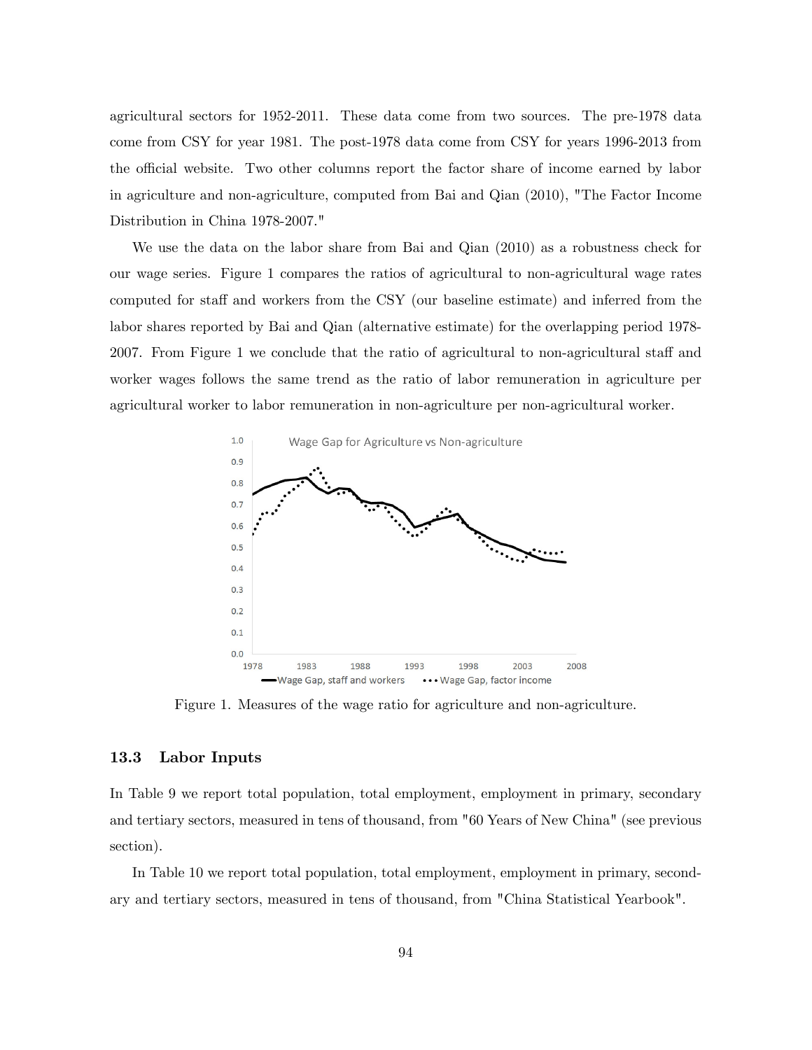agricultural sectors for 1952-2011. These data come from two sources. The pre-1978 data come from CSY for year 1981. The post-1978 data come from CSY for years 1996-2013 from the official website. Two other columns report the factor share of income earned by labor in agriculture and non-agriculture, computed from Bai and Qian (2010), "The Factor Income Distribution in China 1978-2007."

We use the data on the labor share from Bai and Qian (2010) as a robustness check for our wage series. Figure 1 compares the ratios of agricultural to non-agricultural wage rates computed for staff and workers from the CSY (our baseline estimate) and inferred from the labor shares reported by Bai and Qian (alternative estimate) for the overlapping period 1978-2007. From Figure 1 we conclude that the ratio of agricultural to non-agricultural staff and worker wages follows the same trend as the ratio of labor remuneration in agriculture per agricultural worker to labor remuneration in non-agriculture per non-agricultural worker.

Figure 1. Measures of the wage ratio for agriculture and non-agriculture.

### 13.3 Labor Inputs

In Table 9 we report total population, total employment, employment in primary, secondary and tertiary sectors, measured in tens of thousand, from "60 Years of New China" (see previous section).

In Table 10 we report total population, total employment, employment in primary, secondary and tertiary sectors, measured in tens of thousand, from "China Statistical Yearbook".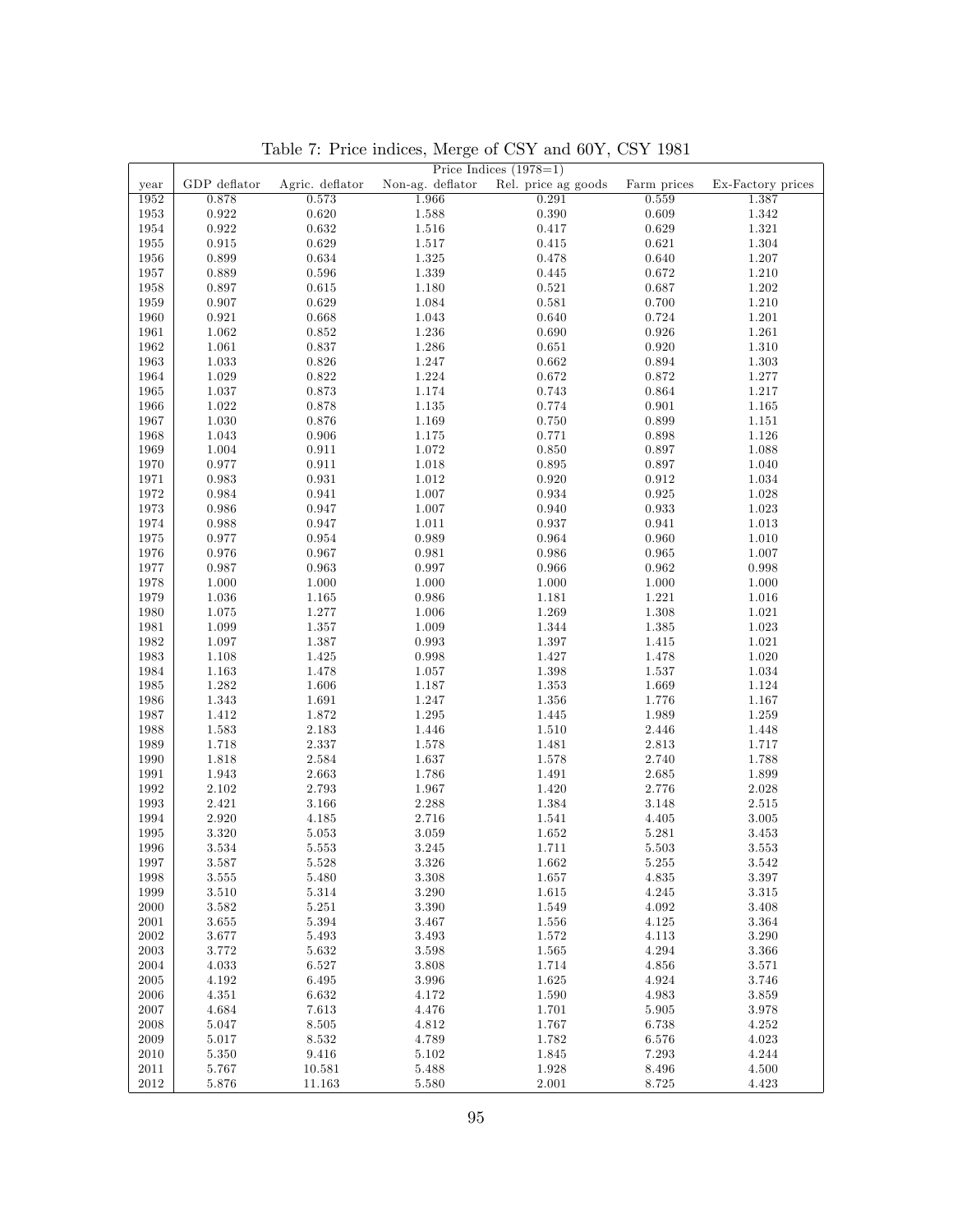Table 7: Price indices, Merge of CSY and 60Y, CSY 1981

| | Price Indices (1978=1) | | | | | |
|---|---|---|---|---|---|---|
| year | GDP deflator | Agric. deflator | Non-ag. deflator | Rel. price ag goods | Farm prices | Ex-Factory prices |
| 1952 | 0.878 | 0.573 | 1.966 | 0.291 | 0.559 | 1.387 |
| 1953 | 0.922 | 0.620 | 1.588 | 0.390 | 0.609 | 1.342 |
| 1954 | 0.922 | 0.632 | 1.516 | 0.417 | 0.629 | 1.321 |
| 1955 | 0.915 | 0.629 | 1.517 | 0.415 | 0.621 | 1.304 |
| 1956 | 0.899 | 0.634 | 1.325 | 0.478 | 0.640 | 1.207 |
| 1957 | 0.889 | 0.596 | 1.339 | 0.445 | 0.672 | 1.210 |
| 1958 | 0.897 | 0.615 | 1.180 | 0.521 | 0.687 | 1.202 |
| 1959 | 0.907 | 0.629 | 1.084 | 0.581 | 0.700 | 1.210 |
| 1960 | 0.921 | 0.668 | 1.043 | 0.640 | 0.724 | 1.201 |
| 1961 | 1.062 | 0.852 | 1.236 | 0.690 | 0.926 | 1.261 |
| 1962 | 1.061 | 0.837 | 1.286 | 0.651 | 0.920 | 1.310 |
| 1963 | 1.033 | 0.826 | 1.247 | 0.662 | 0.894 | 1.303 |
| 1964 | 1.029 | 0.822 | 1.224 | 0.672 | 0.872 | 1.277 |
| 1965 | 1.037 | 0.873 | 1.174 | 0.743 | 0.864 | 1.217 |
| 1966 | 1.022 | 0.878 | 1.135 | 0.774 | 0.901 | 1.165 |
| 1967 | 1.030 | 0.876 | 1.169 | 0.750 | 0.899 | 1.151 |
| 1968 | 1.043 | 0.906 | 1.175 | 0.771 | 0.898 | 1.126 |
| 1969 | 1.004 | 0.911 | 1.072 | 0.850 | 0.897 | 1.088 |
| 1970 | 0.977 | 0.911 | 1.018 | 0.895 | 0.897 | 1.040 |
| 1971 | 0.983 | 0.931 | 1.012 | 0.920 | 0.912 | 1.034 |
| 1972 | 0.984 | 0.941 | 1.007 | 0.934 | 0.925 | 1.028 |
| 1973 | 0.986 | 0.947 | 1.007 | 0.940 | 0.933 | 1.023 |
| 1974 | 0.988 | 0.947 | 1.011 | 0.937 | 0.941 | 1.013 |
| 1975 | 0.977 | 0.954 | 0.989 | 0.964 | 0.960 | 1.010 |
| 1976 | 0.976 | 0.967 | 0.981 | 0.986 | 0.965 | 1.007 |
| 1977 | 0.987 | 0.963 | 0.997 | 0.966 | 0.962 | 0.998 |
| 1978 | 1.000 | 1.000 | 1.000 | 1.000 | 1.000 | 1.000 |
| 1979 | 1.036 | 1.165 | 0.986 | 1.181 | 1.221 | 1.016 |
| 1980 | 1.075 | 1.277 | 1.006 | 1.269 | 1.308 | 1.021 |
| 1981 | 1.099 | 1.357 | 1.009 | 1.344 | 1.385 | 1.023 |
| 1982 | 1.097 | 1.387 | 0.993 | 1.397 | 1.415 | 1.021 |
| 1983 | 1.108 | 1.425 | 0.998 | 1.427 | 1.478 | 1.020 |
| 1984 | 1.163 | 1.478 | 1.057 | 1.398 | 1.537 | 1.034 |
| 1985 | 1.282 | 1.606 | 1.187 | 1.353 | 1.669 | 1.124 |
| 1986 | 1.343 | 1.691 | 1.247 | 1.356 | 1.776 | 1.167 |
| 1987 | 1.412 | 1.872 | 1.295 | 1.445 | 1.989 | 1.259 |
| 1988 | 1.583 | 2.183 | 1.446 | 1.510 | 2.446 | 1.448 |
| 1989 | 1.718 | 2.337 | 1.578 | 1.481 | 2.813 | 1.717 |
| 1990 | 1.818 | 2.584 | 1.637 | 1.578 | 2.740 | 1.788 |
| 1991 | 1.943 | 2.663 | 1.786 | 1.491 | 2.685 | 1.899 |
| 1992 | 2.102 | 2.793 | 1.967 | 1.420 | 2.776 | 2.028 |
| 1993 | 2.421 | 3.166 | 2.288 | 1.384 | 3.148 | 2.515 |
| 1994 | 2.920 | 4.185 | 2.716 | 1.541 | 4.405 | 3.005 |
| 1995 | 3.320 | 5.053 | 3.059 | 1.652 | 5.281 | 3.453 |
| 1996 | 3.534 | 5.553 | 3.245 | 1.711 | 5.503 | 3.553 |
| 1997 | 3.587 | 5.528 | 3.326 | 1.662 | 5.255 | 3.542 |
| 1998 | 3.555 | 5.480 | 3.308 | 1.657 | 4.835 | 3.397 |
| 1999 | 3.510 | 5.314 | 3.290 | 1.615 | 4.245 | 3.315 |
| 2000 | 3.582 | 5.251 | 3.390 | 1.549 | 4.092 | 3.408 |
| 2001 | 3.655 | 5.394 | 3.467 | 1.556 | 4.125 | 3.364 |
| 2002 | 3.677 | 5.493 | 3.493 | 1.572 | 4.113 | 3.290 |
| 2003 | 3.772 | 5.632 | 3.598 | 1.565 | 4.294 | 3.366 |
| 2004 | 4.033 | 6.527 | 3.808 | 1.714 | 4.856 | 3.571 |
| 2005 | 4.192 | 6.495 | 3.996 | 1.625 | 4.924 | 3.746 |
| 2006 | 4.351 | 6.632 | 4.172 | 1.590 | 4.983 | 3.859 |
| 2007 | 4.684 | 7.613 | 4.476 | 1.701 | 5.905 | 3.978 |
| 2008 | 5.047 | 8.505 | 4.812 | 1.767 | 6.738 | 4.252 |
| 2009 | 5.017 | 8.532 | 4.789 | 1.782 | 6.576 | 4.023 |
| 2010 | 5.350 | 9.416 | 5.102 | 1.845 | 7.293 | 4.244 |
| 2011 | 5.767 | 10.581 | 5.488 | 1.928 | 8.496 | 4.500 |
| 2012 | 5.876 | 11.163 | 5.580 | 2.001 | 8.725 | 4.423 |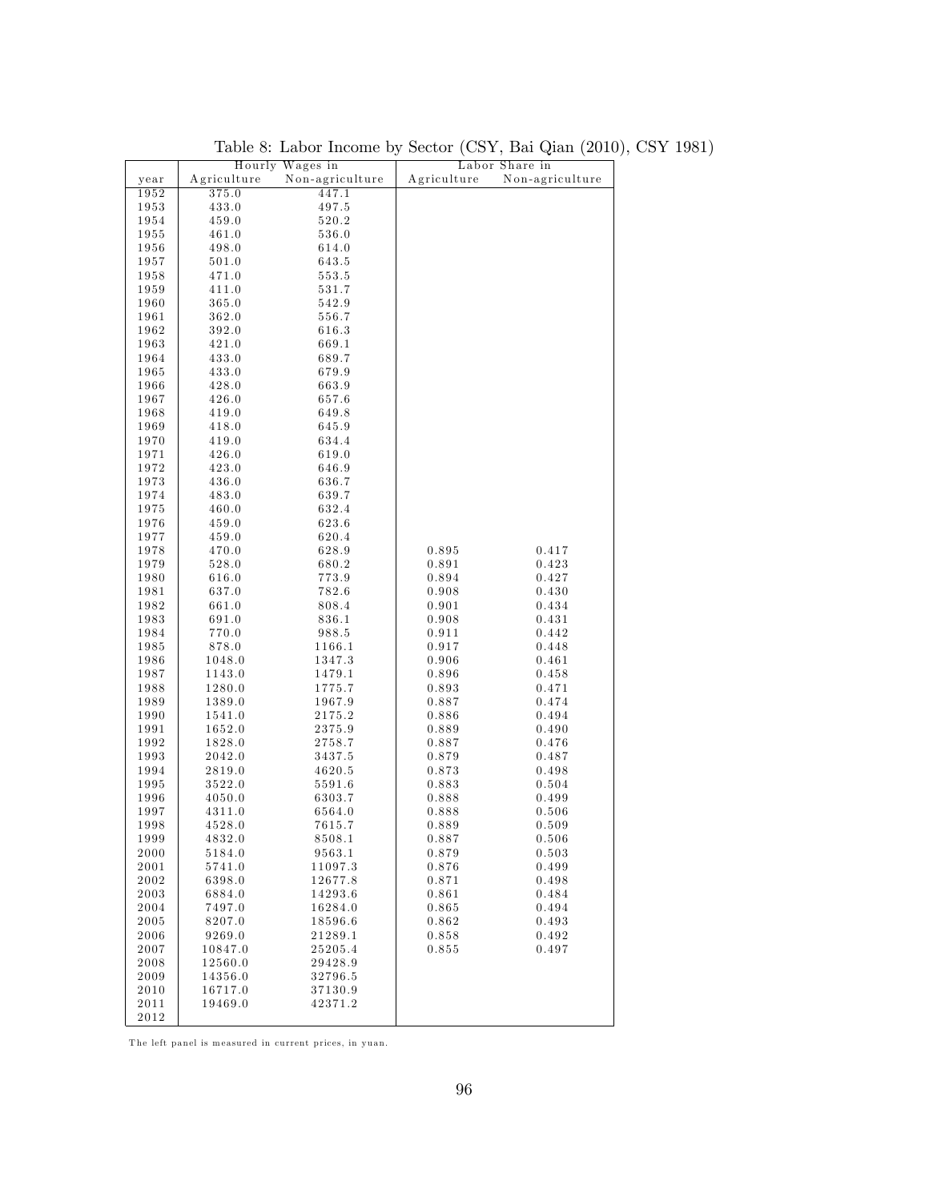Table 8: Labor Income by Sector (CSY, Bai Qian (2010), CSY 1981)

| | Hourly Wages in | | Labor Share in | |
|---|---|---|---|---|
| year | Agriculture | Non-agriculture | Agriculture | Non-agriculture |
| 1952 | 375.0 | 447.1 | | |
| 1953 | 433.0 | 497.5 | | |
| 1954 | 459.0 | 520.2 | | |
| 1955 | 461.0 | 536.0 | | |
| 1956 | 498.0 | 614.0 | | |
| 1957 | 501.0 | 643.5 | | |
| 1958 | 471.0 | 553.5 | | |
| 1959 | 411.0 | 531.7 | | |
| 1960 | 365.0 | 542.9 | | |
| 1961 | 362.0 | 556.7 | | |
| 1962 | 392.0 | 616.3 | | |
| 1963 | 421.0 | 669.1 | | |
| 1964 | 433.0 | 689.7 | | |
| 1965 | 433.0 | 679.9 | | |
| 1966 | 428.0 | 663.9 | | |
| 1967 | 426.0 | 657.6 | | |
| 1968 | 419.0 | 649.8 | | |
| 1969 | 418.0 | 645.9 | | |
| 1970 | 419.0 | 634.4 | | |
| 1971 | 426.0 | 619.0 | | |
| 1972 | 423.0 | 646.9 | | |
| 1973 | 436.0 | 636.7 | | |
| 1974 | 483.0 | 639.7 | | |
| 1975 | 460.0 | 632.4 | | |
| 1976 | 459.0 | 623.6 | | |
| 1977 | 459.0 | 620.4 | | |
| 1978 | 470.0 | 628.9 | 0.895 | 0.417 |
| 1979 | 528.0 | 680.2 | 0.891 | 0.423 |
| 1980 | 616.0 | 773.9 | 0.894 | 0.427 |
| 1981 | 637.0 | 782.6 | 0.908 | 0.430 |
| 1982 | 661.0 | 808.4 | 0.901 | 0.434 |
| 1983 | 691.0 | 836.1 | 0.908 | 0.431 |
| 1984 | 770.0 | 988.5 | 0.911 | 0.442 |
| 1985 | 878.0 | 1166.1 | 0.917 | 0.448 |
| 1986 | 1048.0 | 1347.3 | 0.906 | 0.461 |
| 1987 | 1143.0 | 1479.1 | 0.896 | 0.458 |
| 1988 | 1280.0 | 1775.7 | 0.893 | 0.471 |
| 1989 | 1389.0 | 1967.9 | 0.887 | 0.474 |
| 1990 | 1541.0 | 2175.2 | 0.886 | 0.494 |
| 1991 | 1652.0 | 2375.9 | 0.889 | 0.490 |
| 1992 | 1828.0 | 2758.7 | 0.887 | 0.476 |
| 1993 | 2042.0 | 3437.5 | 0.879 | 0.487 |
| 1994 | 2819.0 | 4620.5 | 0.873 | 0.498 |
| 1995 | 3522.0 | 5591.6 | 0.883 | 0.504 |
| 1996 | 4050.0 | 6303.7 | 0.888 | 0.499 |
| 1997 | 4311.0 | 6564.0 | 0.888 | 0.506 |
| 1998 | 4528.0 | 7615.7 | 0.889 | 0.509 |
| 1999 | 4832.0 | 8508.1 | 0.887 | 0.506 |
| 2000 | 5184.0 | 9563.1 | 0.879 | 0.503 |
| 2001 | 5741.0 | 11097.3 | 0.876 | 0.499 |
| 2002 | 6398.0 | 12677.8 | 0.871 | 0.498 |
| 2003 | 6884.0 | 14293.6 | 0.861 | 0.484 |
| 2004 | 7497.0 | 16284.0 | 0.865 | 0.494 |
| 2005 | 8207.0 | 18596.6 | 0.862 | 0.493 |
| 2006 | 9269.0 | 21289.1 | 0.858 | 0.492 |
| 2007 | 10847.0 | 25205.4 | 0.855 | 0.497 |
| 2008 | 12560.0 | 29428.9 | | |
| 2009 | 14356.0 | 32796.5 | | |
| 2010 | 16717.0 | 37130.9 | | |
| 2011 | 19469.0 | 42371.2 | | |
| 2012 | | | | |

The left panel is measured in current prices, in yuan.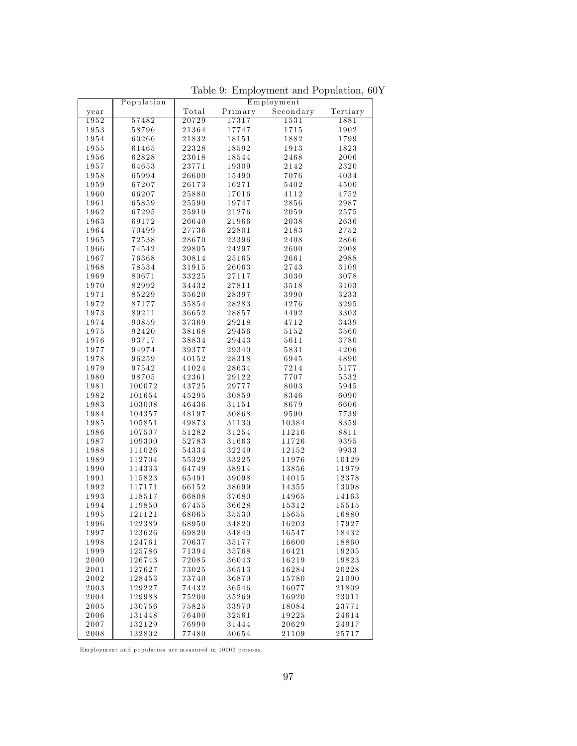Table 9: Employment and Population, 60Y

| year | Population | Employment | | | |
|---|---|---|---|---|---|
| | | Total | Primary | Secondary | Tertiary |
| 1952 | 57482 | 20729 | 17317 | 1531 | 1881 |
| 1953 | 58796 | 21364 | 17747 | 1715 | 1902 |
| 1954 | 60266 | 21832 | 18151 | 1882 | 1799 |
| 1955 | 61465 | 22328 | 18592 | 1913 | 1823 |
| 1956 | 62828 | 23018 | 18544 | 2468 | 2006 |
| 1957 | 64653 | 23771 | 19309 | 2142 | 2320 |
| 1958 | 65994 | 26600 | 15490 | 7076 | 4034 |
| 1959 | 67207 | 26173 | 16271 | 5402 | 4500 |
| 1960 | 66207 | 25880 | 17016 | 4112 | 4752 |
| 1961 | 65859 | 25590 | 19747 | 2856 | 2987 |
| 1962 | 67295 | 25910 | 21276 | 2059 | 2575 |
| 1963 | 69172 | 26640 | 21966 | 2038 | 2636 |
| 1964 | 70499 | 27736 | 22801 | 2183 | 2752 |
| 1965 | 72538 | 28670 | 23396 | 2408 | 2866 |
| 1966 | 74542 | 29805 | 24297 | 2600 | 2908 |
| 1967 | 76368 | 30814 | 25165 | 2661 | 2988 |
| 1968 | 78534 | 31915 | 26063 | 2743 | 3109 |
| 1969 | 80671 | 33225 | 27117 | 3030 | 3078 |
| 1970 | 82992 | 34432 | 27811 | 3518 | 3103 |
| 1971 | 85229 | 35620 | 28397 | 3990 | 3233 |
| 1972 | 87177 | 35854 | 28283 | 4276 | 3295 |
| 1973 | 89211 | 36652 | 28857 | 4492 | 3303 |
| 1974 | 90859 | 37369 | 29218 | 4712 | 3439 |
| 1975 | 92420 | 38168 | 29456 | 5152 | 3560 |
| 1976 | 93717 | 38834 | 29443 | 5611 | 3780 |
| 1977 | 94974 | 39377 | 29340 | 5831 | 4206 |
| 1978 | 96259 | 40152 | 28318 | 6945 | 4890 |
| 1979 | 97542 | 41024 | 28634 | 7214 | 5177 |
| 1980 | 98705 | 42361 | 29122 | 7707 | 5532 |
| 1981 | 100072 | 43725 | 29777 | 8003 | 5945 |
| 1982 | 101654 | 45295 | 30859 | 8346 | 6090 |
| 1983 | 103008 | 46436 | 31151 | 8679 | 6606 |
| 1984 | 104357 | 48197 | 30868 | 9590 | 7739 |
| 1985 | 105851 | 49873 | 31130 | 10384 | 8359 |
| 1986 | 107507 | 51282 | 31254 | 11216 | 8811 |
| 1987 | 109300 | 52783 | 31663 | 11726 | 9395 |
| 1988 | 111026 | 54334 | 32249 | 12152 | 9933 |
| 1989 | 112704 | 55329 | 33225 | 11976 | 10129 |
| 1990 | 114333 | 64749 | 38914 | 13856 | 11979 |
| 1991 | 115823 | 65491 | 39098 | 14015 | 12378 |
| 1992 | 117171 | 66152 | 38699 | 14355 | 13098 |
| 1993 | 118517 | 66808 | 37680 | 14965 | 14163 |
| 1994 | 119850 | 67455 | 36628 | 15312 | 15515 |
| 1995 | 121121 | 68065 | 35530 | 15655 | 16880 |
| 1996 | 122389 | 68950 | 34820 | 16203 | 17927 |
| 1997 | 123626 | 69820 | 34840 | 16547 | 18432 |
| 1998 | 124761 | 70637 | 35177 | 16600 | 18860 |
| 1999 | 125786 | 71394 | 35768 | 16421 | 19205 |
| 2000 | 126743 | 72085 | 36043 | 16219 | 19823 |
| 2001 | 127627 | 73025 | 36513 | 16284 | 20228 |
| 2002 | 128453 | 73740 | 36870 | 15780 | 21090 |
| 2003 | 129227 | 74432 | 36546 | 16077 | 21809 |
| 2004 | 129988 | 75200 | 35269 | 16920 | 23011 |
| 2005 | 130756 | 75825 | 33970 | 18084 | 23771 |
| 2006 | 131448 | 76400 | 32561 | 19225 | 24614 |
| 2007 | 132129 | 76990 | 31444 | 20629 | 24917 |
| 2008 | 132802 | 77480 | 30654 | 21109 | 25717 |

Employment and population are measured in 10000 persons.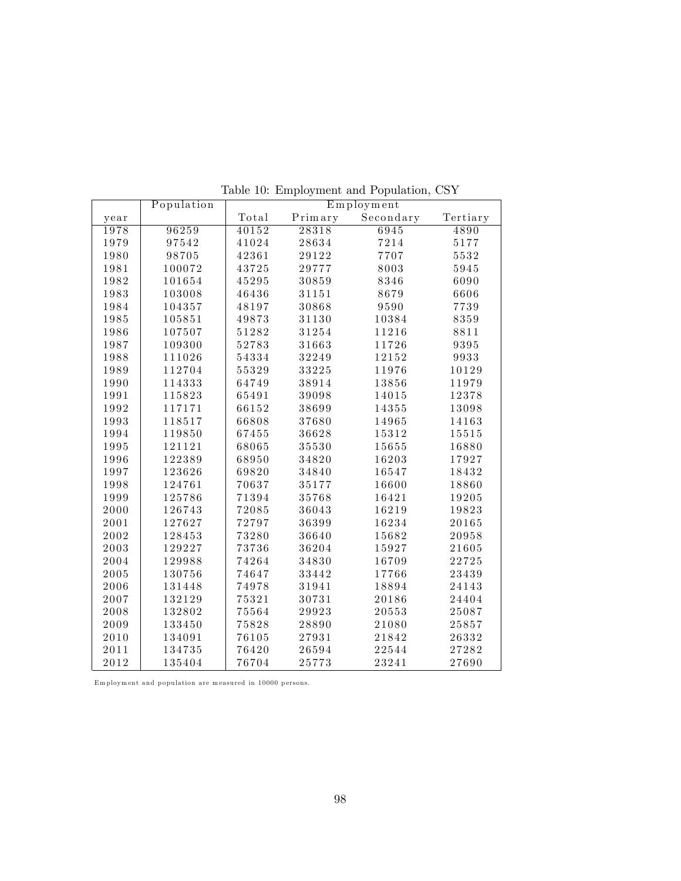Table 10: Employment and Population, CSY

| | Population | Employment | | | |
|---|---|---|---|---|---|
| year | | Total | Primary | Secondary | Tertiary |
| 1978 | 96259 | 40152 | 28318 | 6945 | 4890 |
| 1979 | 97542 | 41024 | 28634 | 7214 | 5177 |
| 1980 | 98705 | 42361 | 29122 | 7707 | 5532 |
| 1981 | 100072 | 43725 | 29777 | 8003 | 5945 |
| 1982 | 101654 | 45295 | 30859 | 8346 | 6090 |
| 1983 | 103008 | 46436 | 31151 | 8679 | 6606 |
| 1984 | 104357 | 48197 | 30868 | 9590 | 7739 |
| 1985 | 105851 | 49873 | 31130 | 10384 | 8359 |
| 1986 | 107507 | 51282 | 31254 | 11216 | 8811 |
| 1987 | 109300 | 52783 | 31663 | 11726 | 9395 |
| 1988 | 111026 | 54334 | 32249 | 12152 | 9933 |
| 1989 | 112704 | 55329 | 33225 | 11976 | 10129 |
| 1990 | 114333 | 64749 | 38914 | 13856 | 11979 |
| 1991 | 115823 | 65491 | 39098 | 14015 | 12378 |
| 1992 | 117171 | 66152 | 38699 | 14355 | 13098 |
| 1993 | 118517 | 66808 | 37680 | 14965 | 14163 |
| 1994 | 119850 | 67455 | 36628 | 15312 | 15515 |
| 1995 | 121121 | 68065 | 35530 | 15655 | 16880 |
| 1996 | 122389 | 68950 | 34820 | 16203 | 17927 |
| 1997 | 123626 | 69820 | 34840 | 16547 | 18432 |
| 1998 | 124761 | 70637 | 35177 | 16600 | 18860 |
| 1999 | 125786 | 71394 | 35768 | 16421 | 19205 |
| 2000 | 126743 | 72085 | 36043 | 16219 | 19823 |
| 2001 | 127627 | 72797 | 36399 | 16234 | 20165 |
| 2002 | 128453 | 73280 | 36640 | 15682 | 20958 |
| 2003 | 129227 | 73736 | 36204 | 15927 | 21605 |
| 2004 | 129988 | 74264 | 34830 | 16709 | 22725 |
| 2005 | 130756 | 74647 | 33442 | 17766 | 23439 |
| 2006 | 131448 | 74978 | 31941 | 18894 | 24143 |
| 2007 | 132129 | 75321 | 30731 | 20186 | 24404 |
| 2008 | 132802 | 75564 | 29923 | 20553 | 25087 |
| 2009 | 133450 | 75828 | 28890 | 21080 | 25857 |
| 2010 | 134091 | 76105 | 27931 | 21842 | 26332 |
| 2011 | 134735 | 76420 | 26594 | 22544 | 27282 |
| 2012 | 135404 | 76704 | 25773 | 23241 | 27690 |

Employment and population are measured in 10000 persons.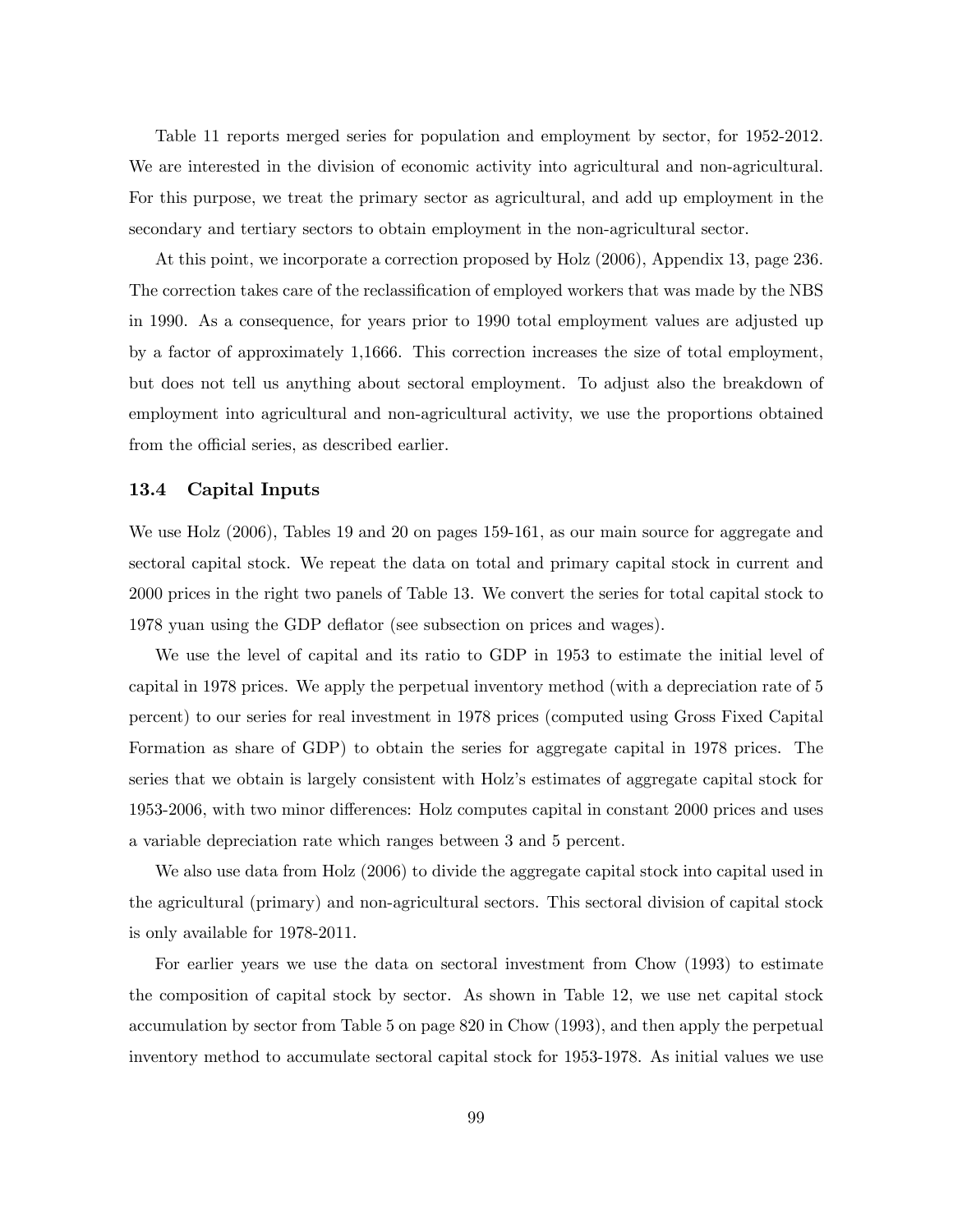Table 11 reports merged series for population and employment by sector, for 1952-2012. We are interested in the division of economic activity into agricultural and non-agricultural. For this purpose, we treat the primary sector as agricultural, and add up employment in the secondary and tertiary sectors to obtain employment in the non-agricultural sector.

At this point, we incorporate a correction proposed by Holz (2006), Appendix 13, page 236. The correction takes care of the reclassification of employed workers that was made by the NBS in 1990. As a consequence, for years prior to 1990 total employment values are adjusted up by a factor of approximately 1,1666. This correction increases the size of total employment, but does not tell us anything about sectoral employment. To adjust also the breakdown of employment into agricultural and non-agricultural activity, we use the proportions obtained from the official series, as described earlier.

### 13.4 Capital Inputs

We use Holz (2006), Tables 19 and 20 on pages 159-161, as our main source for aggregate and sectoral capital stock. We repeat the data on total and primary capital stock in current and 2000 prices in the right two panels of Table 13. We convert the series for total capital stock to 1978 yuan using the GDP deflator (see subsection on prices and wages).

We use the level of capital and its ratio to GDP in 1953 to estimate the initial level of capital in 1978 prices. We apply the perpetual inventory method (with a depreciation rate of 5 percent) to our series for real investment in 1978 prices (computed using Gross Fixed Capital Formation as share of GDP) to obtain the series for aggregate capital in 1978 prices. The series that we obtain is largely consistent with Holz's estimates of aggregate capital stock for 1953-2006, with two minor differences: Holz computes capital in constant 2000 prices and uses a variable depreciation rate which ranges between 3 and 5 percent.

We also use data from Holz (2006) to divide the aggregate capital stock into capital used in the agricultural (primary) and non-agricultural sectors. This sectoral division of capital stock is only available for 1978-2011.

For earlier years we use the data on sectoral investment from Chow (1993) to estimate the composition of capital stock by sector. As shown in Table 12, we use net capital stock accumulation by sector from Table 5 on page 820 in Chow (1993), and then apply the perpetual inventory method to accumulate sectoral capital stock for 1953-1978. As initial values we use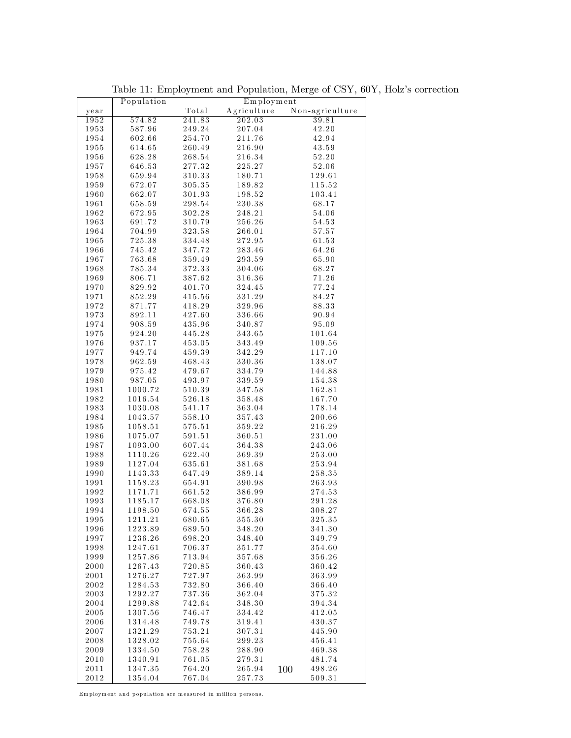Table 11: Employment and Population, Merge of CSY, 60Y, Holz's correction

| | Population | Employment | | |
|---|---|---|---|---|
| year | | Total | Agriculture | Non-agriculture |
| 1952 | 574.82 | 241.83 | 202.03 | 39.81 |
| 1953 | 587.96 | 249.24 | 207.04 | 42.20 |
| 1954 | 602.66 | 254.70 | 211.76 | 42.94 |
| 1955 | 614.65 | 260.49 | 216.90 | 43.59 |
| 1956 | 628.28 | 268.54 | 216.34 | 52.20 |
| 1957 | 646.53 | 277.32 | 225.27 | 52.06 |
| 1958 | 659.94 | 310.33 | 180.71 | 129.61 |
| 1959 | 672.07 | 305.35 | 189.82 | 115.52 |
| 1960 | 662.07 | 301.93 | 198.52 | 103.41 |
| 1961 | 658.59 | 298.54 | 230.38 | 68.17 |
| 1962 | 672.95 | 302.28 | 248.21 | 54.06 |
| 1963 | 691.72 | 310.79 | 256.26 | 54.53 |
| 1964 | 704.99 | 323.58 | 266.01 | 57.57 |
| 1965 | 725.38 | 334.48 | 272.95 | 61.53 |
| 1966 | 745.42 | 347.72 | 283.46 | 64.26 |
| 1967 | 763.68 | 359.49 | 293.59 | 65.90 |
| 1968 | 785.34 | 372.33 | 304.06 | 68.27 |
| 1969 | 806.71 | 387.62 | 316.36 | 71.26 |
| 1970 | 829.92 | 401.70 | 324.45 | 77.24 |
| 1971 | 852.29 | 415.56 | 331.29 | 84.27 |
| 1972 | 871.77 | 418.29 | 329.96 | 88.33 |
| 1973 | 892.11 | 427.60 | 336.66 | 90.94 |
| 1974 | 908.59 | 435.96 | 340.87 | 95.09 |
| 1975 | 924.20 | 445.28 | 343.65 | 101.64 |
| 1976 | 937.17 | 453.05 | 343.49 | 109.56 |
| 1977 | 949.74 | 459.39 | 342.29 | 117.10 |
| 1978 | 962.59 | 468.43 | 330.36 | 138.07 |
| 1979 | 975.42 | 479.67 | 334.79 | 144.88 |
| 1980 | 987.05 | 493.97 | 339.59 | 154.38 |
| 1981 | 1000.72 | 510.39 | 347.58 | 162.81 |
| 1982 | 1016.54 | 526.18 | 358.48 | 167.70 |
| 1983 | 1030.08 | 541.17 | 363.04 | 178.14 |
| 1984 | 1043.57 | 558.10 | 357.43 | 200.66 |
| 1985 | 1058.51 | 575.51 | 359.22 | 216.29 |
| 1986 | 1075.07 | 591.51 | 360.51 | 231.00 |
| 1987 | 1093.00 | 607.44 | 364.38 | 243.06 |
| 1988 | 1110.26 | 622.40 | 369.39 | 253.00 |
| 1989 | 1127.04 | 635.61 | 381.68 | 253.94 |
| 1990 | 1143.33 | 647.49 | 389.14 | 258.35 |
| 1991 | 1158.23 | 654.91 | 390.98 | 263.93 |
| 1992 | 1171.71 | 661.52 | 386.99 | 274.53 |
| 1993 | 1185.17 | 668.08 | 376.80 | 291.28 |
| 1994 | 1198.50 | 674.55 | 366.28 | 308.27 |
| 1995 | 1211.21 | 680.65 | 355.30 | 325.35 |
| 1996 | 1223.89 | 689.50 | 348.20 | 341.30 |
| 1997 | 1236.26 | 698.20 | 348.40 | 349.79 |
| 1998 | 1247.61 | 706.37 | 351.77 | 354.60 |
| 1999 | 1257.86 | 713.94 | 357.68 | 356.26 |
| 2000 | 1267.43 | 720.85 | 360.43 | 360.42 |
| 2001 | 1276.27 | 727.97 | 363.99 | 363.99 |
| 2002 | 1284.53 | 732.80 | 366.40 | 366.40 |
| 2003 | 1292.27 | 737.36 | 362.04 | 375.32 |
| 2004 | 1299.88 | 742.64 | 348.30 | 394.34 |
| 2005 | 1307.56 | 746.47 | 334.42 | 412.05 |
| 2006 | 1314.48 | 749.78 | 319.41 | 430.37 |
| 2007 | 1321.29 | 753.21 | 307.31 | 445.90 |
| 2008 | 1328.02 | 755.64 | 299.23 | 456.41 |
| 2009 | 1334.50 | 758.28 | 288.90 | 469.38 |
| 2010 | 1340.91 | 761.05 | 279.31 | 481.74 |
| 2011 | 1347.35 | 764.20 | 265.94 | 498.26 |
| 2012 | 1354.04 | 767.04 | 257.73 | 509.31 |

Employment and population are measured in million persons.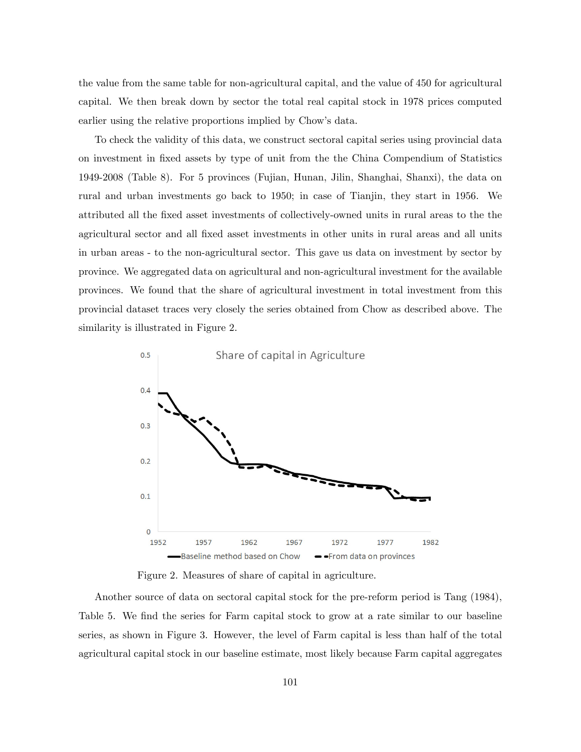the value from the same table for non-agricultural capital, and the value of 450 for agricultural capital. We then break down by sector the total real capital stock in 1978 prices computed earlier using the relative proportions implied by Chow's data.

To check the validity of this data, we construct sectoral capital series using provincial data on investment in fixed assets by type of unit from the the China Compendium of Statistics 1949-2008 (Table 8). For 5 provinces (Fujian, Hunan, Jilin, Shanghai, Shanxi), the data on rural and urban investments go back to 1950; in case of Tianjin, they start in 1956. We attributed all the fixed asset investments of collectively-owned units in rural areas to the the agricultural sector and all fixed asset investments in other units in rural areas and all units in urban areas - to the non-agricultural sector. This gave us data on investment by sector by province. We aggregated data on agricultural and non-agricultural investment for the available provinces. We found that the share of agricultural investment in total investment from this provincial dataset traces very closely the series obtained from Chow as described above. The similarity is illustrated in Figure 2.

Figure 2. Measures of share of capital in agriculture.

Another source of data on sectoral capital stock for the pre-reform period is Tang (1984), Table 5. We find the series for Farm capital stock to grow at a rate similar to our baseline series, as shown in Figure 3. However, the level of Farm capital is less than half of the total agricultural capital stock in our baseline estimate, most likely because Farm capital aggregates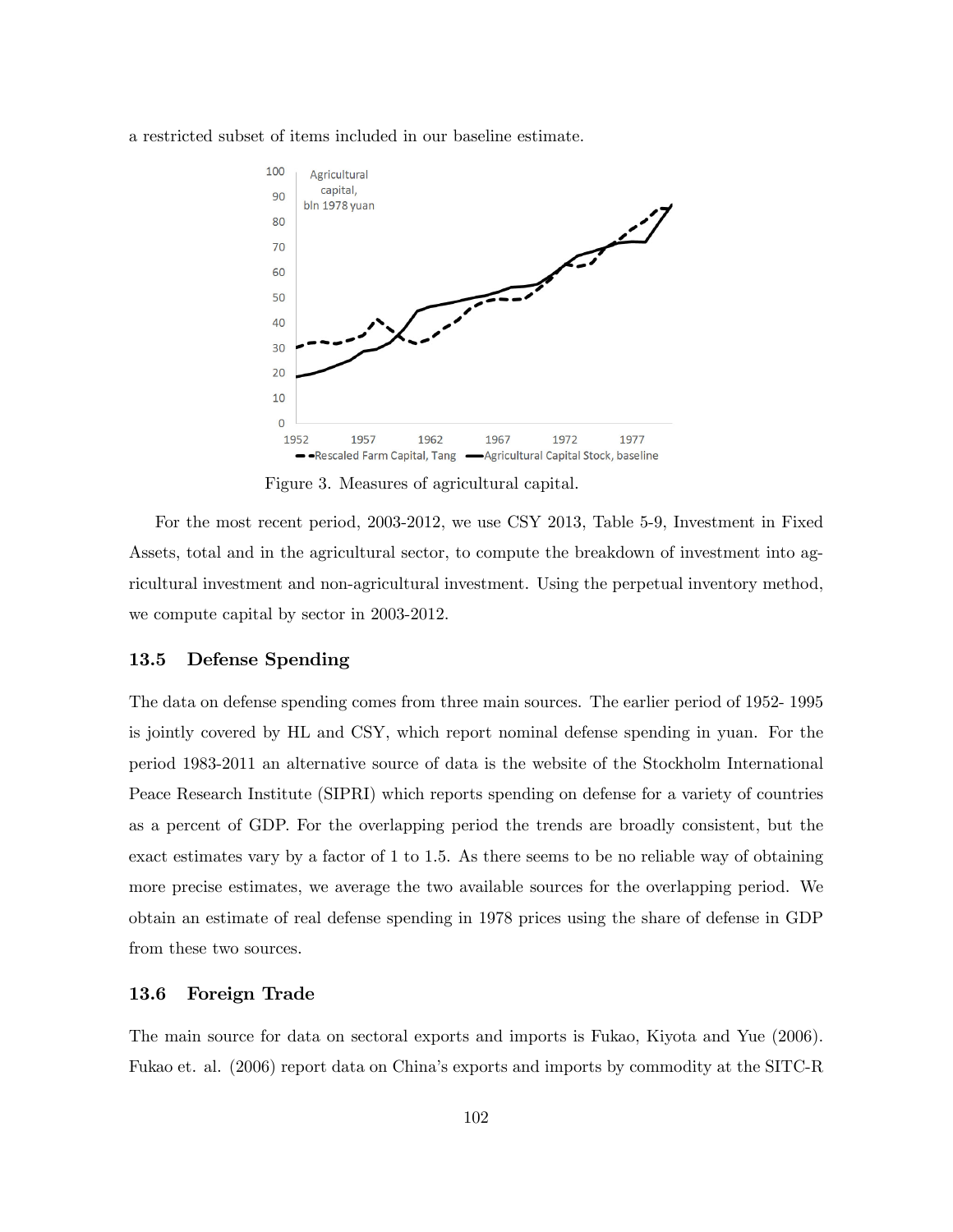a restricted subset of items included in our baseline estimate.

Figure 3. Measures of agricultural capital.

For the most recent period, 2003-2012, we use CSY 2013, Table 5-9, Investment in Fixed Assets, total and in the agricultural sector, to compute the breakdown of investment into agricultural investment and non-agricultural investment. Using the perpetual inventory method, we compute capital by sector in 2003-2012.

### 13.5 Defense Spending

The data on defense spending comes from three main sources. The earlier period of 1952- 1995 is jointly covered by HL and CSY, which report nominal defense spending in yuan. For the period 1983-2011 an alternative source of data is the website of the Stockholm International Peace Research Institute (SIPRI) which reports spending on defense for a variety of countries as a percent of GDP. For the overlapping period the trends are broadly consistent, but the exact estimates vary by a factor of 1 to 1.5. As there seems to be no reliable way of obtaining more precise estimates, we average the two available sources for the overlapping period. We obtain an estimate of real defense spending in 1978 prices using the share of defense in GDP from these two sources.

### 13.6 Foreign Trade

The main source for data on sectoral exports and imports is Fukao, Kiyota and Yue (2006). Fukao et. al. (2006) report data on China's exports and imports by commodity at the SITC-R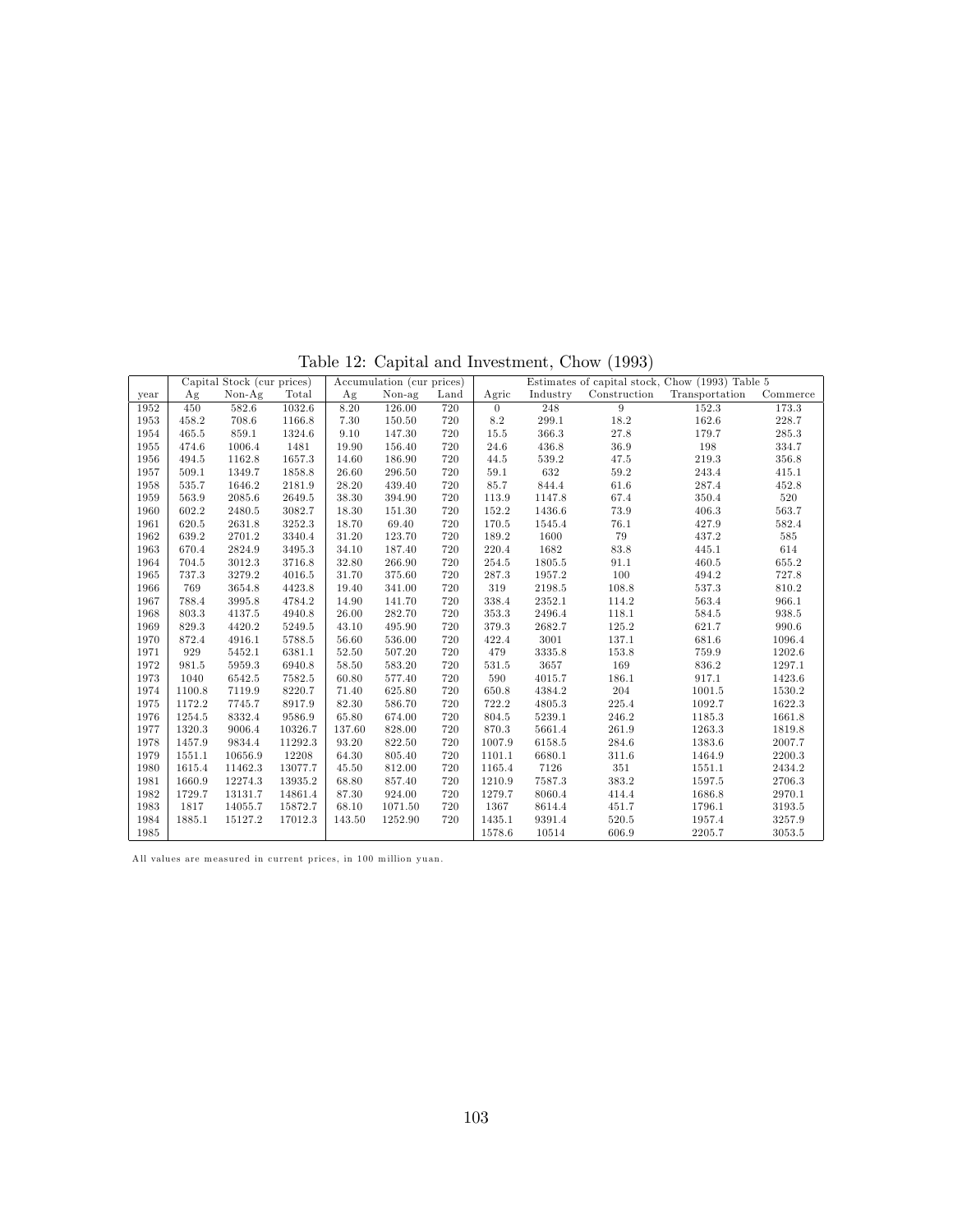Table 12: Capital and Investment, Chow (1993)

| | Capital Stock (cur prices) | | | Accumulation (cur prices) | | | Estimates of capital stock, Chow (1993) Table 5 | | | | |
|---|---|---|---|---|---|---|---|---|---|---|---|
| year | Ag | Non-Ag | Total | Ag | Non-ag | Land | Agric | Industry | Construction | Transportation | Commerce |
| 1952 | 450 | 582.6 | 1032.6 | 8.20 | 126.00 | 720 | 0 | 248 | 9 | 152.3 | 173.3 |
| 1953 | 458.2 | 708.6 | 1166.8 | 7.30 | 150.50 | 720 | 8.2 | 299.1 | 18.2 | 162.6 | 228.7 |
| 1954 | 465.5 | 859.1 | 1324.6 | 9.10 | 147.30 | 720 | 15.5 | 366.3 | 27.8 | 179.7 | 285.3 |
| 1955 | 474.6 | 1006.4 | 1481 | 19.90 | 156.40 | 720 | 24.6 | 436.8 | 36.9 | 198 | 334.7 |
| 1956 | 494.5 | 1162.8 | 1657.3 | 14.60 | 186.90 | 720 | 44.5 | 539.2 | 47.5 | 219.3 | 356.8 |
| 1957 | 509.1 | 1349.7 | 1858.8 | 26.60 | 296.50 | 720 | 59.1 | 632 | 59.2 | 243.4 | 415.1 |
| 1958 | 535.7 | 1646.2 | 2181.9 | 28.20 | 439.40 | 720 | 85.7 | 844.4 | 61.6 | 287.4 | 452.8 |
| 1959 | 563.9 | 2085.6 | 2649.5 | 38.30 | 394.90 | 720 | 113.9 | 1147.8 | 67.4 | 350.4 | 520 |
| 1960 | 602.2 | 2480.5 | 3082.7 | 18.30 | 151.30 | 720 | 152.2 | 1436.6 | 73.9 | 406.3 | 563.7 |
| 1961 | 620.5 | 2631.8 | 3252.3 | 18.70 | 69.40 | 720 | 170.5 | 1545.4 | 76.1 | 427.9 | 582.4 |
| 1962 | 639.2 | 2701.2 | 3340.4 | 31.20 | 123.70 | 720 | 189.2 | 1600 | 79 | 437.2 | 585 |
| 1963 | 670.4 | 2824.9 | 3495.3 | 34.10 | 187.40 | 720 | 220.4 | 1682 | 83.8 | 445.1 | 614 |
| 1964 | 704.5 | 3012.3 | 3716.8 | 32.80 | 266.90 | 720 | 254.5 | 1805.5 | 91.1 | 460.5 | 655.2 |
| 1965 | 737.3 | 3279.2 | 4016.5 | 31.70 | 375.60 | 720 | 287.3 | 1957.2 | 100 | 494.2 | 727.8 |
| 1966 | 769 | 3654.8 | 4423.8 | 19.40 | 341.00 | 720 | 319 | 2198.5 | 108.8 | 537.3 | 810.2 |
| 1967 | 788.4 | 3995.8 | 4784.2 | 14.90 | 141.70 | 720 | 338.4 | 2352.1 | 114.2 | 563.4 | 966.1 |
| 1968 | 803.3 | 4137.5 | 4940.8 | 26.00 | 282.70 | 720 | 353.3 | 2496.4 | 118.1 | 584.5 | 938.5 |
| 1969 | 829.3 | 4420.2 | 5249.5 | 43.10 | 495.90 | 720 | 379.3 | 2682.7 | 125.2 | 621.7 | 990.6 |
| 1970 | 872.4 | 4916.1 | 5788.5 | 56.60 | 536.00 | 720 | 422.4 | 3001 | 137.1 | 681.6 | 1096.4 |
| 1971 | 929 | 5452.1 | 6381.1 | 52.50 | 507.20 | 720 | 479 | 3335.8 | 153.8 | 759.9 | 1202.6 |
| 1972 | 981.5 | 5959.3 | 6940.8 | 58.50 | 583.20 | 720 | 531.5 | 3657 | 169 | 836.2 | 1297.1 |
| 1973 | 1040 | 6542.5 | 7582.5 | 60.80 | 577.40 | 720 | 590 | 4015.7 | 186.1 | 917.1 | 1423.6 |
| 1974 | 1100.8 | 7119.9 | 8220.7 | 71.40 | 625.80 | 720 | 650.8 | 4384.2 | 204 | 1001.5 | 1530.2 |
| 1975 | 1172.2 | 7745.7 | 8917.9 | 82.30 | 586.70 | 720 | 722.2 | 4805.3 | 225.4 | 1092.7 | 1622.3 |
| 1976 | 1254.5 | 8332.4 | 9586.9 | 65.80 | 674.00 | 720 | 804.5 | 5239.1 | 246.2 | 1185.3 | 1661.8 |
| 1977 | 1320.3 | 9006.4 | 10326.7 | 137.60 | 828.00 | 720 | 870.3 | 5661.4 | 261.9 | 1263.3 | 1819.8 |
| 1978 | 1457.9 | 9834.4 | 11292.3 | 93.20 | 822.50 | 720 | 1007.9 | 6158.5 | 284.6 | 1383.6 | 2007.7 |
| 1979 | 1551.1 | 10656.9 | 12208 | 64.30 | 805.40 | 720 | 1101.1 | 6680.1 | 311.6 | 1464.9 | 2200.3 |
| 1980 | 1615.4 | 11462.3 | 13077.7 | 45.50 | 812.00 | 720 | 1165.4 | 7126 | 351 | 1551.1 | 2434.2 |
| 1981 | 1660.9 | 12274.3 | 13935.2 | 68.80 | 857.40 | 720 | 1210.9 | 7587.3 | 383.2 | 1597.5 | 2706.3 |
| 1982 | 1729.7 | 13131.7 | 14861.4 | 87.30 | 924.00 | 720 | 1279.7 | 8060.4 | 414.4 | 1686.8 | 2970.1 |
| 1983 | 1817 | 14055.7 | 15872.7 | 68.10 | 1071.50 | 720 | 1367 | 8614.4 | 451.7 | 1796.1 | 3193.5 |
| 1984 | 1885.1 | 15127.2 | 17012.3 | 143.50 | 1252.90 | 720 | 1435.1 | 9391.4 | 520.5 | 1957.4 | 3257.9 |
| 1985 | | | | | | | 1578.6 | 10514 | 606.9 | 2205.7 | 3053.5 |

All values are measured in current prices, in 100 million yuan.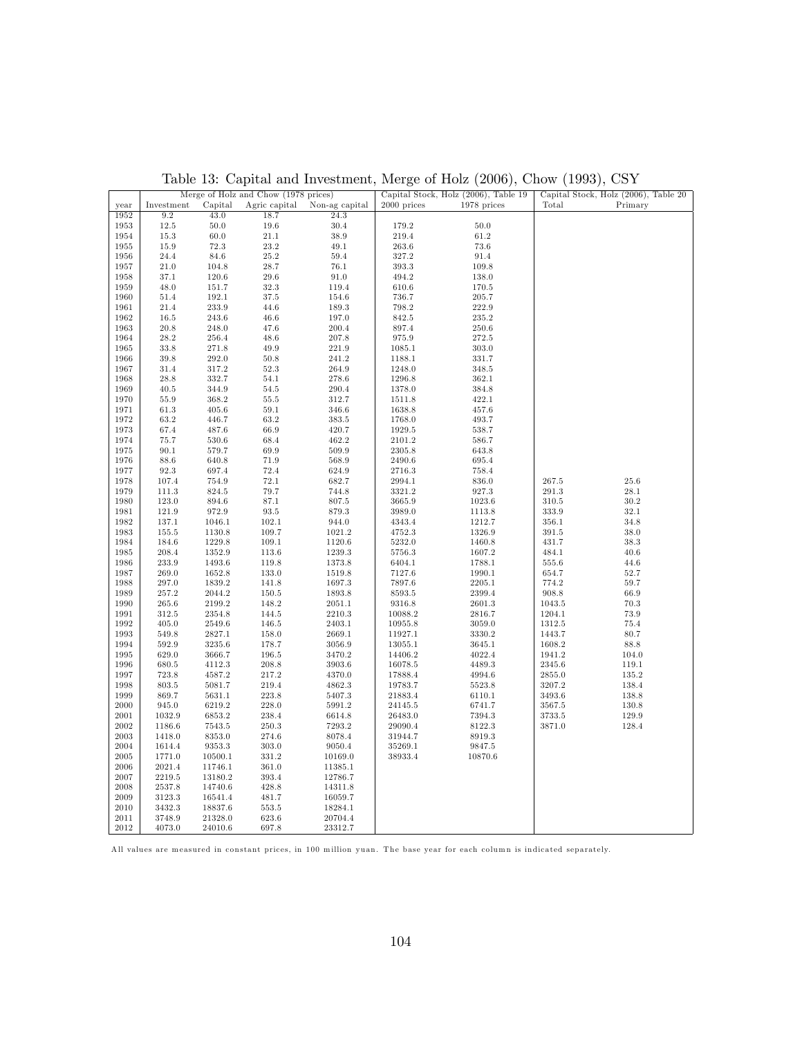Table 13: Capital and Investment, Merge of Holz (2006), Chow (1993), CSY

| | Merge of Holz and Chow (1978 prices) | | | | Capital Stock, Holz (2006), Table 19 | | Capital Stock, Holz (2006), Table 20 | |
|---|---|---|---|---|---|---|---|---|
| year | Investment | Capital | Agric capital | Non-ag capital | 2000 prices | 1978 prices | Total | Primary |
| 1952 | 9.2 | 43.0 | 18.7 | 24.3 | | | | |
| 1953 | 12.5 | 50.0 | 19.6 | 30.4 | 179.2 | 50.0 | | |
| 1954 | 15.3 | 60.0 | 21.1 | 38.9 | 219.4 | 61.2 | | |
| 1955 | 15.9 | 72.3 | 23.2 | 49.1 | 263.6 | 73.6 | | |
| 1956 | 24.4 | 84.6 | 25.2 | 59.4 | 327.2 | 91.4 | | |
| 1957 | 21.0 | 104.8 | 28.7 | 76.1 | 393.3 | 109.8 | | |
| 1958 | 37.1 | 120.6 | 29.6 | 91.0 | 494.2 | 138.0 | | |
| 1959 | 48.0 | 151.7 | 32.3 | 119.4 | 610.6 | 170.5 | | |
| 1960 | 51.4 | 192.1 | 37.5 | 154.6 | 736.7 | 205.7 | | |
| 1961 | 21.4 | 233.9 | 44.6 | 189.3 | 798.2 | 222.9 | | |
| 1962 | 16.5 | 243.6 | 46.6 | 197.0 | 842.5 | 235.2 | | |
| 1963 | 20.8 | 248.0 | 47.6 | 200.4 | 897.4 | 250.6 | | |
| 1964 | 28.2 | 256.4 | 48.6 | 207.8 | 975.9 | 272.5 | | |
| 1965 | 33.8 | 271.8 | 49.9 | 221.9 | 1085.1 | 303.0 | | |
| 1966 | 39.8 | 292.0 | 50.8 | 241.2 | 1188.1 | 331.7 | | |
| 1967 | 31.4 | 317.2 | 52.3 | 264.9 | 1248.0 | 348.5 | | |
| 1968 | 28.8 | 332.7 | 54.1 | 278.6 | 1296.8 | 362.1 | | |
| 1969 | 40.5 | 344.9 | 54.5 | 290.4 | 1378.0 | 384.8 | | |
| 1970 | 55.9 | 368.2 | 55.5 | 312.7 | 1511.8 | 422.1 | | |
| 1971 | 61.3 | 405.6 | 59.1 | 346.6 | 1638.8 | 457.6 | | |
| 1972 | 63.2 | 446.7 | 63.2 | 383.5 | 1768.0 | 493.7 | | |
| 1973 | 67.4 | 487.6 | 66.9 | 420.7 | 1929.5 | 538.7 | | |
| 1974 | 75.7 | 530.6 | 68.4 | 462.2 | 2101.2 | 586.7 | | |
| 1975 | 90.1 | 579.7 | 69.9 | 509.9 | 2305.8 | 643.8 | | |
| 1976 | 88.6 | 640.8 | 71.9 | 568.9 | 2490.6 | 695.4 | | |
| 1977 | 92.3 | 697.4 | 72.4 | 624.9 | 2716.3 | 758.4 | | |
| 1978 | 107.4 | 754.9 | 72.1 | 682.7 | 2994.1 | 836.0 | 267.5 | 25.6 |
| 1979 | 111.3 | 824.5 | 79.7 | 744.8 | 3321.2 | 927.3 | 291.3 | 28.1 |
| 1980 | 123.0 | 894.6 | 87.1 | 807.5 | 3665.9 | 1023.6 | 310.5 | 30.2 |
| 1981 | 121.9 | 972.9 | 93.5 | 879.3 | 3989.0 | 1113.8 | 333.9 | 32.1 |
| 1982 | 137.1 | 1046.1 | 102.1 | 944.0 | 4343.4 | 1212.7 | 356.1 | 34.8 |
| 1983 | 155.5 | 1130.8 | 109.7 | 1021.2 | 4752.3 | 1326.9 | 391.5 | 38.0 |
| 1984 | 184.6 | 1229.8 | 109.1 | 1120.6 | 5232.0 | 1460.8 | 431.7 | 38.3 |
| 1985 | 208.4 | 1352.9 | 113.6 | 1239.3 | 5756.3 | 1607.2 | 484.1 | 40.6 |
| 1986 | 233.9 | 1493.6 | 119.8 | 1373.8 | 6404.1 | 1788.1 | 555.6 | 44.6 |
| 1987 | 269.0 | 1652.8 | 133.0 | 1519.8 | 7127.6 | 1990.1 | 654.7 | 52.7 |
| 1988 | 297.0 | 1839.2 | 141.8 | 1697.3 | 7897.6 | 2205.1 | 774.2 | 59.7 |
| 1989 | 257.2 | 2044.2 | 150.5 | 1893.8 | 8593.5 | 2399.4 | 908.8 | 66.9 |
| 1990 | 265.6 | 2199.2 | 148.2 | 2051.1 | 9316.8 | 2601.3 | 1043.5 | 70.3 |
| 1991 | 312.5 | 2354.8 | 144.5 | 2210.3 | 10088.2 | 2816.7 | 1204.1 | 73.9 |
| 1992 | 405.0 | 2549.6 | 146.5 | 2403.1 | 10955.8 | 3059.0 | 1312.5 | 75.4 |
| 1993 | 549.8 | 2827.1 | 158.0 | 2669.1 | 11927.1 | 3330.2 | 1443.7 | 80.7 |
| 1994 | 592.9 | 3235.6 | 178.7 | 3056.9 | 13055.1 | 3645.1 | 1608.2 | 88.8 |
| 1995 | 629.0 | 3666.7 | 196.5 | 3470.2 | 14406.2 | 4022.4 | 1941.2 | 104.0 |
| 1996 | 680.5 | 4112.3 | 208.8 | 3903.6 | 16078.5 | 4489.3 | 2345.6 | 119.1 |
| 1997 | 723.8 | 4587.2 | 217.2 | 4370.0 | 17888.4 | 4994.6 | 2855.0 | 135.2 |
| 1998 | 803.5 | 5081.7 | 219.4 | 4862.3 | 19783.7 | 5523.8 | 3207.2 | 138.4 |
| 1999 | 869.7 | 5631.1 | 223.8 | 5407.3 | 21883.4 | 6110.1 | 3493.6 | 138.8 |
| 2000 | 945.0 | 6219.2 | 228.0 | 5991.2 | 24145.5 | 6741.7 | 3567.5 | 130.8 |
| 2001 | 1032.9 | 6853.2 | 238.4 | 6614.8 | 26483.0 | 7394.3 | 3733.5 | 129.9 |
| 2002 | 1186.6 | 7543.5 | 250.3 | 7293.2 | 29090.4 | 8122.3 | 3871.0 | 128.4 |
| 2003 | 1418.0 | 8353.0 | 274.6 | 8078.4 | 31944.7 | 8919.3 | | |
| 2004 | 1614.4 | 9353.3 | 303.0 | 9050.4 | 35269.1 | 9847.5 | | |
| 2005 | 1771.0 | 10500.1 | 331.2 | 10169.0 | 38933.4 | 10870.6 | | |
| 2006 | 2021.4 | 11746.1 | 361.0 | 11385.1 | | | | |
| 2007 | 2219.5 | 13180.2 | 393.4 | 12786.7 | | | | |
| 2008 | 2537.8 | 14740.6 | 428.8 | 14311.8 | | | | |
| 2009 | 3123.3 | 16541.4 | 481.7 | 16059.7 | | | | |
| 2010 | 3432.3 | 18837.6 | 553.5 | 18284.1 | | | | |
| 2011 | 3748.9 | 21328.0 | 623.6 | 20704.4 | | | | |
| 2012 | 4073.0 | 24010.6 | 697.8 | 23312.7 | | | | |

All values are measured in constant prices, in 100 million yuan. The base year for each column is indicated separately.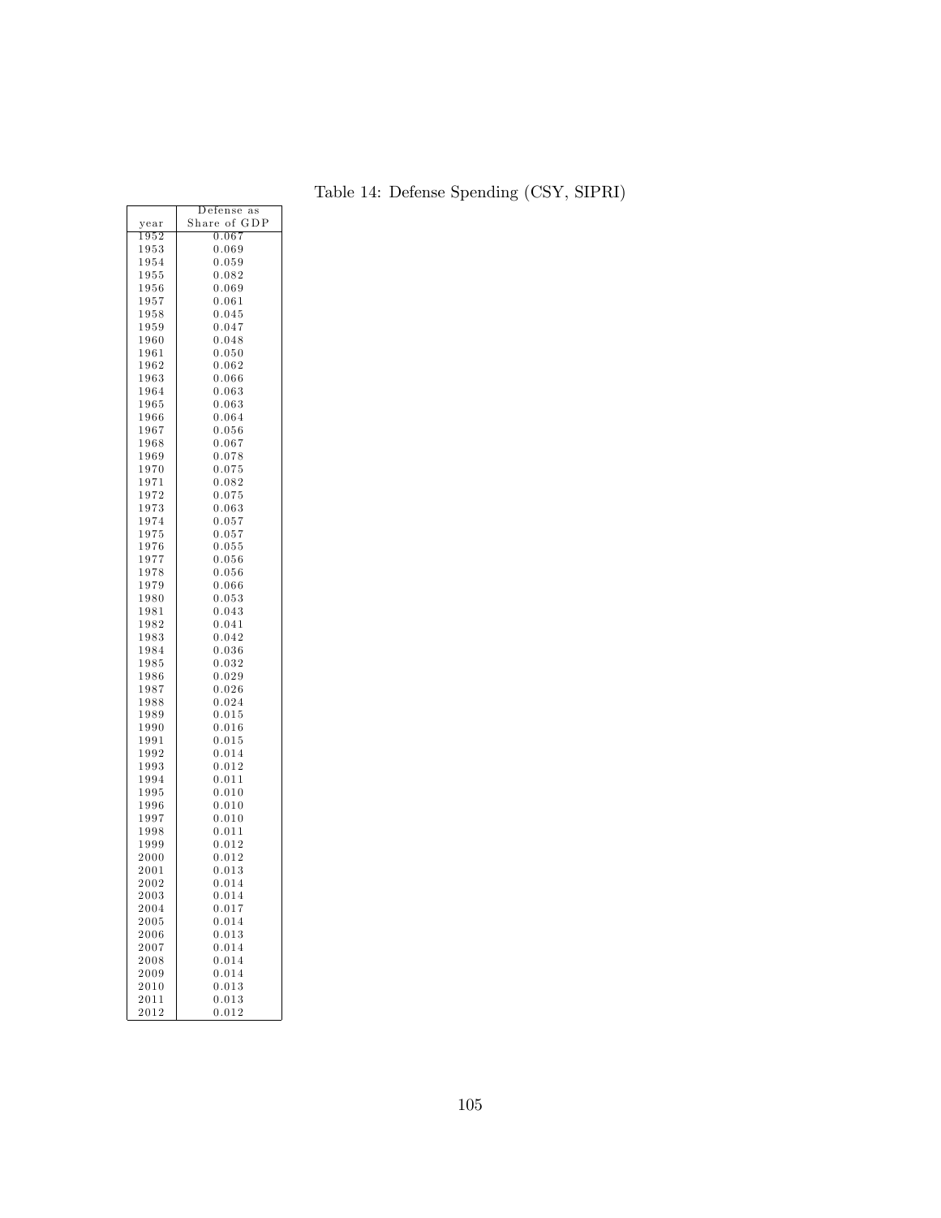Table 14: Defense Spending (CSY, SIPRI)

| year | Defense as Share of GDP |
|---|---|
| 1952 | 0.067 |
| 1953 | 0.069 |
| 1954 | 0.059 |
| 1955 | 0.082 |
| 1956 | 0.069 |
| 1957 | 0.061 |
| 1958 | 0.045 |
| 1959 | 0.047 |
| 1960 | 0.048 |
| 1961 | 0.050 |
| 1962 | 0.062 |
| 1963 | 0.066 |
| 1964 | 0.063 |
| 1965 | 0.063 |
| 1966 | 0.064 |
| 1967 | 0.056 |
| 1968 | 0.067 |
| 1969 | 0.078 |
| 1970 | 0.075 |
| 1971 | 0.082 |
| 1972 | 0.075 |
| 1973 | 0.063 |
| 1974 | 0.057 |
| 1975 | 0.057 |
| 1976 | 0.055 |
| 1977 | 0.056 |
| 1978 | 0.056 |
| 1979 | 0.066 |
| 1980 | 0.053 |
| 1981 | 0.043 |
| 1982 | 0.041 |
| 1983 | 0.042 |
| 1984 | 0.036 |
| 1985 | 0.032 |
| 1986 | 0.029 |
| 1987 | 0.026 |
| 1988 | 0.024 |
| 1989 | 0.015 |
| 1990 | 0.016 |
| 1991 | 0.015 |
| 1992 | 0.014 |
| 1993 | 0.012 |
| 1994 | 0.011 |
| 1995 | 0.010 |
| 1996 | 0.010 |
| 1997 | 0.010 |
| 1998 | 0.011 |
| 1999 | 0.012 |
| 2000 | 0.012 |
| 2001 | 0.013 |
| 2002 | 0.014 |
| 2003 | 0.014 |
| 2004 | 0.017 |
| 2005 | 0.014 |
| 2006 | 0.013 |
| 2007 | 0.014 |
| 2008 | 0.014 |
| 2009 | 0.014 |
| 2010 | 0.013 |
| 2011 | 0.013 |
| 2012 | 0.012 |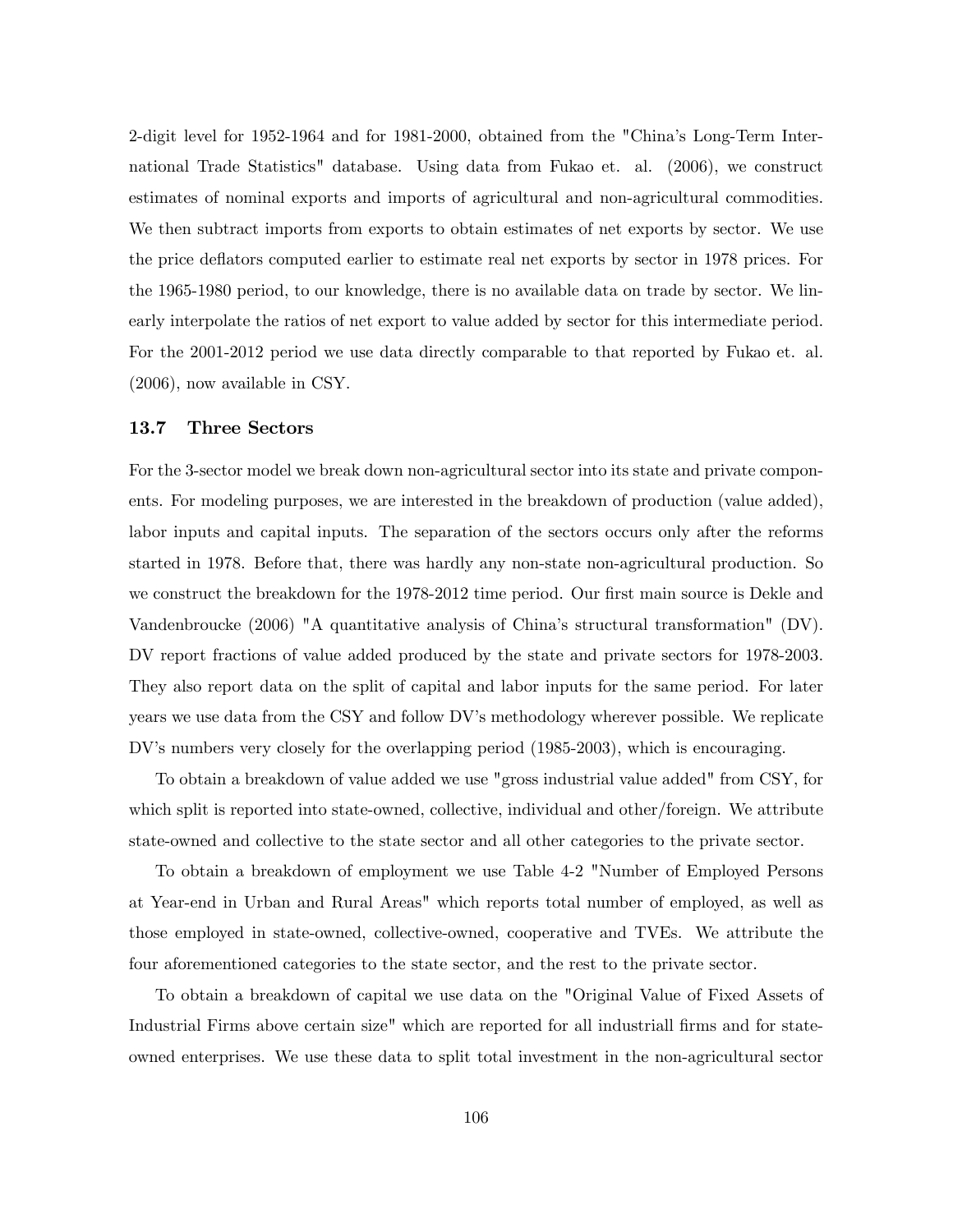2-digit level for 1952-1964 and for 1981-2000, obtained from the "China's Long-Term International Trade Statistics" database. Using data from Fukao et. al. (2006), we construct estimates of nominal exports and imports of agricultural and non-agricultural commodities. We then subtract imports from exports to obtain estimates of net exports by sector. We use the price deflators computed earlier to estimate real net exports by sector in 1978 prices. For the 1965-1980 period, to our knowledge, there is no available data on trade by sector. We linearly interpolate the ratios of net export to value added by sector for this intermediate period. For the 2001-2012 period we use data directly comparable to that reported by Fukao et. al. (2006), now available in CSY.

### 13.7 Three Sectors

For the 3-sector model we break down non-agricultural sector into its state and private components. For modeling purposes, we are interested in the breakdown of production (value added), labor inputs and capital inputs. The separation of the sectors occurs only after the reforms started in 1978. Before that, there was hardly any non-state non-agricultural production. So we construct the breakdown for the 1978-2012 time period. Our first main source is Dekle and Vandenbroucke (2006) "A quantitative analysis of China's structural transformation" (DV). DV report fractions of value added produced by the state and private sectors for 1978-2003. They also report data on the split of capital and labor inputs for the same period. For later years we use data from the CSY and follow DV's methodology wherever possible. We replicate DV's numbers very closely for the overlapping period (1985-2003), which is encouraging.

To obtain a breakdown of value added we use "gross industrial value added" from CSY, for which split is reported into state-owned, collective, individual and other/foreign. We attribute state-owned and collective to the state sector and all other categories to the private sector.

To obtain a breakdown of employment we use Table 4-2 "Number of Employed Persons at Year-end in Urban and Rural Areas" which reports total number of employed, as well as those employed in state-owned, collective-owned, cooperative and TVEs. We attribute the four aforementioned categories to the state sector, and the rest to the private sector.

To obtain a breakdown of capital we use data on the "Original Value of Fixed Assets of Industrial Firms above certain size" which are reported for all industriall firms and for state-owned enterprises. We use these data to split total investment in the non-agricultural sector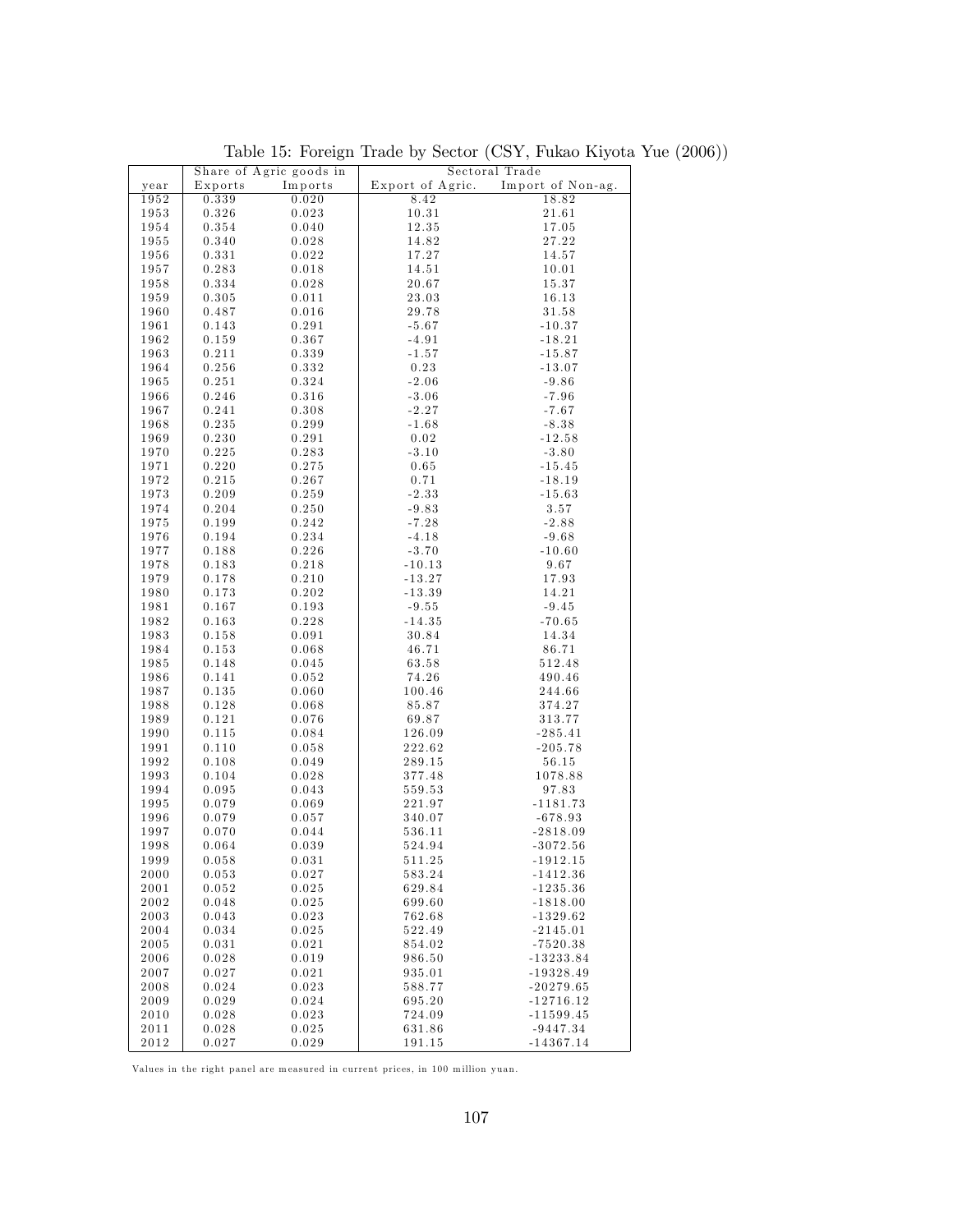Table 15: Foreign Trade by Sector (CSY, Fukao Kiyota Yue (2006))

| | Share of Agric goods in | | Sectoral Trade | |
|---|---|---|---|---|
| year | Exports | Imports | Export of Agric. | Import of Non-ag. |
| 1952 | 0.339 | 0.020 | 8.42 | 18.82 |
| 1953 | 0.326 | 0.023 | 10.31 | 21.61 |
| 1954 | 0.354 | 0.040 | 12.35 | 17.05 |
| 1955 | 0.340 | 0.028 | 14.82 | 27.22 |
| 1956 | 0.331 | 0.022 | 17.27 | 14.57 |
| 1957 | 0.283 | 0.018 | 14.51 | 10.01 |
| 1958 | 0.334 | 0.028 | 20.67 | 15.37 |
| 1959 | 0.305 | 0.011 | 23.03 | 16.13 |
| 1960 | 0.487 | 0.016 | 29.78 | 31.58 |
| 1961 | 0.143 | 0.291 | -5.67 | -10.37 |
| 1962 | 0.159 | 0.367 | -4.91 | -18.21 |
| 1963 | 0.211 | 0.339 | -1.57 | -15.87 |
| 1964 | 0.256 | 0.332 | 0.23 | -13.07 |
| 1965 | 0.251 | 0.324 | -2.06 | -9.86 |
| 1966 | 0.246 | 0.316 | -3.06 | -7.96 |
| 1967 | 0.241 | 0.308 | -2.27 | -7.67 |
| 1968 | 0.235 | 0.299 | -1.68 | -8.38 |
| 1969 | 0.230 | 0.291 | 0.02 | -12.58 |
| 1970 | 0.225 | 0.283 | -3.10 | -3.80 |
| 1971 | 0.220 | 0.275 | 0.65 | -15.45 |
| 1972 | 0.215 | 0.267 | 0.71 | -18.19 |
| 1973 | 0.209 | 0.259 | -2.33 | -15.63 |
| 1974 | 0.204 | 0.250 | -9.83 | 3.57 |
| 1975 | 0.199 | 0.242 | -7.28 | -2.88 |
| 1976 | 0.194 | 0.234 | -4.18 | -9.68 |
| 1977 | 0.188 | 0.226 | -3.70 | -10.60 |
| 1978 | 0.183 | 0.218 | -10.13 | 9.67 |
| 1979 | 0.178 | 0.210 | -13.27 | 17.93 |
| 1980 | 0.173 | 0.202 | -13.39 | 14.21 |
| 1981 | 0.167 | 0.193 | -9.55 | -9.45 |
| 1982 | 0.163 | 0.228 | -14.35 | -70.65 |
| 1983 | 0.158 | 0.091 | 30.84 | 14.34 |
| 1984 | 0.153 | 0.068 | 46.71 | 86.71 |
| 1985 | 0.148 | 0.045 | 63.58 | 512.48 |
| 1986 | 0.141 | 0.052 | 74.26 | 490.46 |
| 1987 | 0.135 | 0.060 | 100.46 | 244.66 |
| 1988 | 0.128 | 0.068 | 85.87 | 374.27 |
| 1989 | 0.121 | 0.076 | 69.87 | 313.77 |
| 1990 | 0.115 | 0.084 | 126.09 | -285.41 |
| 1991 | 0.110 | 0.058 | 222.62 | -205.78 |
| 1992 | 0.108 | 0.049 | 289.15 | 56.15 |
| 1993 | 0.104 | 0.028 | 377.48 | 1078.88 |
| 1994 | 0.095 | 0.043 | 559.53 | 97.83 |
| 1995 | 0.079 | 0.069 | 221.97 | -1181.73 |
| 1996 | 0.079 | 0.057 | 340.07 | -678.93 |
| 1997 | 0.070 | 0.044 | 536.11 | -2818.09 |
| 1998 | 0.064 | 0.039 | 524.94 | -3072.56 |
| 1999 | 0.058 | 0.031 | 511.25 | -1912.15 |
| 2000 | 0.053 | 0.027 | 583.24 | -1412.36 |
| 2001 | 0.052 | 0.025 | 629.84 | -1235.36 |
| 2002 | 0.048 | 0.025 | 699.60 | -1818.00 |
| 2003 | 0.043 | 0.023 | 762.68 | -1329.62 |
| 2004 | 0.034 | 0.025 | 522.49 | -2145.01 |
| 2005 | 0.031 | 0.021 | 854.02 | -7520.38 |
| 2006 | 0.028 | 0.019 | 986.50 | -13233.84 |
| 2007 | 0.027 | 0.021 | 935.01 | -19328.49 |
| 2008 | 0.024 | 0.023 | 588.77 | -20279.65 |
| 2009 | 0.029 | 0.024 | 695.20 | -12716.12 |
| 2010 | 0.028 | 0.023 | 724.09 | -11599.45 |
| 2011 | 0.028 | 0.025 | 631.86 | -9447.34 |
| 2012 | 0.027 | 0.029 | 191.15 | -14367.14 |

Values in the right panel are measured in current prices, in 100 million yuan.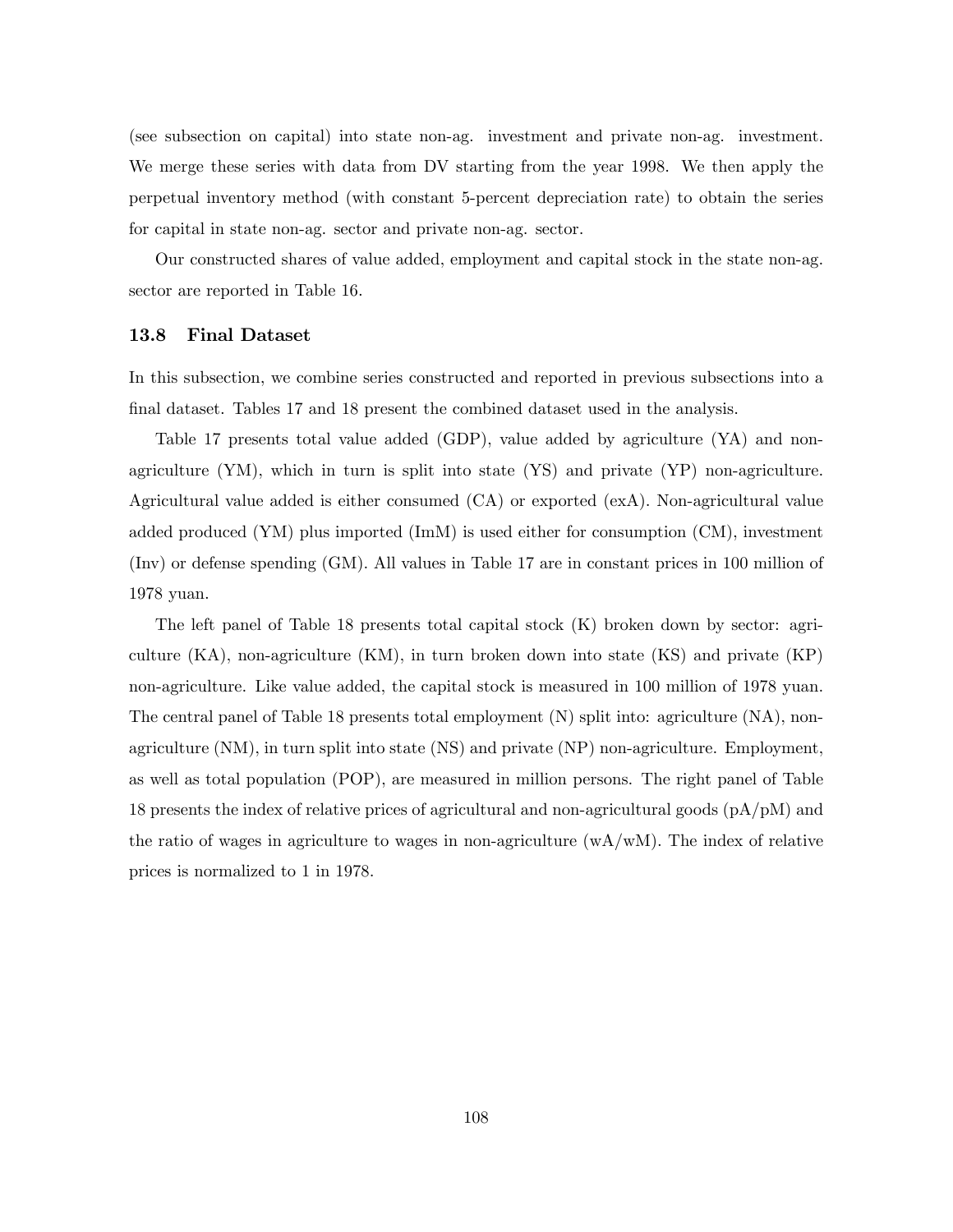(see subsection on capital) into state non-ag. investment and private non-ag. investment. We merge these series with data from DV starting from the year 1998. We then apply the perpetual inventory method (with constant 5-percent depreciation rate) to obtain the series for capital in state non-ag. sector and private non-ag. sector.

Our constructed shares of value added, employment and capital stock in the state non-ag. sector are reported in Table 16.

### 13.8 Final Dataset

In this subsection, we combine series constructed and reported in previous subsections into a final dataset. Tables 17 and 18 present the combined dataset used in the analysis.

Table 17 presents total value added (GDP), value added by agriculture (YA) and non-agriculture (YM), which in turn is split into state (YS) and private (YP) non-agriculture. Agricultural value added is either consumed (CA) or exported (exA). Non-agricultural value added produced (YM) plus imported (ImM) is used either for consumption (CM), investment (Inv) or defense spending (GM). All values in Table 17 are in constant prices in 100 million of 1978 yuan.

The left panel of Table 18 presents total capital stock (K) broken down by sector: agriculture (KA), non-agriculture (KM), in turn broken down into state (KS) and private (KP) non-agriculture. Like value added, the capital stock is measured in 100 million of 1978 yuan. The central panel of Table 18 presents total employment (N) split into: agriculture (NA), non-agriculture (NM), in turn split into state (NS) and private (NP) non-agriculture. Employment, as well as total population (POP), are measured in million persons. The right panel of Table 18 presents the index of relative prices of agricultural and non-agricultural goods (pA/pM) and the ratio of wages in agriculture to wages in non-agriculture (wA/wM). The index of relative prices is normalized to 1 in 1978.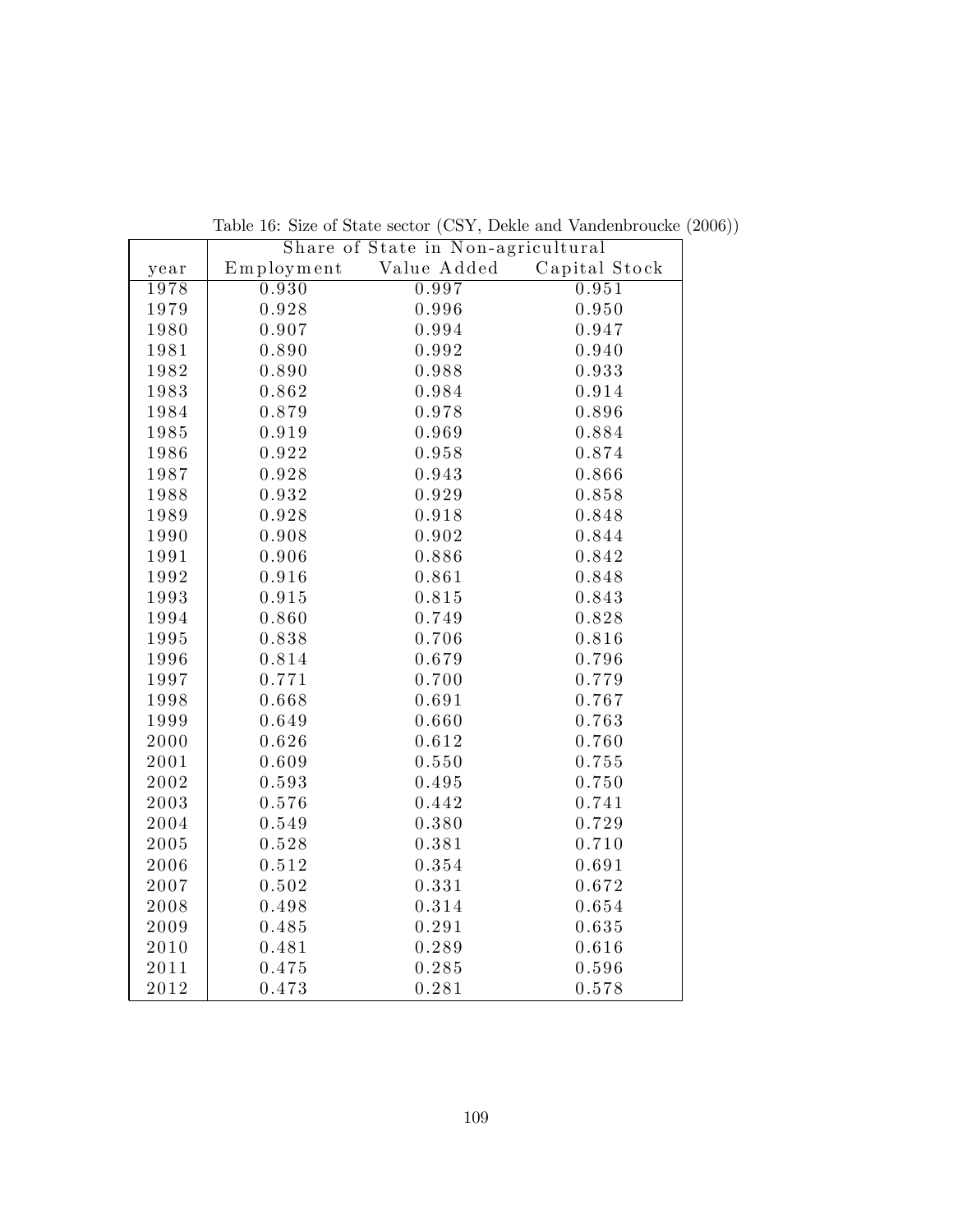Table 16: Size of State sector (CSY, Dekle and Vandenbroucke (2006))

| | Share of State in Non-agricultural | | |
|---|---|---|---|
| year | Employment | Value Added | Capital Stock |
| 1978 | 0.930 | 0.997 | 0.951 |
| 1979 | 0.928 | 0.996 | 0.950 |
| 1980 | 0.907 | 0.994 | 0.947 |
| 1981 | 0.890 | 0.992 | 0.940 |
| 1982 | 0.890 | 0.988 | 0.933 |
| 1983 | 0.862 | 0.984 | 0.914 |
| 1984 | 0.879 | 0.978 | 0.896 |
| 1985 | 0.919 | 0.969 | 0.884 |
| 1986 | 0.922 | 0.958 | 0.874 |
| 1987 | 0.928 | 0.943 | 0.866 |
| 1988 | 0.932 | 0.929 | 0.858 |
| 1989 | 0.928 | 0.918 | 0.848 |
| 1990 | 0.908 | 0.902 | 0.844 |
| 1991 | 0.906 | 0.886 | 0.842 |
| 1992 | 0.916 | 0.861 | 0.848 |
| 1993 | 0.915 | 0.815 | 0.843 |
| 1994 | 0.860 | 0.749 | 0.828 |
| 1995 | 0.838 | 0.706 | 0.816 |
| 1996 | 0.814 | 0.679 | 0.796 |
| 1997 | 0.771 | 0.700 | 0.779 |
| 1998 | 0.668 | 0.691 | 0.767 |
| 1999 | 0.649 | 0.660 | 0.763 |
| 2000 | 0.626 | 0.612 | 0.760 |
| 2001 | 0.609 | 0.550 | 0.755 |
| 2002 | 0.593 | 0.495 | 0.750 |
| 2003 | 0.576 | 0.442 | 0.741 |
| 2004 | 0.549 | 0.380 | 0.729 |
| 2005 | 0.528 | 0.381 | 0.710 |
| 2006 | 0.512 | 0.354 | 0.691 |
| 2007 | 0.502 | 0.331 | 0.672 |
| 2008 | 0.498 | 0.314 | 0.654 |
| 2009 | 0.485 | 0.291 | 0.635 |
| 2010 | 0.481 | 0.289 | 0.616 |
| 2011 | 0.475 | 0.285 | 0.596 |
| 2012 | 0.473 | 0.281 | 0.578 |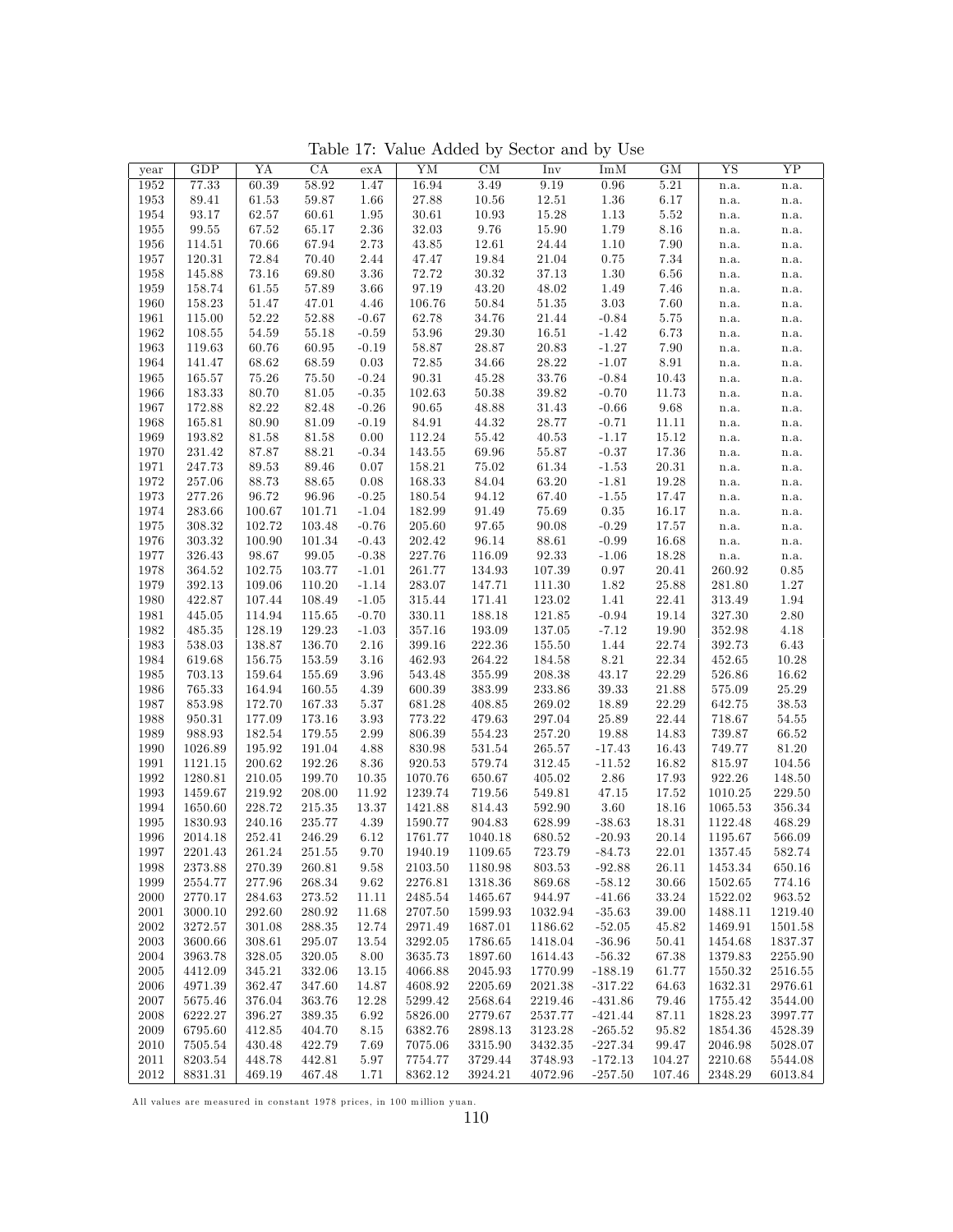Table 17: Value Added by Sector and by Use

| year | GDP | YA | CA | exA | YM | CM | Inv | ImM | GM | YS | YP |
|---|---|---|---|---|---|---|---|---|---|---|---|
| 1952 | 77.33 | 60.39 | 58.92 | 1.47 | 16.94 | 3.49 | 9.19 | 0.96 | 5.21 | n.a. | n.a. |
| 1953 | 89.41 | 61.53 | 59.87 | 1.66 | 27.88 | 10.56 | 12.51 | 1.36 | 6.17 | n.a. | n.a. |
| 1954 | 93.17 | 62.57 | 60.61 | 1.95 | 30.61 | 10.93 | 15.28 | 1.13 | 5.52 | n.a. | n.a. |
| 1955 | 99.55 | 67.52 | 65.17 | 2.36 | 32.03 | 9.76 | 15.90 | 1.79 | 8.16 | n.a. | n.a. |
| 1956 | 114.51 | 70.66 | 67.94 | 2.73 | 43.85 | 12.61 | 24.44 | 1.10 | 7.90 | n.a. | n.a. |
| 1957 | 120.31 | 72.84 | 70.40 | 2.44 | 47.47 | 19.84 | 21.04 | 0.75 | 7.34 | n.a. | n.a. |
| 1958 | 145.88 | 73.16 | 69.80 | 3.36 | 72.72 | 30.32 | 37.13 | 1.30 | 6.56 | n.a. | n.a. |
| 1959 | 158.74 | 61.55 | 57.89 | 3.66 | 97.19 | 43.20 | 48.02 | 1.49 | 7.46 | n.a. | n.a. |
| 1960 | 158.23 | 51.47 | 47.01 | 4.46 | 106.76 | 50.84 | 51.35 | 3.03 | 7.60 | n.a. | n.a. |
| 1961 | 115.00 | 52.22 | 52.88 | -0.67 | 62.78 | 34.76 | 21.44 | -0.84 | 5.75 | n.a. | n.a. |
| 1962 | 108.55 | 54.59 | 55.18 | -0.59 | 53.96 | 29.30 | 16.51 | -1.42 | 6.73 | n.a. | n.a. |
| 1963 | 119.63 | 60.76 | 60.95 | -0.19 | 58.87 | 28.87 | 20.83 | -1.27 | 7.90 | n.a. | n.a. |
| 1964 | 141.47 | 68.62 | 68.59 | 0.03 | 72.85 | 34.66 | 28.22 | -1.07 | 8.91 | n.a. | n.a. |
| 1965 | 165.57 | 75.26 | 75.50 | -0.24 | 90.31 | 45.28 | 33.76 | -0.84 | 10.43 | n.a. | n.a. |
| 1966 | 183.33 | 80.70 | 81.05 | -0.35 | 102.63 | 50.38 | 39.82 | -0.70 | 11.73 | n.a. | n.a. |
| 1967 | 172.88 | 82.22 | 82.48 | -0.26 | 90.65 | 48.88 | 31.43 | -0.66 | 9.68 | n.a. | n.a. |
| 1968 | 165.81 | 80.90 | 81.09 | -0.19 | 84.91 | 44.32 | 28.77 | -0.71 | 11.11 | n.a. | n.a. |
| 1969 | 193.82 | 81.58 | 81.58 | 0.00 | 112.24 | 55.42 | 40.53 | -1.17 | 15.12 | n.a. | n.a. |
| 1970 | 231.42 | 87.87 | 88.21 | -0.34 | 143.55 | 69.96 | 55.87 | -0.37 | 17.36 | n.a. | n.a. |
| 1971 | 247.73 | 89.53 | 89.46 | 0.07 | 158.21 | 75.02 | 61.34 | -1.53 | 20.31 | n.a. | n.a. |
| 1972 | 257.06 | 88.73 | 88.65 | 0.08 | 168.33 | 84.04 | 63.20 | -1.81 | 19.28 | n.a. | n.a. |
| 1973 | 277.26 | 96.72 | 96.96 | -0.25 | 180.54 | 94.12 | 67.40 | -1.55 | 17.47 | n.a. | n.a. |
| 1974 | 283.66 | 100.67 | 101.71 | -1.04 | 182.99 | 91.49 | 75.69 | 0.35 | 16.17 | n.a. | n.a. |
| 1975 | 308.32 | 102.72 | 103.48 | -0.76 | 205.60 | 97.65 | 90.08 | -0.29 | 17.57 | n.a. | n.a. |
| 1976 | 303.32 | 100.90 | 101.34 | -0.43 | 202.42 | 96.14 | 88.61 | -0.99 | 16.68 | n.a. | n.a. |
| 1977 | 326.43 | 98.67 | 99.05 | -0.38 | 227.76 | 116.09 | 92.33 | -1.06 | 18.28 | n.a. | n.a. |
| 1978 | 364.52 | 102.75 | 103.77 | -1.01 | 261.77 | 134.93 | 107.39 | 0.97 | 20.41 | 260.92 | 0.85 |
| 1979 | 392.13 | 109.06 | 110.20 | -1.14 | 283.07 | 147.71 | 111.30 | 1.82 | 25.88 | 281.80 | 1.27 |
| 1980 | 422.87 | 107.44 | 108.49 | -1.05 | 315.44 | 171.41 | 123.02 | 1.41 | 22.41 | 313.49 | 1.94 |
| 1981 | 445.05 | 114.94 | 115.65 | -0.70 | 330.11 | 188.18 | 121.85 | -0.94 | 19.14 | 327.30 | 2.80 |
| 1982 | 485.35 | 128.19 | 129.23 | -1.03 | 357.16 | 193.09 | 137.05 | -7.12 | 19.90 | 352.98 | 4.18 |
| 1983 | 538.03 | 138.87 | 136.70 | 2.16 | 399.16 | 222.36 | 155.50 | 1.44 | 22.74 | 392.73 | 6.43 |
| 1984 | 619.68 | 156.75 | 153.59 | 3.16 | 462.93 | 264.22 | 184.58 | 8.21 | 22.34 | 452.65 | 10.28 |
| 1985 | 703.13 | 159.64 | 155.69 | 3.96 | 543.48 | 355.99 | 208.38 | 43.17 | 22.29 | 526.86 | 16.62 |
| 1986 | 765.33 | 164.94 | 160.55 | 4.39 | 600.39 | 383.99 | 233.86 | 39.33 | 21.88 | 575.09 | 25.29 |
| 1987 | 853.98 | 172.70 | 167.33 | 5.37 | 681.28 | 408.85 | 269.02 | 18.89 | 22.29 | 642.75 | 38.53 |
| 1988 | 950.31 | 177.09 | 173.16 | 3.93 | 773.22 | 479.63 | 297.04 | 25.89 | 22.44 | 718.67 | 54.55 |
| 1989 | 988.93 | 182.54 | 179.55 | 2.99 | 806.39 | 554.23 | 257.20 | 19.88 | 14.83 | 739.87 | 66.52 |
| 1990 | 1026.89 | 195.92 | 191.04 | 4.88 | 830.98 | 531.54 | 265.57 | -17.43 | 16.43 | 749.77 | 81.20 |
| 1991 | 1121.15 | 200.62 | 192.26 | 8.36 | 920.53 | 579.74 | 312.45 | -11.52 | 16.82 | 815.97 | 104.56 |
| 1992 | 1280.81 | 210.05 | 199.70 | 10.35 | 1070.76 | 650.67 | 405.02 | 2.86 | 17.93 | 922.26 | 148.50 |
| 1993 | 1459.67 | 219.92 | 208.00 | 11.92 | 1239.74 | 719.56 | 549.81 | 47.15 | 17.52 | 1010.25 | 229.50 |
| 1994 | 1650.60 | 228.72 | 215.35 | 13.37 | 1421.88 | 814.43 | 592.90 | 3.60 | 18.16 | 1065.53 | 356.34 |
| 1995 | 1830.93 | 240.16 | 235.77 | 4.39 | 1590.77 | 904.83 | 628.99 | -38.63 | 18.31 | 1122.48 | 468.29 |
| 1996 | 2014.18 | 252.41 | 246.29 | 6.12 | 1761.77 | 1040.18 | 680.52 | -20.93 | 20.14 | 1195.67 | 566.09 |
| 1997 | 2201.43 | 261.24 | 251.55 | 9.70 | 1940.19 | 1109.65 | 723.79 | -84.73 | 22.01 | 1357.45 | 582.74 |
| 1998 | 2373.88 | 270.39 | 260.81 | 9.58 | 2103.50 | 1180.98 | 803.53 | -92.88 | 26.11 | 1453.34 | 650.16 |
| 1999 | 2554.77 | 277.96 | 268.34 | 9.62 | 2276.81 | 1318.36 | 869.68 | -58.12 | 30.66 | 1502.65 | 774.16 |
| 2000 | 2770.17 | 284.63 | 273.52 | 11.11 | 2485.54 | 1465.67 | 944.97 | -41.66 | 33.24 | 1522.02 | 963.52 |
| 2001 | 3000.10 | 292.60 | 280.92 | 11.68 | 2707.50 | 1599.93 | 1032.94 | -35.63 | 39.00 | 1488.11 | 1219.40 |
| 2002 | 3272.57 | 301.08 | 288.35 | 12.74 | 2971.49 | 1687.01 | 1186.62 | -52.05 | 45.82 | 1469.91 | 1501.58 |
| 2003 | 3600.66 | 308.61 | 295.07 | 13.54 | 3292.05 | 1786.65 | 1418.04 | -36.96 | 50.41 | 1454.68 | 1837.37 |
| 2004 | 3963.78 | 328.05 | 320.05 | 8.00 | 3635.73 | 1897.60 | 1614.43 | -56.32 | 67.38 | 1379.83 | 2255.90 |
| 2005 | 4412.09 | 345.21 | 332.06 | 13.15 | 4066.88 | 2045.93 | 1770.99 | -188.19 | 61.77 | 1550.32 | 2516.55 |
| 2006 | 4971.39 | 362.47 | 347.60 | 14.87 | 4608.92 | 2205.69 | 2021.38 | -317.22 | 64.63 | 1632.31 | 2976.61 |
| 2007 | 5675.46 | 376.04 | 363.76 | 12.28 | 5299.42 | 2568.64 | 2219.46 | -431.86 | 79.46 | 1755.42 | 3544.00 |
| 2008 | 6222.27 | 396.27 | 389.35 | 6.92 | 5826.00 | 2779.67 | 2537.77 | -421.44 | 87.11 | 1828.23 | 3997.77 |
| 2009 | 6795.60 | 412.85 | 404.70 | 8.15 | 6382.76 | 2898.13 | 3123.28 | -265.52 | 95.82 | 1854.36 | 4528.39 |
| 2010 | 7505.54 | 430.48 | 422.79 | 7.69 | 7075.06 | 3315.90 | 3432.35 | -227.34 | 99.47 | 2046.98 | 5028.07 |
| 2011 | 8203.54 | 448.78 | 442.81 | 5.97 | 7754.77 | 3729.44 | 3748.93 | -172.13 | 104.27 | 2210.68 | 5544.08 |
| 2012 | 8831.31 | 469.19 | 467.48 | 1.71 | 8362.12 | 3924.21 | 4072.96 | -257.50 | 107.46 | 2348.29 | 6013.84 |

All values are measured in constant 1978 prices, in 100 million yuan.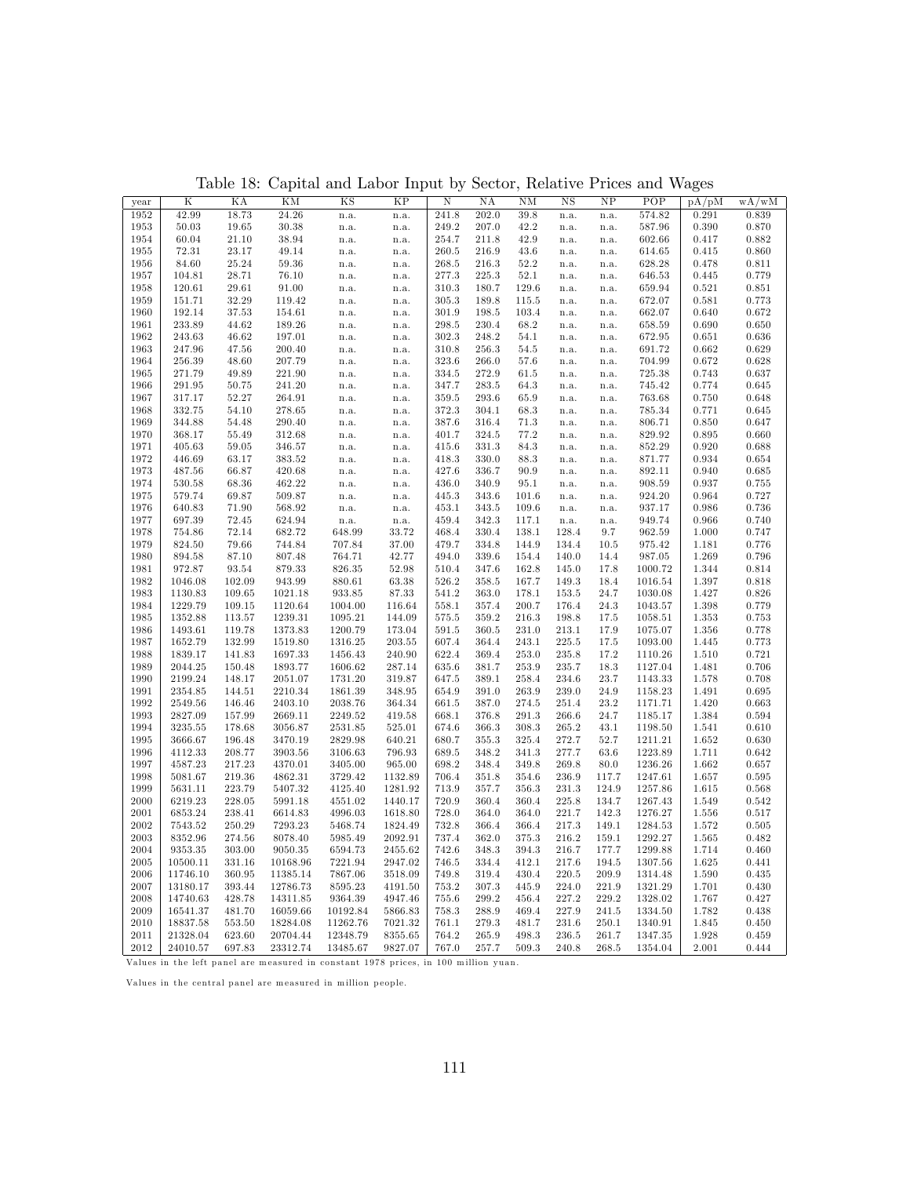Table 18: Capital and Labor Input by Sector, Relative Prices and Wages

| year | K | KA | KM | KS | KP | N | NA | NM | NS | NP | POP | pA/pM | wA/wM |
|---|---|---|---|---|---|---|---|---|---|---|---|---|---|
| 1952 | 42.99 | 18.73 | 24.26 | n.a. | n.a. | 241.8 | 202.0 | 39.8 | n.a. | n.a. | 574.82 | 0.291 | 0.839 |
| 1953 | 50.03 | 19.65 | 30.38 | n.a. | n.a. | 249.2 | 207.0 | 42.2 | n.a. | n.a. | 587.96 | 0.390 | 0.870 |
| 1954 | 60.04 | 21.10 | 38.94 | n.a. | n.a. | 254.7 | 211.8 | 42.9 | n.a. | n.a. | 602.66 | 0.417 | 0.882 |
| 1955 | 72.31 | 23.17 | 49.14 | n.a. | n.a. | 260.5 | 216.9 | 43.6 | n.a. | n.a. | 614.65 | 0.415 | 0.860 |
| 1956 | 84.60 | 25.24 | 59.36 | n.a. | n.a. | 268.5 | 216.3 | 52.2 | n.a. | n.a. | 628.28 | 0.478 | 0.811 |
| 1957 | 104.81 | 28.71 | 76.10 | n.a. | n.a. | 277.3 | 225.3 | 52.1 | n.a. | n.a. | 646.53 | 0.445 | 0.779 |
| 1958 | 120.61 | 29.61 | 91.00 | n.a. | n.a. | 310.3 | 180.7 | 129.6 | n.a. | n.a. | 659.94 | 0.521 | 0.851 |
| 1959 | 151.71 | 32.29 | 119.42 | n.a. | n.a. | 305.3 | 189.8 | 115.5 | n.a. | n.a. | 672.07 | 0.581 | 0.773 |
| 1960 | 192.14 | 37.53 | 154.61 | n.a. | n.a. | 301.9 | 198.5 | 103.4 | n.a. | n.a. | 662.07 | 0.640 | 0.672 |
| 1961 | 233.89 | 44.62 | 189.26 | n.a. | n.a. | 298.5 | 230.4 | 68.2 | n.a. | n.a. | 658.59 | 0.690 | 0.650 |
| 1962 | 243.63 | 46.62 | 197.01 | n.a. | n.a. | 302.3 | 248.2 | 54.1 | n.a. | n.a. | 672.95 | 0.651 | 0.636 |
| 1963 | 247.96 | 47.56 | 200.40 | n.a. | n.a. | 310.8 | 256.3 | 54.5 | n.a. | n.a. | 691.72 | 0.662 | 0.629 |
| 1964 | 256.39 | 48.60 | 207.79 | n.a. | n.a. | 323.6 | 266.0 | 57.6 | n.a. | n.a. | 704.99 | 0.672 | 0.628 |
| 1965 | 271.79 | 49.89 | 221.90 | n.a. | n.a. | 334.5 | 272.9 | 61.5 | n.a. | n.a. | 725.38 | 0.743 | 0.637 |
| 1966 | 291.95 | 50.75 | 241.20 | n.a. | n.a. | 347.7 | 283.5 | 64.3 | n.a. | n.a. | 745.42 | 0.774 | 0.645 |
| 1967 | 317.17 | 52.27 | 264.91 | n.a. | n.a. | 359.5 | 293.6 | 65.9 | n.a. | n.a. | 763.68 | 0.750 | 0.648 |
| 1968 | 332.75 | 54.10 | 278.65 | n.a. | n.a. | 372.3 | 304.1 | 68.3 | n.a. | n.a. | 785.34 | 0.771 | 0.645 |
| 1969 | 344.88 | 54.48 | 290.40 | n.a. | n.a. | 387.6 | 316.4 | 71.3 | n.a. | n.a. | 806.71 | 0.850 | 0.647 |
| 1970 | 368.17 | 55.49 | 312.68 | n.a. | n.a. | 401.7 | 324.5 | 77.2 | n.a. | n.a. | 829.92 | 0.895 | 0.660 |
| 1971 | 405.63 | 59.05 | 346.57 | n.a. | n.a. | 415.6 | 331.3 | 84.3 | n.a. | n.a. | 852.29 | 0.920 | 0.688 |
| 1972 | 446.69 | 63.17 | 383.52 | n.a. | n.a. | 418.3 | 330.0 | 88.3 | n.a. | n.a. | 871.77 | 0.934 | 0.654 |
| 1973 | 487.56 | 66.87 | 420.68 | n.a. | n.a. | 427.6 | 336.7 | 90.9 | n.a. | n.a. | 892.11 | 0.940 | 0.685 |
| 1974 | 530.58 | 68.36 | 462.22 | n.a. | n.a. | 436.0 | 340.9 | 95.1 | n.a. | n.a. | 908.59 | 0.937 | 0.755 |
| 1975 | 579.74 | 69.87 | 509.87 | n.a. | n.a. | 445.3 | 343.6 | 101.6 | n.a. | n.a. | 924.20 | 0.964 | 0.727 |
| 1976 | 640.83 | 71.90 | 568.92 | n.a. | n.a. | 453.1 | 343.5 | 109.6 | n.a. | n.a. | 937.17 | 0.986 | 0.736 |
| 1977 | 697.39 | 72.45 | 624.94 | n.a. | n.a. | 459.4 | 342.3 | 117.1 | n.a. | n.a. | 949.74 | 0.966 | 0.740 |
| 1978 | 754.86 | 72.14 | 682.72 | 648.99 | 33.72 | 468.4 | 330.4 | 138.1 | 128.4 | 9.7 | 962.59 | 1.000 | 0.747 |
| 1979 | 824.50 | 79.66 | 744.84 | 707.84 | 37.00 | 479.7 | 334.8 | 144.9 | 134.4 | 10.5 | 975.42 | 1.181 | 0.776 |
| 1980 | 894.58 | 87.10 | 807.48 | 764.71 | 42.77 | 494.0 | 339.6 | 154.4 | 140.0 | 14.4 | 987.05 | 1.269 | 0.796 |
| 1981 | 972.87 | 93.54 | 879.33 | 826.35 | 52.98 | 510.4 | 347.6 | 162.8 | 145.0 | 17.8 | 1000.72 | 1.344 | 0.814 |
| 1982 | 1046.08 | 102.09 | 943.99 | 880.61 | 63.38 | 526.2 | 358.5 | 167.7 | 149.3 | 18.4 | 1016.54 | 1.397 | 0.818 |
| 1983 | 1130.83 | 109.65 | 1021.18 | 933.85 | 87.33 | 541.2 | 363.0 | 178.1 | 153.5 | 24.7 | 1030.08 | 1.427 | 0.826 |
| 1984 | 1229.79 | 109.15 | 1120.64 | 1004.00 | 116.64 | 558.1 | 357.4 | 200.7 | 176.4 | 24.3 | 1043.57 | 1.398 | 0.779 |
| 1985 | 1352.88 | 113.57 | 1239.31 | 1095.21 | 144.09 | 575.5 | 359.2 | 216.3 | 198.8 | 17.5 | 1058.51 | 1.353 | 0.753 |
| 1986 | 1493.61 | 119.78 | 1373.83 | 1200.79 | 173.04 | 591.5 | 360.5 | 231.0 | 213.1 | 17.9 | 1075.07 | 1.356 | 0.778 |
| 1987 | 1652.79 | 132.99 | 1519.80 | 1316.25 | 203.55 | 607.4 | 364.4 | 243.1 | 225.5 | 17.5 | 1093.00 | 1.445 | 0.773 |
| 1988 | 1839.17 | 141.83 | 1697.33 | 1456.43 | 240.90 | 622.4 | 369.4 | 253.0 | 235.8 | 17.2 | 1110.26 | 1.510 | 0.721 |
| 1989 | 2044.25 | 150.48 | 1893.77 | 1606.62 | 287.14 | 635.6 | 381.7 | 253.9 | 235.7 | 18.3 | 1127.04 | 1.481 | 0.706 |
| 1990 | 2199.24 | 148.17 | 2051.07 | 1731.20 | 319.87 | 647.5 | 389.1 | 258.4 | 234.6 | 23.7 | 1143.33 | 1.578 | 0.708 |
| 1991 | 2354.85 | 144.51 | 2210.34 | 1861.39 | 348.95 | 654.9 | 391.0 | 263.9 | 239.0 | 24.9 | 1158.23 | 1.491 | 0.695 |
| 1992 | 2549.56 | 146.46 | 2403.10 | 2038.76 | 364.34 | 661.5 | 387.0 | 274.5 | 251.4 | 23.2 | 1171.71 | 1.420 | 0.663 |
| 1993 | 2827.09 | 157.99 | 2669.11 | 2249.52 | 419.58 | 668.1 | 376.8 | 291.3 | 266.6 | 24.7 | 1185.17 | 1.384 | 0.594 |
| 1994 | 3235.55 | 178.68 | 3056.87 | 2531.85 | 525.01 | 674.6 | 366.3 | 308.3 | 265.2 | 43.1 | 1198.50 | 1.541 | 0.610 |
| 1995 | 3666.67 | 196.48 | 3470.19 | 2829.98 | 640.21 | 680.7 | 355.3 | 325.4 | 272.7 | 52.7 | 1211.21 | 1.652 | 0.630 |
| 1996 | 4112.33 | 208.77 | 3903.56 | 3106.63 | 796.93 | 689.5 | 348.2 | 341.3 | 277.7 | 63.6 | 1223.89 | 1.711 | 0.642 |
| 1997 | 4587.23 | 217.23 | 4370.01 | 3405.00 | 965.00 | 698.2 | 348.4 | 349.8 | 269.8 | 80.0 | 1236.26 | 1.662 | 0.657 |
| 1998 | 5081.67 | 219.36 | 4862.31 | 3729.42 | 1132.89 | 706.4 | 351.8 | 354.6 | 236.9 | 117.7 | 1247.61 | 1.657 | 0.595 |
| 1999 | 5631.11 | 223.79 | 5407.32 | 4125.40 | 1281.92 | 713.9 | 357.7 | 356.3 | 231.3 | 124.9 | 1257.86 | 1.615 | 0.568 |
| 2000 | 6219.23 | 228.05 | 5991.18 | 4551.02 | 1440.17 | 720.9 | 360.4 | 360.4 | 225.8 | 134.7 | 1267.43 | 1.549 | 0.542 |
| 2001 | 6853.24 | 238.41 | 6614.83 | 4996.03 | 1618.80 | 728.0 | 364.0 | 364.0 | 221.7 | 142.3 | 1276.27 | 1.556 | 0.517 |
| 2002 | 7543.52 | 250.29 | 7293.23 | 5468.74 | 1824.49 | 732.8 | 366.4 | 366.4 | 217.3 | 149.1 | 1284.53 | 1.572 | 0.505 |
| 2003 | 8352.96 | 274.56 | 8078.40 | 5985.49 | 2092.91 | 737.4 | 362.0 | 375.3 | 216.2 | 159.1 | 1292.27 | 1.565 | 0.482 |
| 2004 | 9353.35 | 303.00 | 9050.35 | 6594.73 | 2455.62 | 742.6 | 348.3 | 394.3 | 216.7 | 177.7 | 1299.88 | 1.714 | 0.460 |
| 2005 | 10500.11 | 331.16 | 10168.96 | 7221.94 | 2947.02 | 746.5 | 334.4 | 412.1 | 217.6 | 194.5 | 1307.56 | 1.625 | 0.441 |
| 2006 | 11746.10 | 360.95 | 11385.14 | 7867.06 | 3518.09 | 749.8 | 319.4 | 430.4 | 220.5 | 209.9 | 1314.48 | 1.590 | 0.435 |
| 2007 | 13180.17 | 393.44 | 12786.73 | 8595.23 | 4191.50 | 753.2 | 307.3 | 445.9 | 224.0 | 221.9 | 1321.29 | 1.701 | 0.430 |
| 2008 | 14740.63 | 428.78 | 14311.85 | 9364.39 | 4947.46 | 755.6 | 299.2 | 456.4 | 227.2 | 229.2 | 1328.02 | 1.767 | 0.427 |
| 2009 | 16541.37 | 481.70 | 16059.66 | 10192.84 | 5866.83 | 758.3 | 288.9 | 469.4 | 227.9 | 241.5 | 1334.50 | 1.782 | 0.438 |
| 2010 | 18837.58 | 553.50 | 18284.08 | 11262.76 | 7021.32 | 761.1 | 279.3 | 481.7 | 231.6 | 250.1 | 1340.91 | 1.845 | 0.450 |
| 2011 | 21328.04 | 623.60 | 20704.44 | 12348.79 | 8355.65 | 764.2 | 265.9 | 498.3 | 236.5 | 261.7 | 1347.35 | 1.928 | 0.459 |
| 2012 | 24010.57 | 697.83 | 23312.74 | 13485.67 | 9827.07 | 767.0 | 257.7 | 509.3 | 240.8 | 268.5 | 1354.04 | 2.001 | 0.444 |

Values in the left panel are measured in constant 1978 prices, in 100 million yuan.

Values in the central panel are measured in million people.